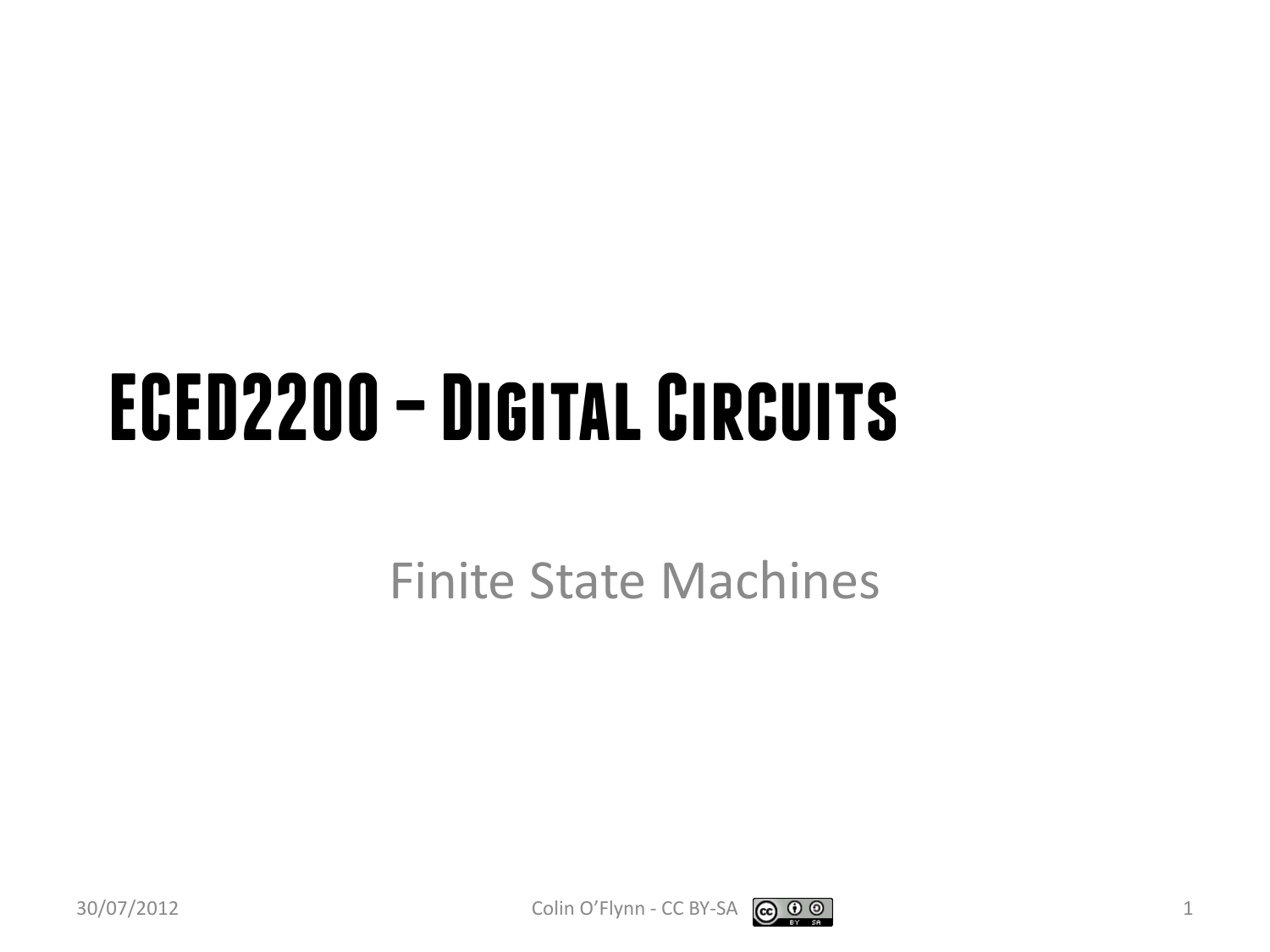# ECED2200 – Digital Circuits

Finite State Machines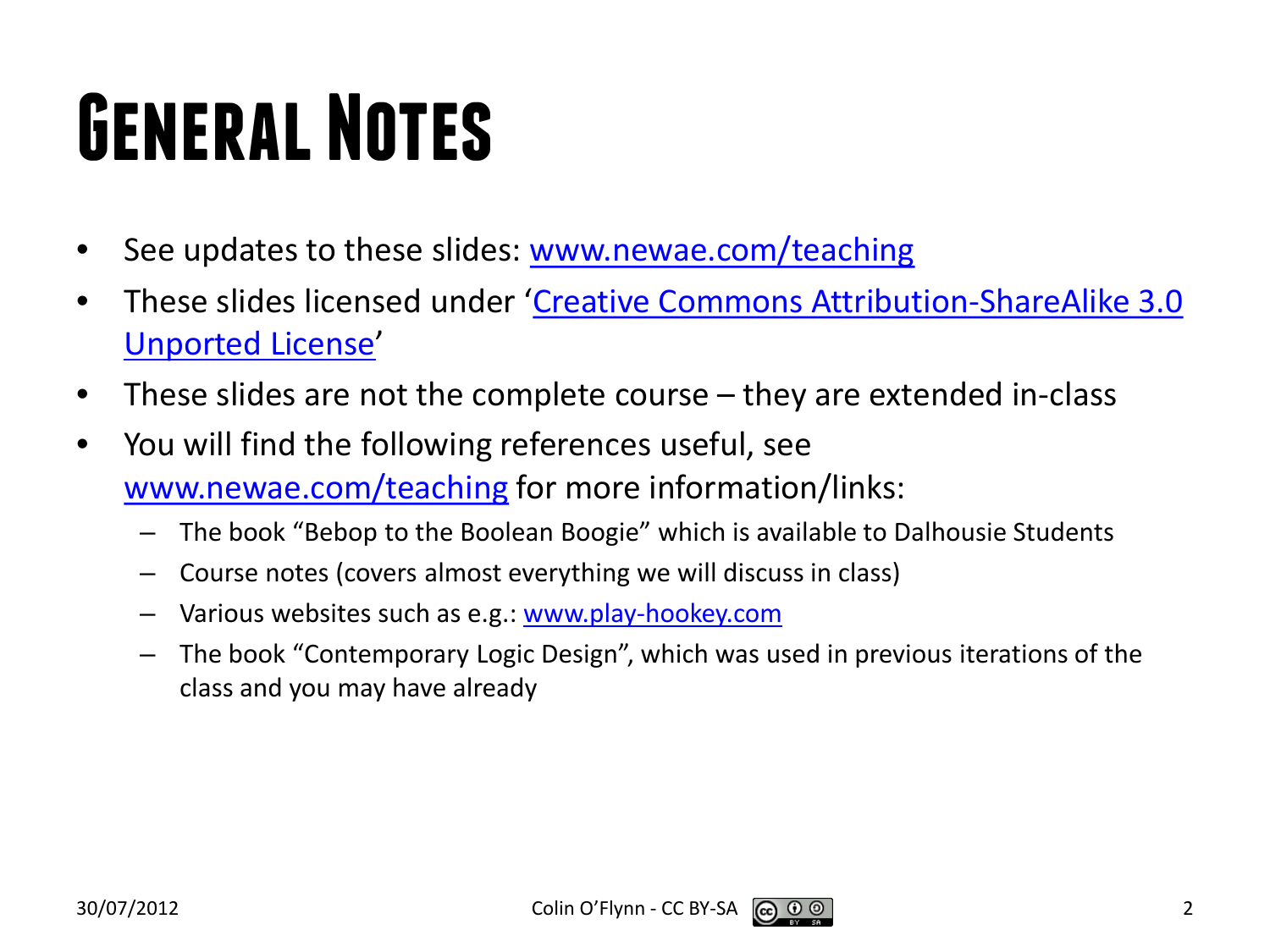# General Notes

- See updates to these slides: www.newae.com/teaching
- These slides licensed under 'Creative Commons Attribution-ShareAlike 3.0 Unported License'
- These slides are not the complete course – they are extended in-class
- You will find the following references useful, see www.newae.com/teaching for more information/links:
  - The book "Bebop to the Boolean Boogie" which is available to Dalhousie Students
  - Course notes (covers almost everything we will discuss in class)
  - Various websites such as e.g.: www.play-hookey.com
  - The book "Contemporary Logic Design", which was used in previous iterations of the class and you may have already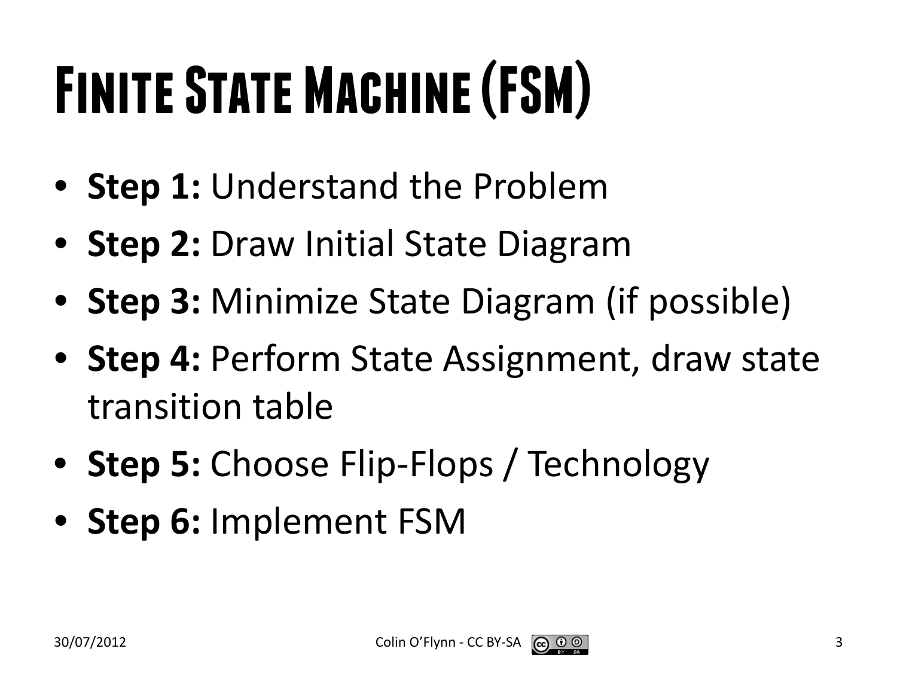# Finite State Machine (FSM)

- **Step 1:** Understand the Problem
- **Step 2:** Draw Initial State Diagram
- **Step 3:** Minimize State Diagram (if possible)
- **Step 4:** Perform State Assignment, draw state transition table
- **Step 5:** Choose Flip-Flops / Technology
- **Step 6:** Implement FSM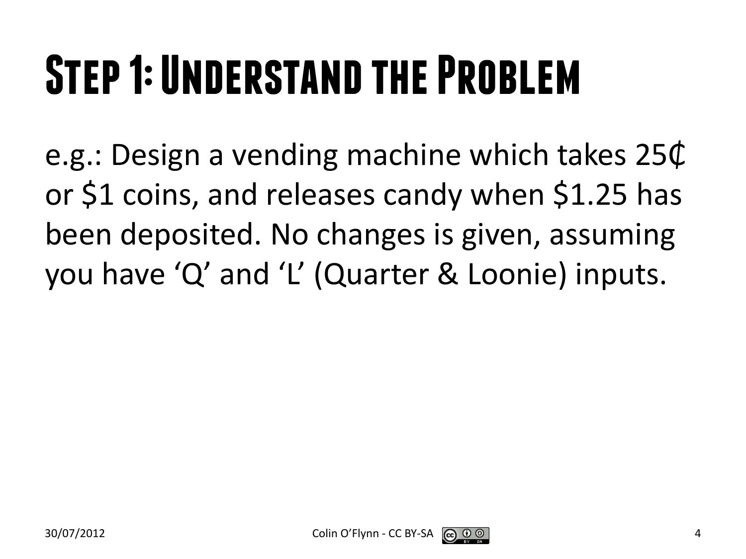# Step 1: Understand the Problem

e.g.: Design a vending machine which takes 25₵ or $1 coins, and releases candy when $1.25 has been deposited. No changes is given, assuming you have ‘Q’ and ‘L’ (Quarter & Loonie) inputs.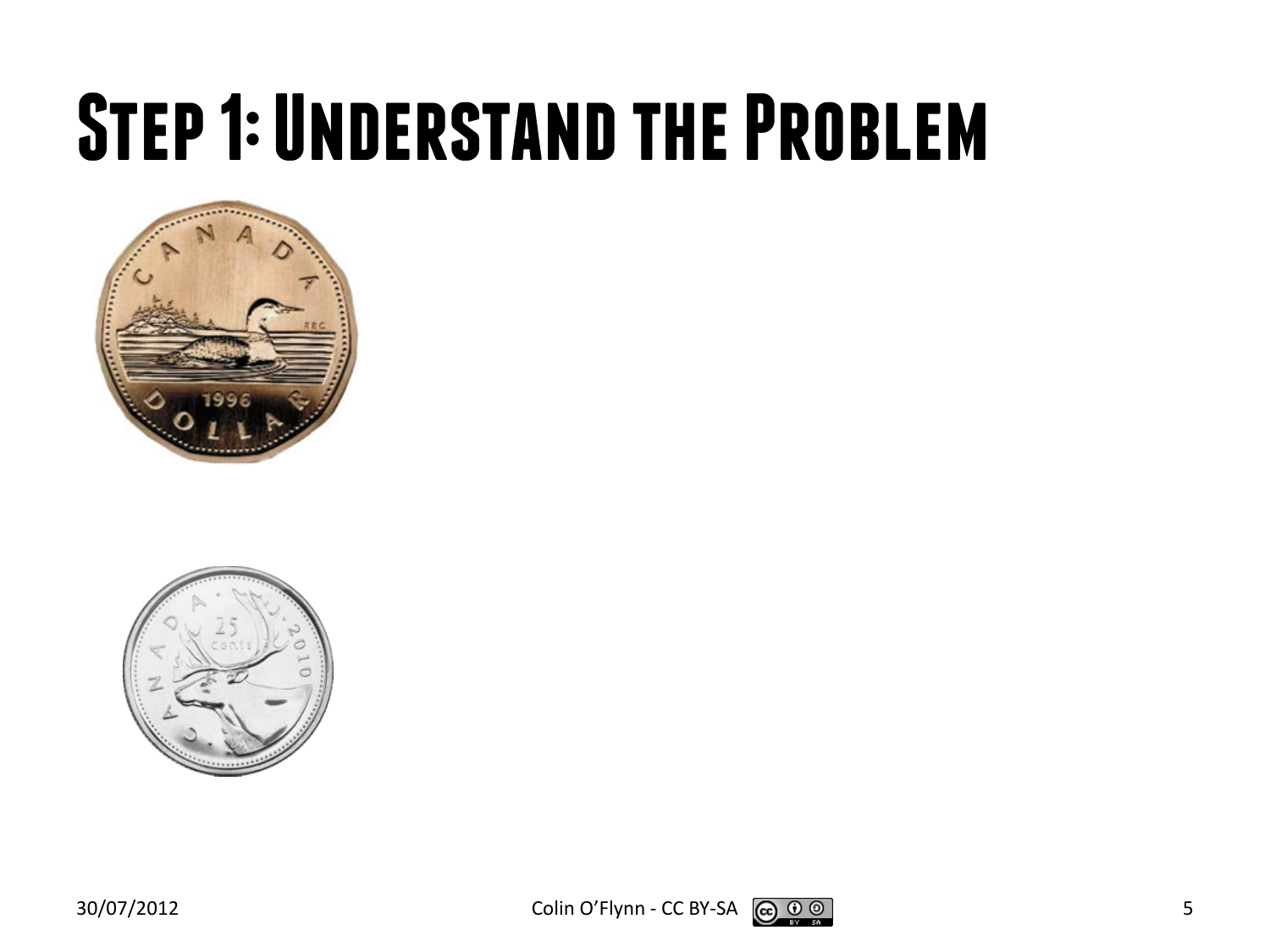# Step 1: Understand the Problem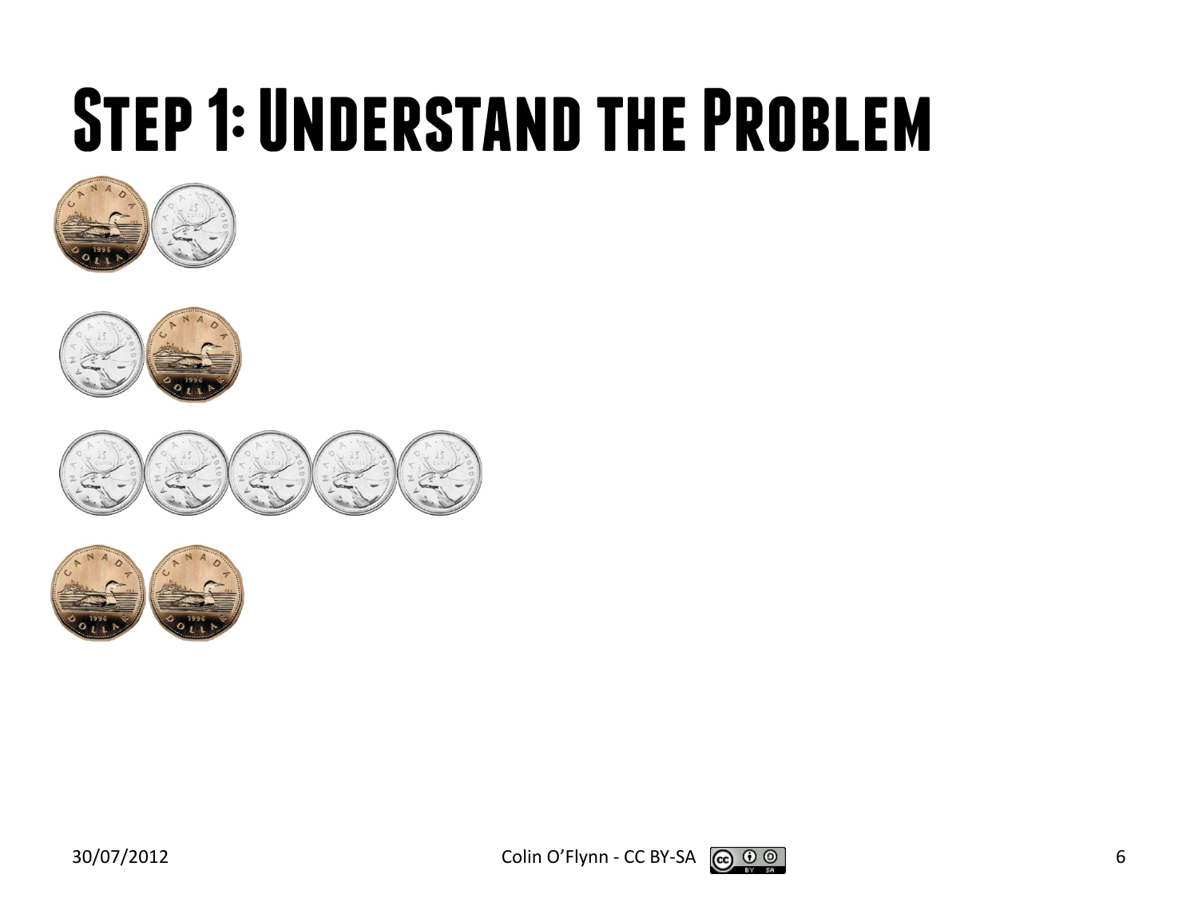# Step 1: Understand the Problem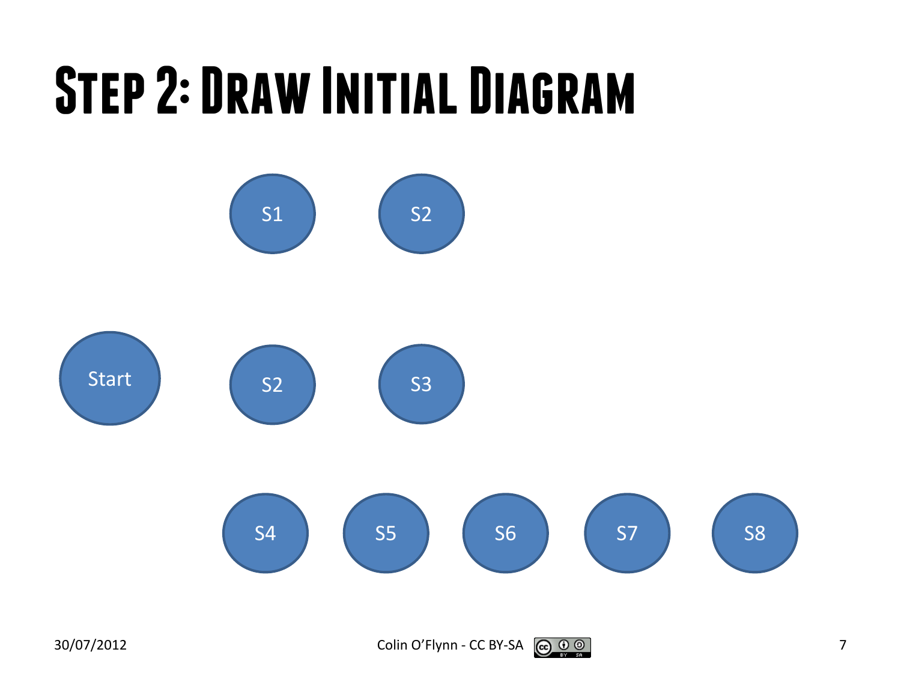# Step 2: Draw Initial Diagram

S1 S2

Start S2 S3

S4 S5 S6 S7 S8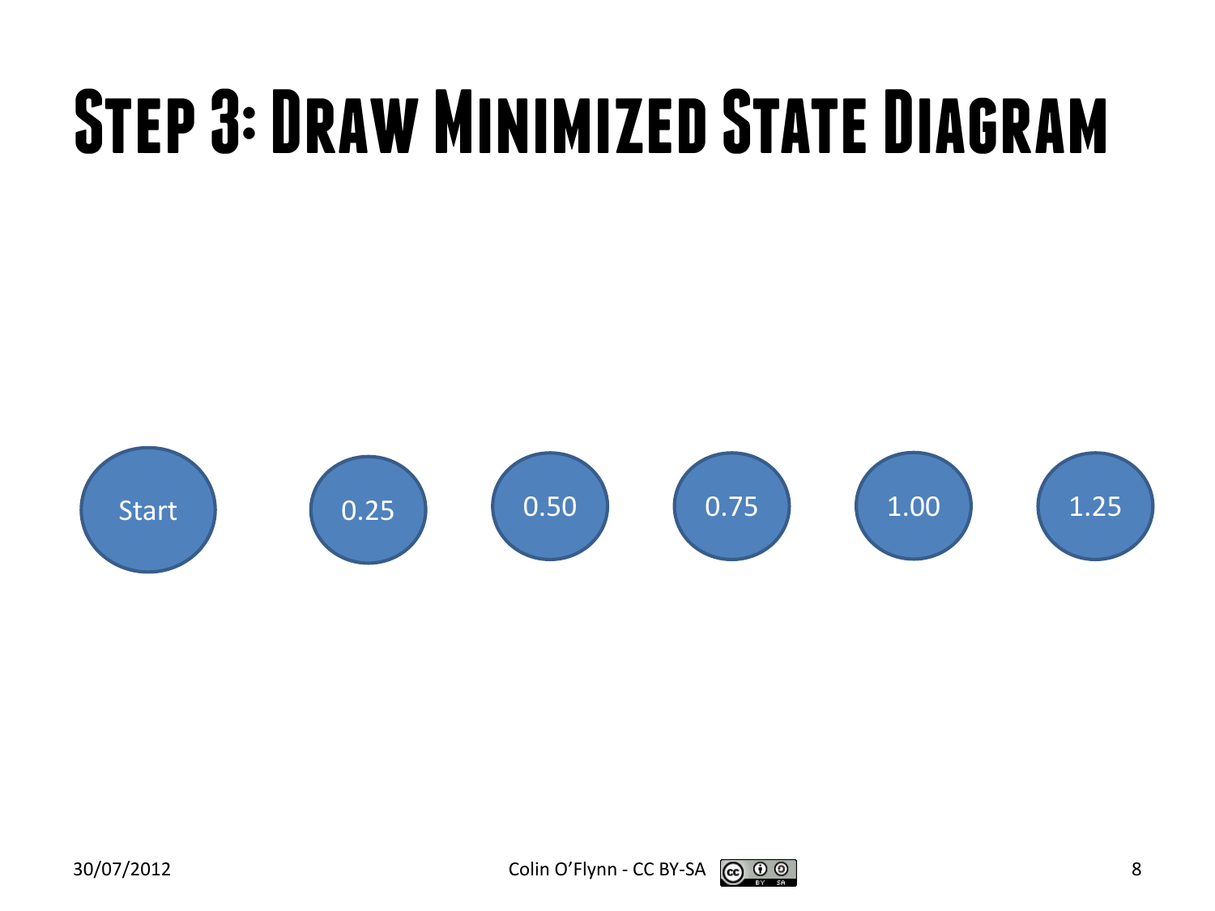# Step 3: Draw Minimized State Diagram

Start

0.25

0.50

0.75

1.00

1.25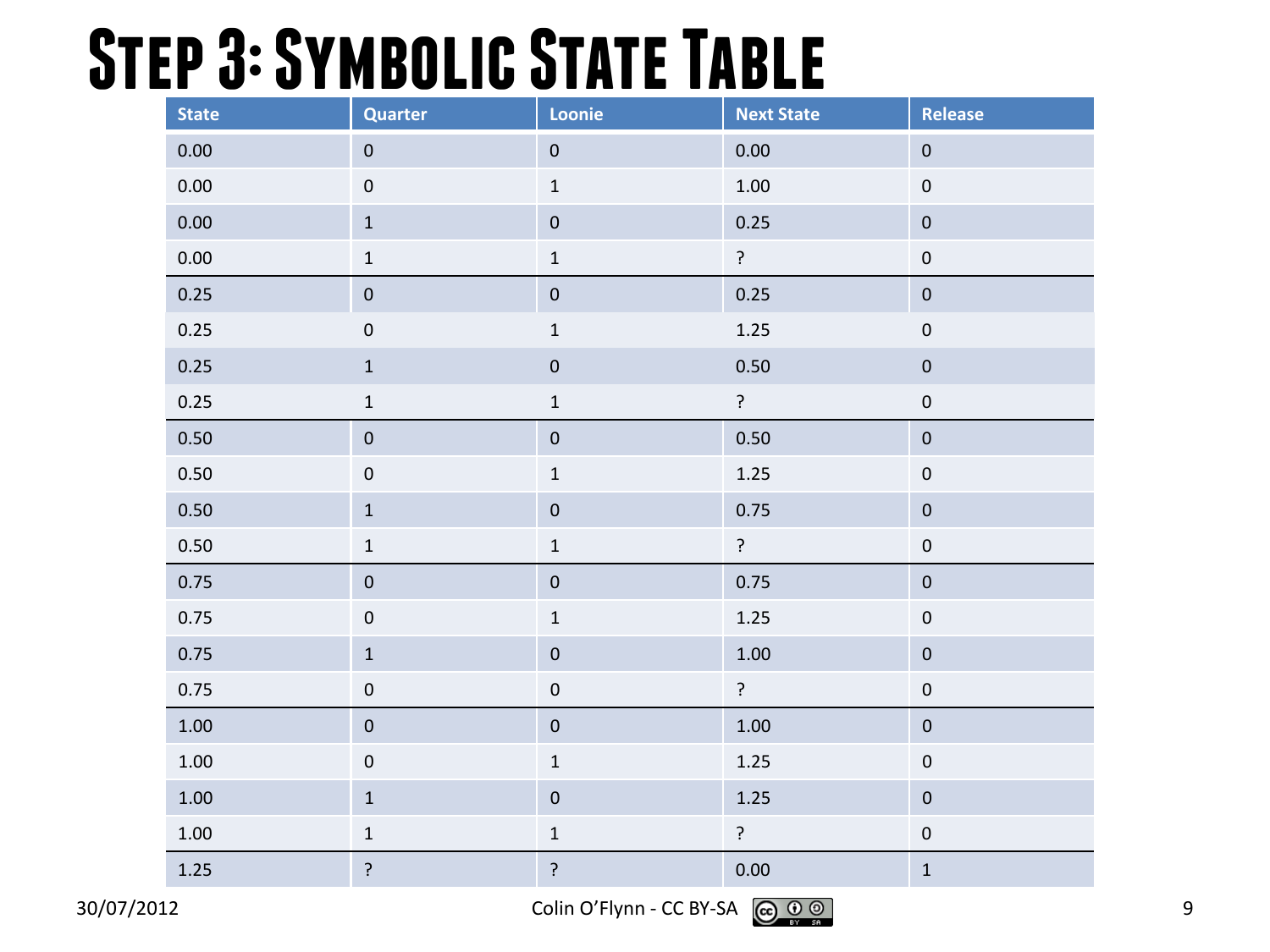# Step 3: Symbolic State Table

| State | Quarter | Loonie | Next State | Release |
|---|---|---|---|---|
| 0.00 | 0 | 0 | 0.00 | 0 |
| 0.00 | 0 | 1 | 1.00 | 0 |
| 0.00 | 1 | 0 | 0.25 | 0 |
| 0.00 | 1 | 1 | ? | 0 |
| 0.25 | 0 | 0 | 0.25 | 0 |
| 0.25 | 0 | 1 | 1.25 | 0 |
| 0.25 | 1 | 0 | 0.50 | 0 |
| 0.25 | 1 | 1 | ? | 0 |
| 0.50 | 0 | 0 | 0.50 | 0 |
| 0.50 | 0 | 1 | 1.25 | 0 |
| 0.50 | 1 | 0 | 0.75 | 0 |
| 0.50 | 1 | 1 | ? | 0 |
| 0.75 | 0 | 0 | 0.75 | 0 |
| 0.75 | 0 | 1 | 1.25 | 0 |
| 0.75 | 1 | 0 | 1.00 | 0 |
| 0.75 | 0 | 0 | ? | 0 |
| 1.00 | 0 | 0 | 1.00 | 0 |
| 1.00 | 0 | 1 | 1.25 | 0 |
| 1.00 | 1 | 0 | 1.25 | 0 |
| 1.00 | 1 | 1 | ? | 0 |
| 1.25 | ? | ? | 0.00 | 1 |

30/07/2012 Colin O'Flynn - CC BY-SA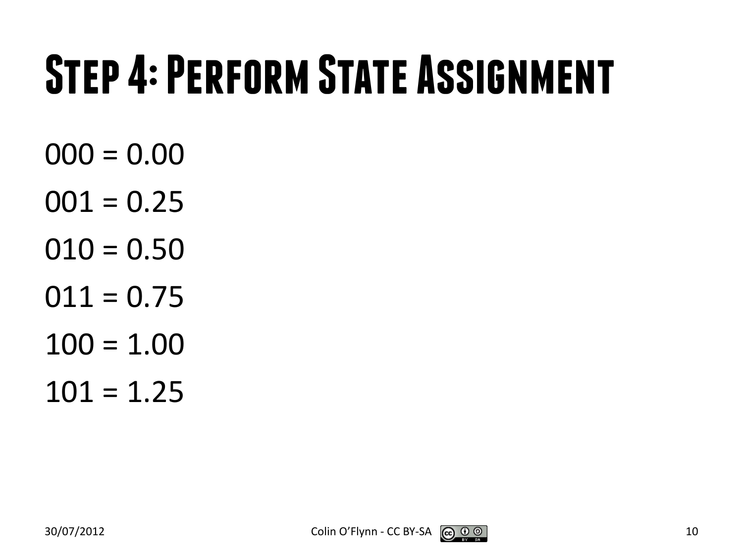# Step 4: Perform State Assignment

000 = 0.00

001 = 0.25

010 = 0.50

011 = 0.75

100 = 1.00

101 = 1.25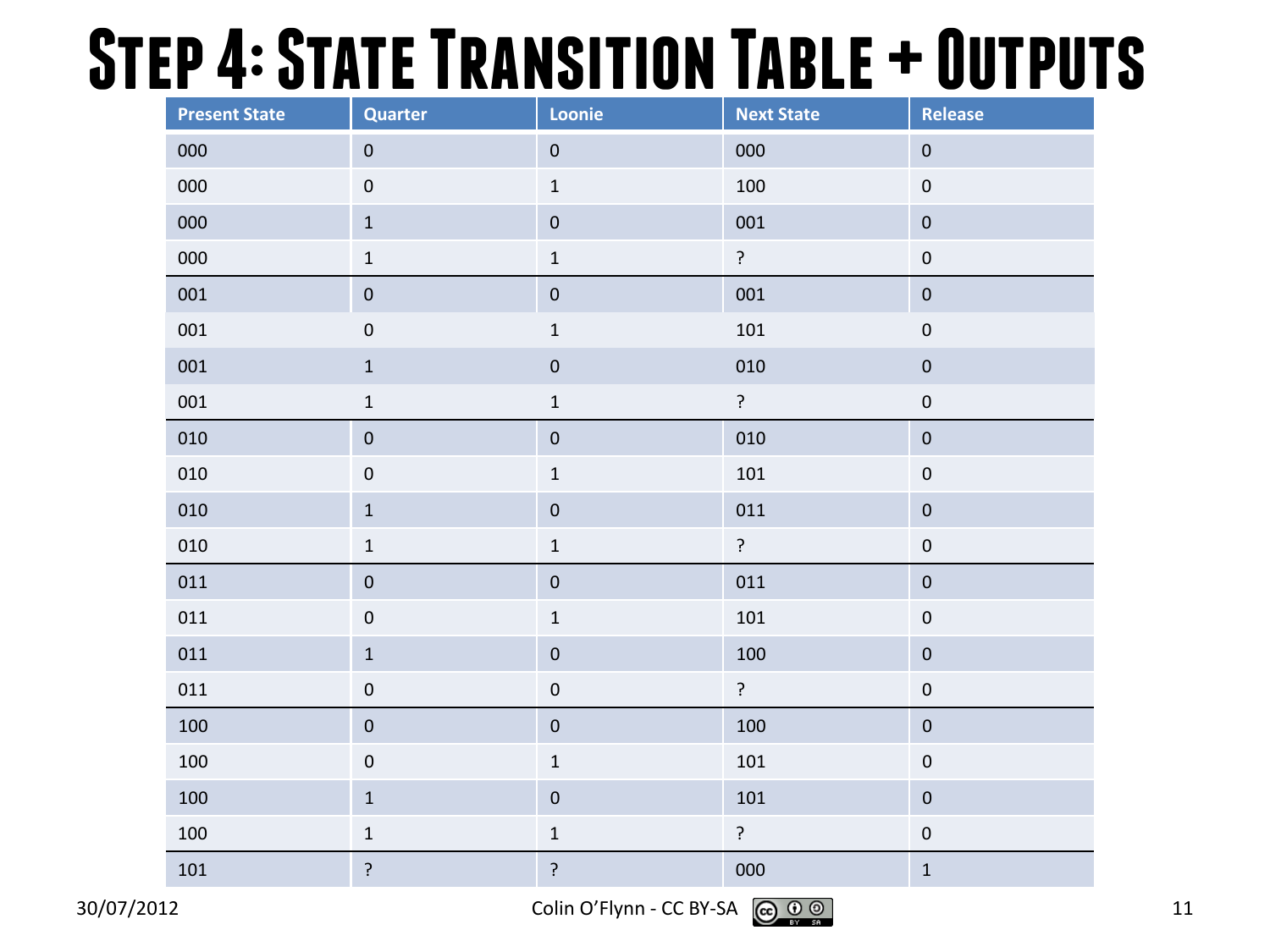# Step 4: State Transition Table + Outputs

| Present State | Quarter | Loonie | Next State | Release |
|---|---|---|---|---|
| 000 | 0 | 0 | 000 | 0 |
| 000 | 0 | 1 | 100 | 0 |
| 000 | 1 | 0 | 001 | 0 |
| 000 | 1 | 1 | ? | 0 |
| 001 | 0 | 0 | 001 | 0 |
| 001 | 0 | 1 | 101 | 0 |
| 001 | 1 | 0 | 010 | 0 |
| 001 | 1 | 1 | ? | 0 |
| 010 | 0 | 0 | 010 | 0 |
| 010 | 0 | 1 | 101 | 0 |
| 010 | 1 | 0 | 011 | 0 |
| 010 | 1 | 1 | ? | 0 |
| 011 | 0 | 0 | 011 | 0 |
| 011 | 0 | 1 | 101 | 0 |
| 011 | 1 | 0 | 100 | 0 |
| 011 | 0 | 0 | ? | 0 |
| 100 | 0 | 0 | 100 | 0 |
| 100 | 0 | 1 | 101 | 0 |
| 100 | 1 | 0 | 101 | 0 |
| 100 | 1 | 1 | ? | 0 |
| 101 | ? | ? | 000 | 1 |

30/07/2012 Colin O'Flynn - CC BY-SA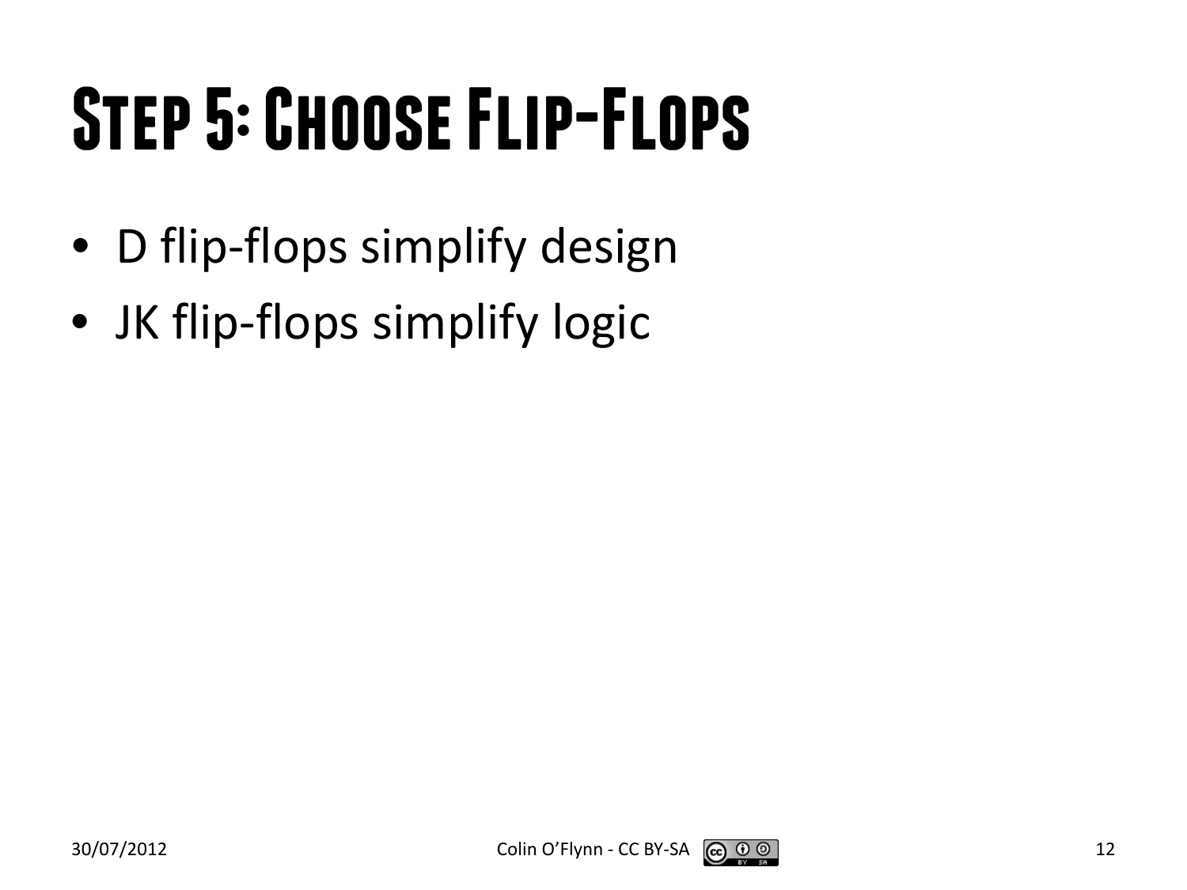# Step 5: Choose Flip-Flops

- D flip-flops simplify design
- JK flip-flops simplify logic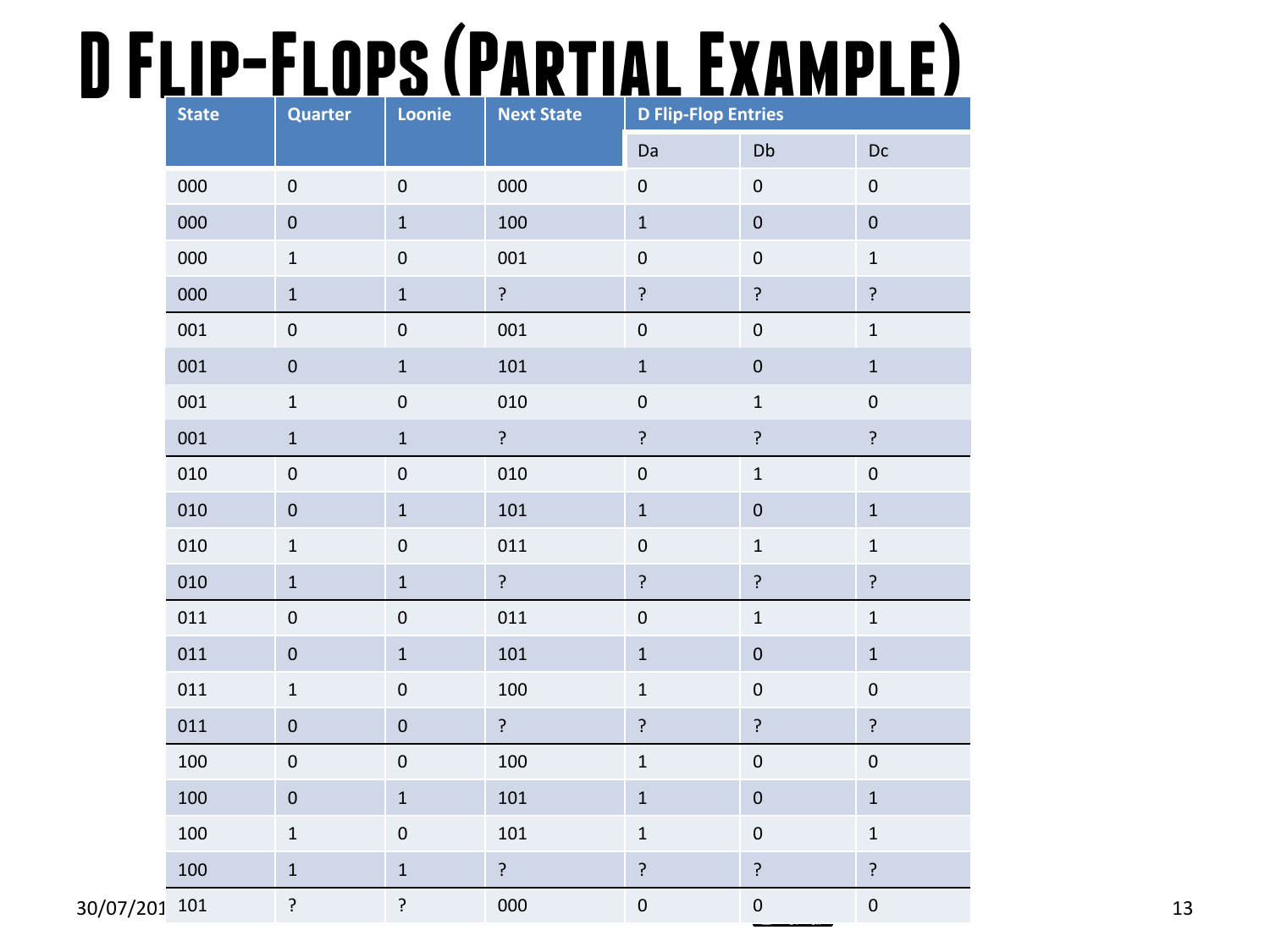# D Flip-Flops (Partial Example)

| State | Quarter | Loonie | Next State | D Flip-Flop Entries | | |
|---|---|---|---|---|---|---|
| | | | | Da | Db | Dc |
| 000 | 0 | 0 | 000 | 0 | 0 | 0 |
| 000 | 0 | 1 | 100 | 1 | 0 | 0 |
| 000 | 1 | 0 | 001 | 0 | 0 | 1 |
| 000 | 1 | 1 | ? | ? | ? | ? |
| 001 | 0 | 0 | 001 | 0 | 0 | 1 |
| 001 | 0 | 1 | 101 | 1 | 0 | 1 |
| 001 | 1 | 0 | 010 | 0 | 1 | 0 |
| 001 | 1 | 1 | ? | ? | ? | ? |
| 010 | 0 | 0 | 010 | 0 | 1 | 0 |
| 010 | 0 | 1 | 101 | 1 | 0 | 1 |
| 010 | 1 | 0 | 011 | 0 | 1 | 1 |
| 010 | 1 | 1 | ? | ? | ? | ? |
| 011 | 0 | 0 | 011 | 0 | 1 | 1 |
| 011 | 0 | 1 | 101 | 1 | 0 | 1 |
| 011 | 1 | 0 | 100 | 1 | 0 | 0 |
| 011 | 0 | 0 | ? | ? | ? | ? |
| 100 | 0 | 0 | 100 | 1 | 0 | 0 |
| 100 | 0 | 1 | 101 | 1 | 0 | 1 |
| 100 | 1 | 0 | 101 | 1 | 0 | 1 |
| 100 | 1 | 1 | ? | ? | ? | ? |
| 101 | ? | ? | 000 | 0 | 0 | 0 |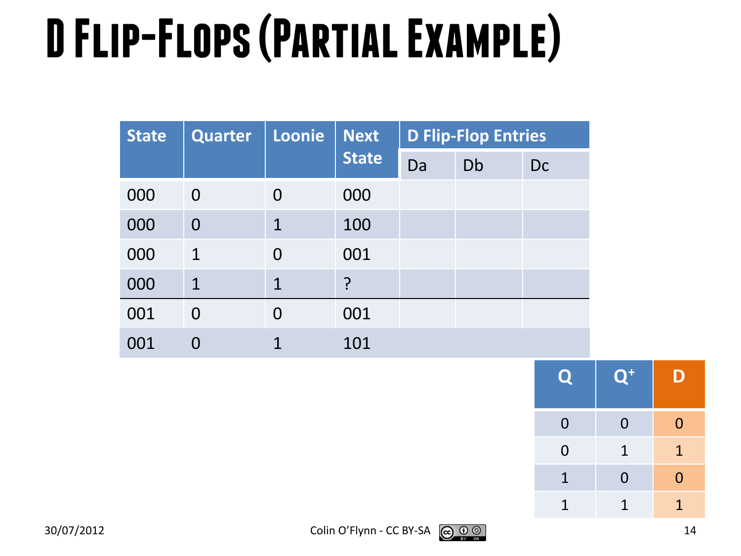# D Flip-Flops (Partial Example)

| State | Quarter | Loonie | Next State | D Flip-Flop Entries | | |
|---|---|---|---|---|---|---|
| | | | | Da | Db | Dc |
| 000 | 0 | 0 | 000 | | | |
| 000 | 0 | 1 | 100 | | | |
| 000 | 1 | 0 | 001 | | | |
| 000 | 1 | 1 | ? | | | |
| 001 | 0 | 0 | 001 | | | |
| 001 | 0 | 1 | 101 | | | |

| Q | $Q^+$ | D |
|---|---|---|
| 0 | 0 | 0 |
| 0 | 1 | 1 |
| 1 | 0 | 0 |
| 1 | 1 | 1 |

30/07/2012

Colin O'Flynn - CC BY-SA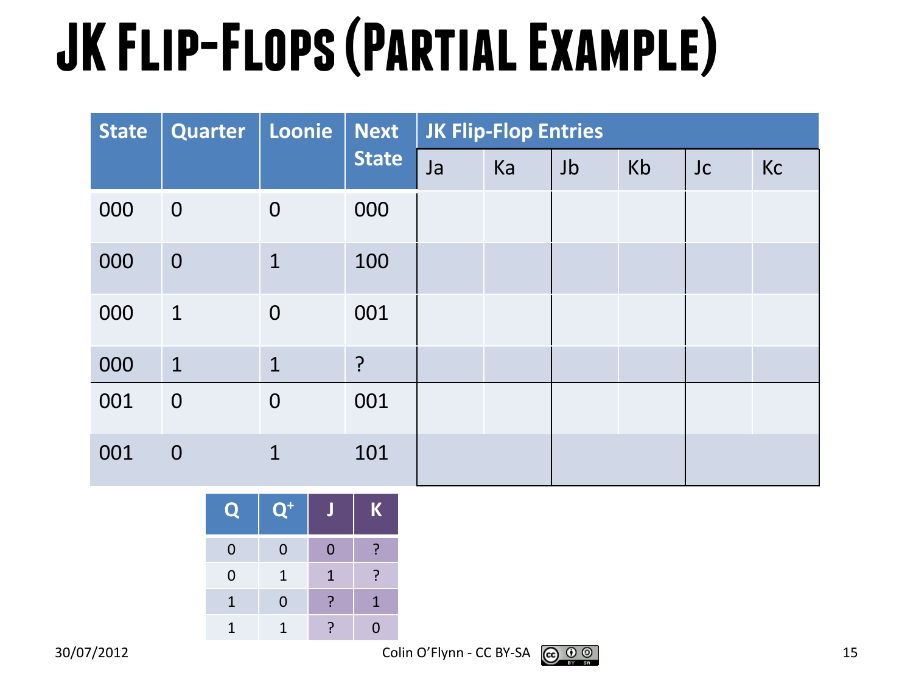# JK Flip-Flops (Partial Example)

| State | Quarter | Loonie | Next State | JK Flip-Flop Entries | | | | | |
|---|---|---|---|---|---|---|---|---|---|
| | | | | Ja | Ka | Jb | Kb | Jc | Kc |
| 000 | 0 | 0 | 000 | | | | | | |
| 000 | 0 | 1 | 100 | | | | | | |
| 000 | 1 | 0 | 001 | | | | | | |
| 000 | 1 | 1 | ? | | | | | | |
| 001 | 0 | 0 | 001 | | | | | | |
| 001 | 0 | 1 | 101 | | | | | | |

| Q | $Q^+$ | J | K |
|---|---|---|---|
| 0 | 0 | 0 | ? |
| 0 | 1 | 1 | ? |
| 1 | 0 | ? | 1 |
| 1 | 1 | ? | 0 |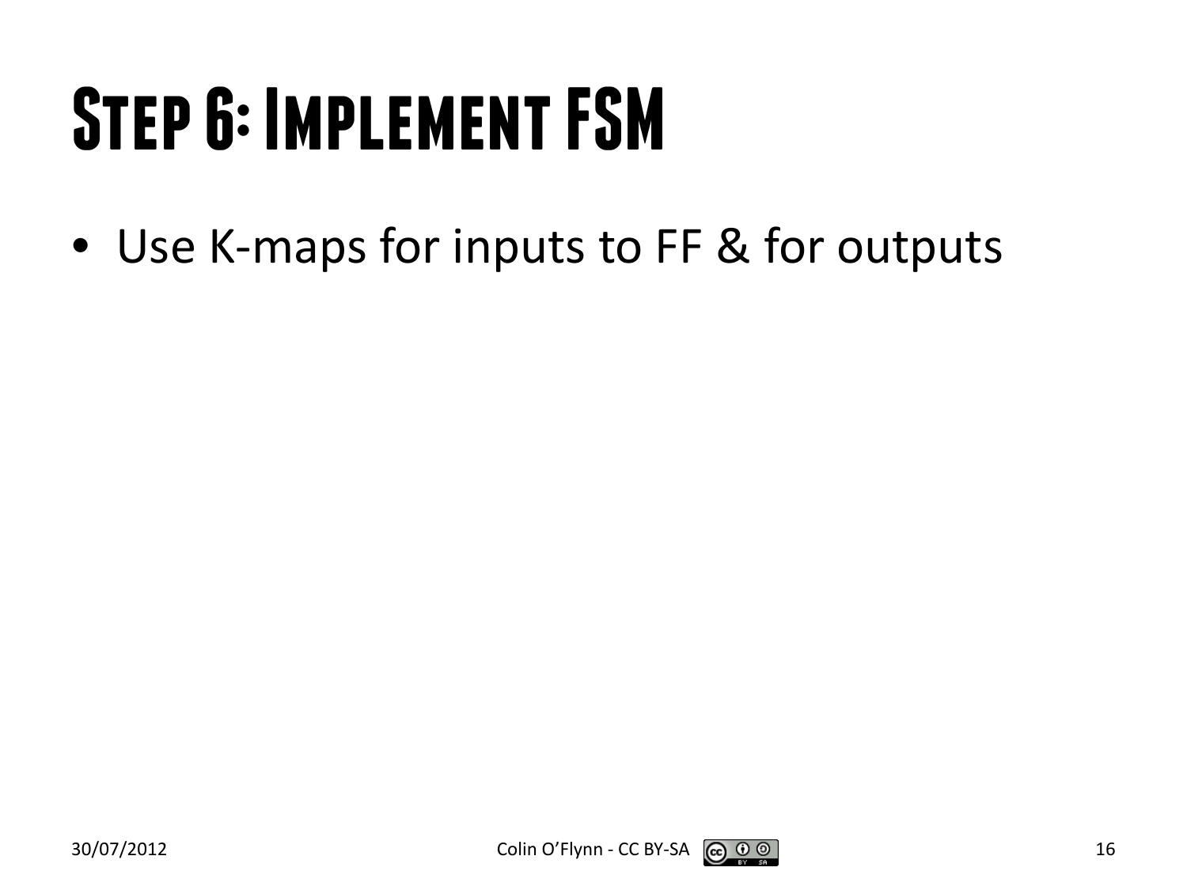# Step 6: Implement FSM

- Use K-maps for inputs to FF & for outputs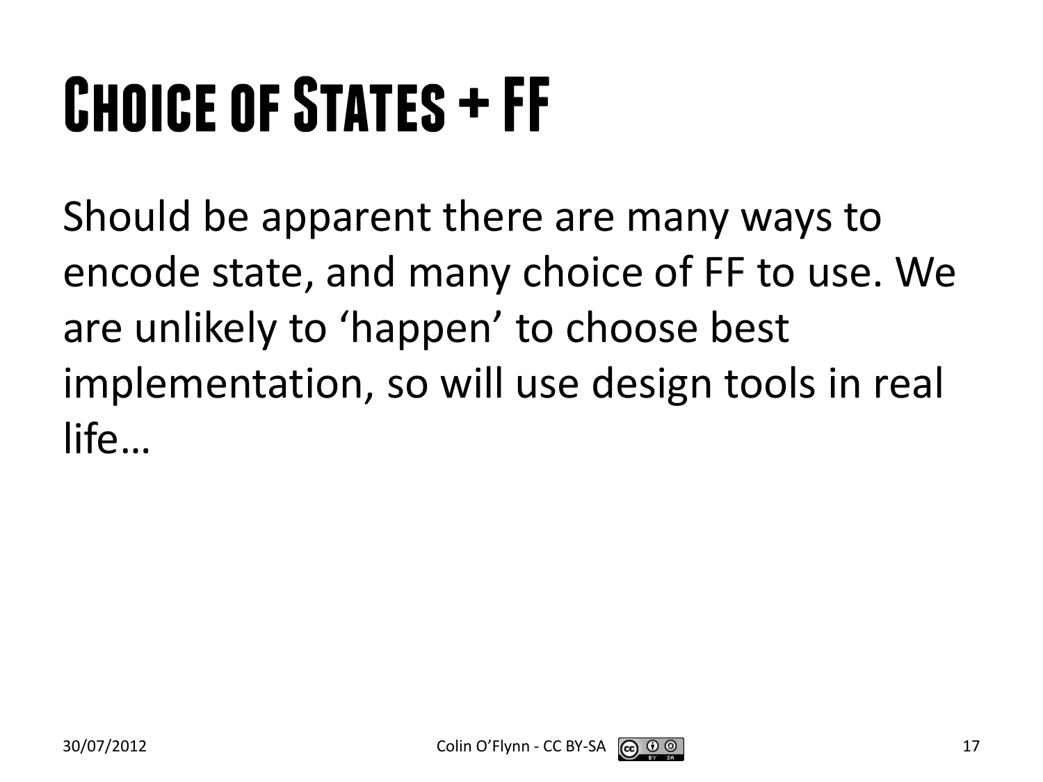# Choice of States + FF

Should be apparent there are many ways to encode state, and many choice of FF to use. We are unlikely to 'happen' to choose best implementation, so will use design tools in real life…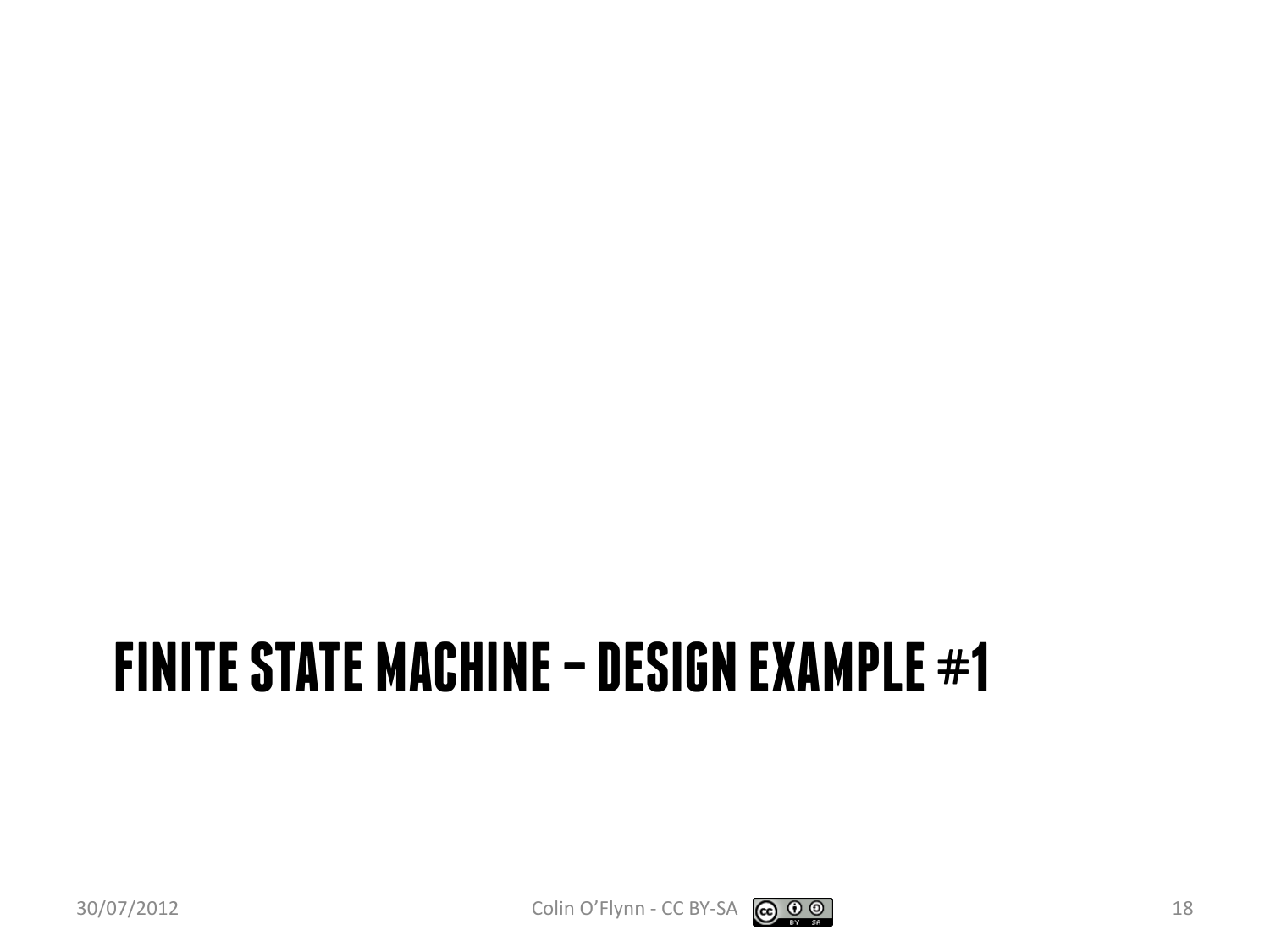# FINITE STATE MACHINE – DESIGN EXAMPLE #1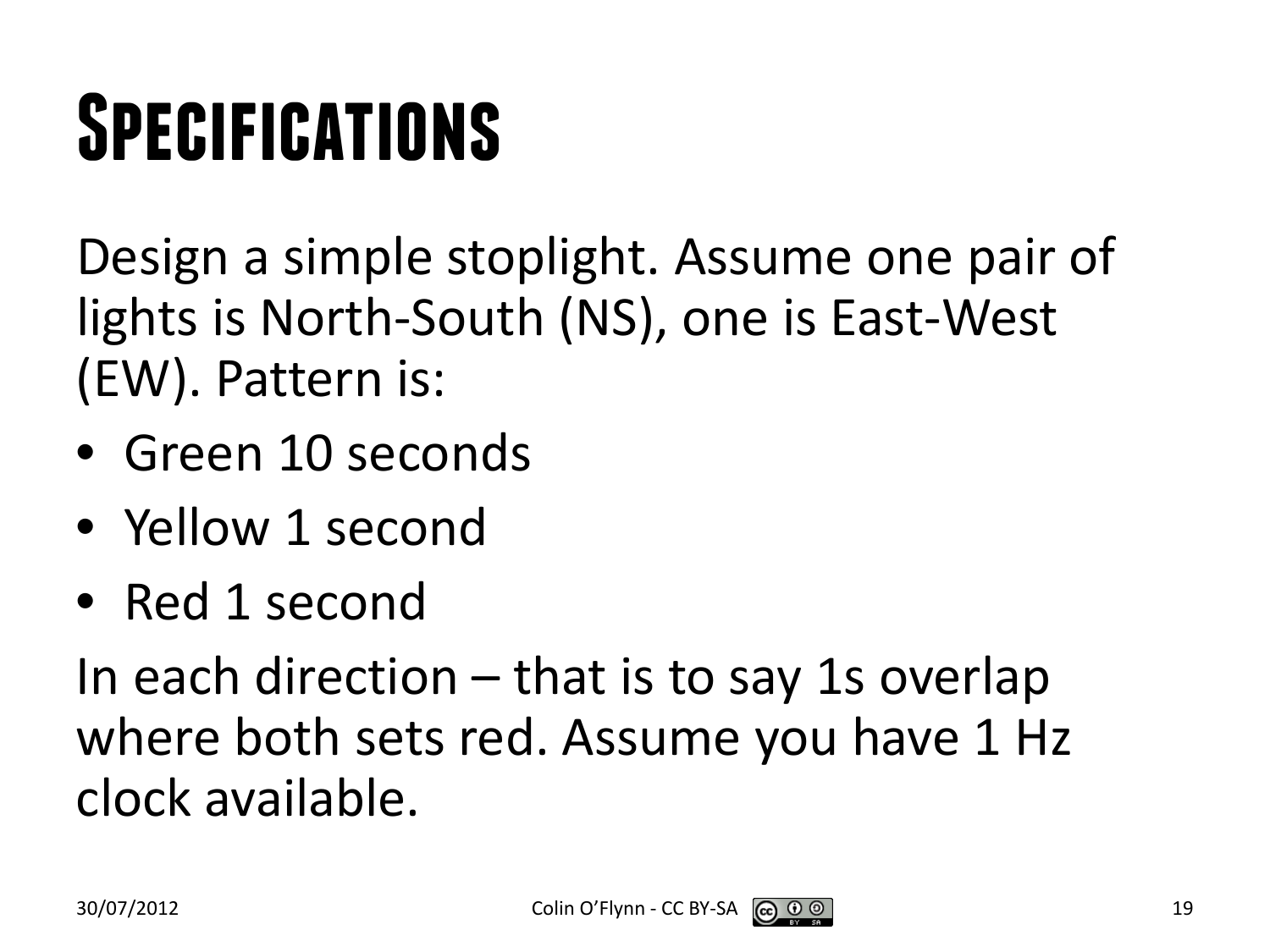# Specifications

Design a simple stoplight. Assume one pair of lights is North-South (NS), one is East-West (EW). Pattern is:

- Green 10 seconds
- Yellow 1 second
- Red 1 second

In each direction – that is to say 1s overlap where both sets red. Assume you have 1 Hz clock available.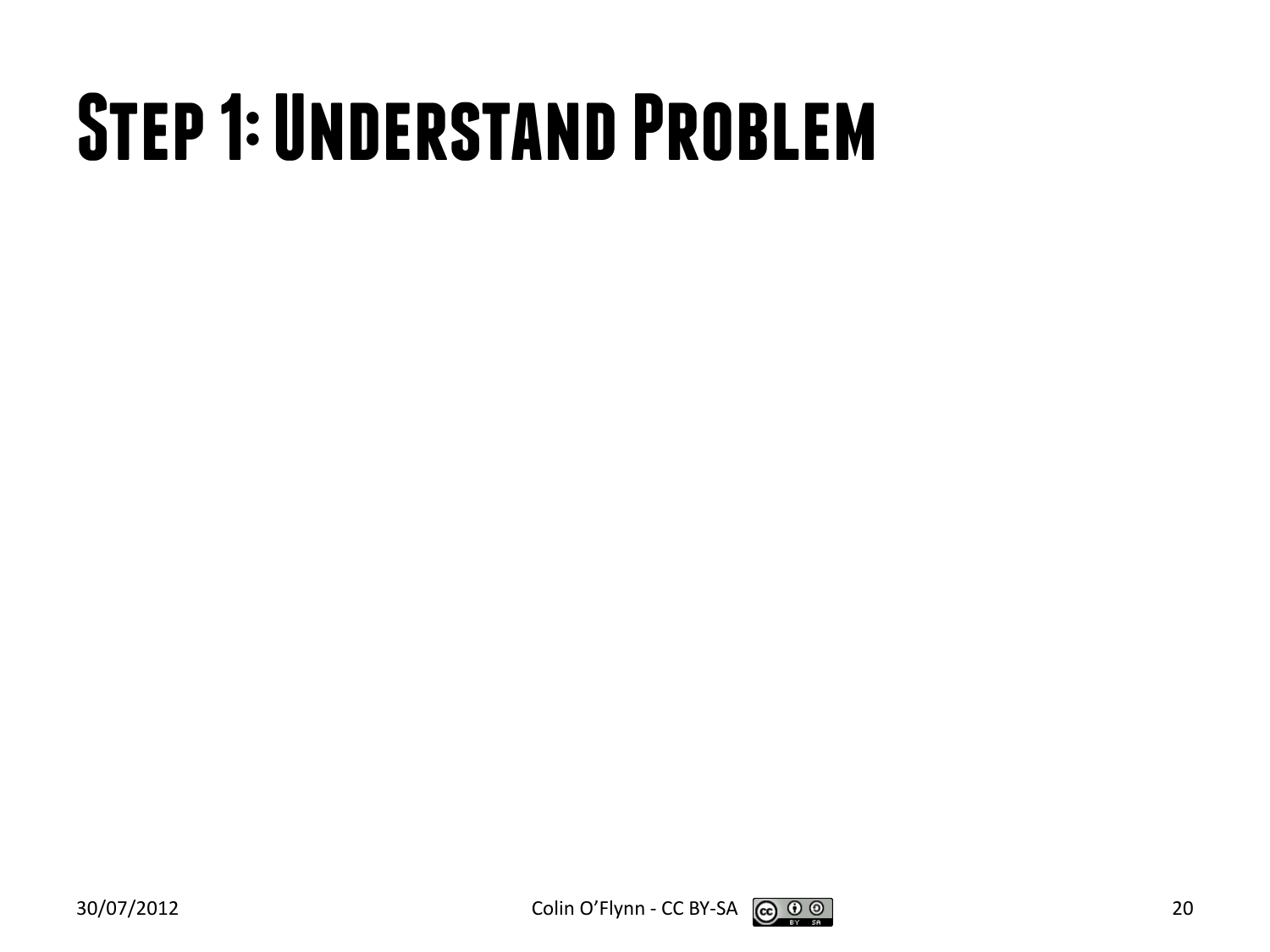# Step 1: Understand Problem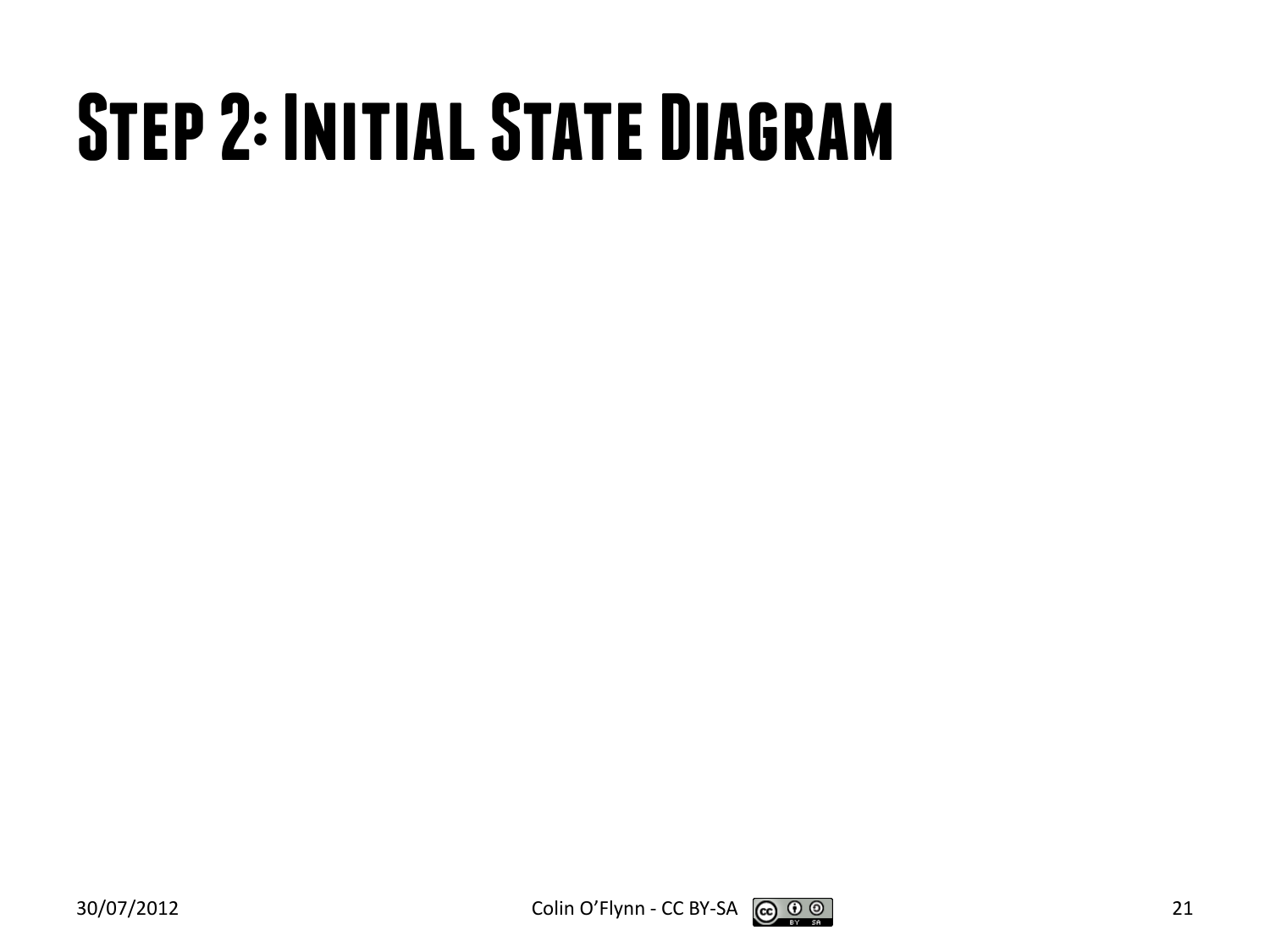# Step 2: Initial State Diagram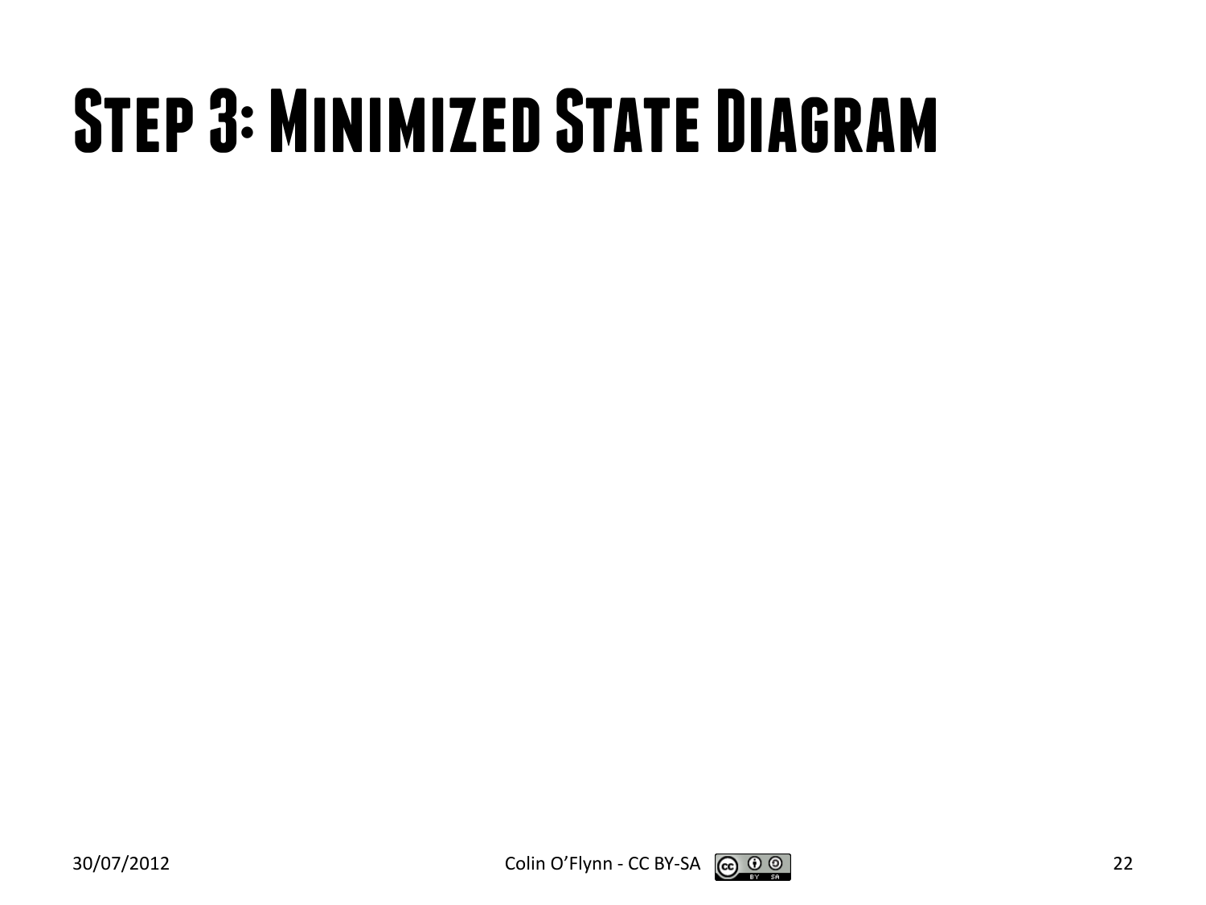# Step 3: Minimized State Diagram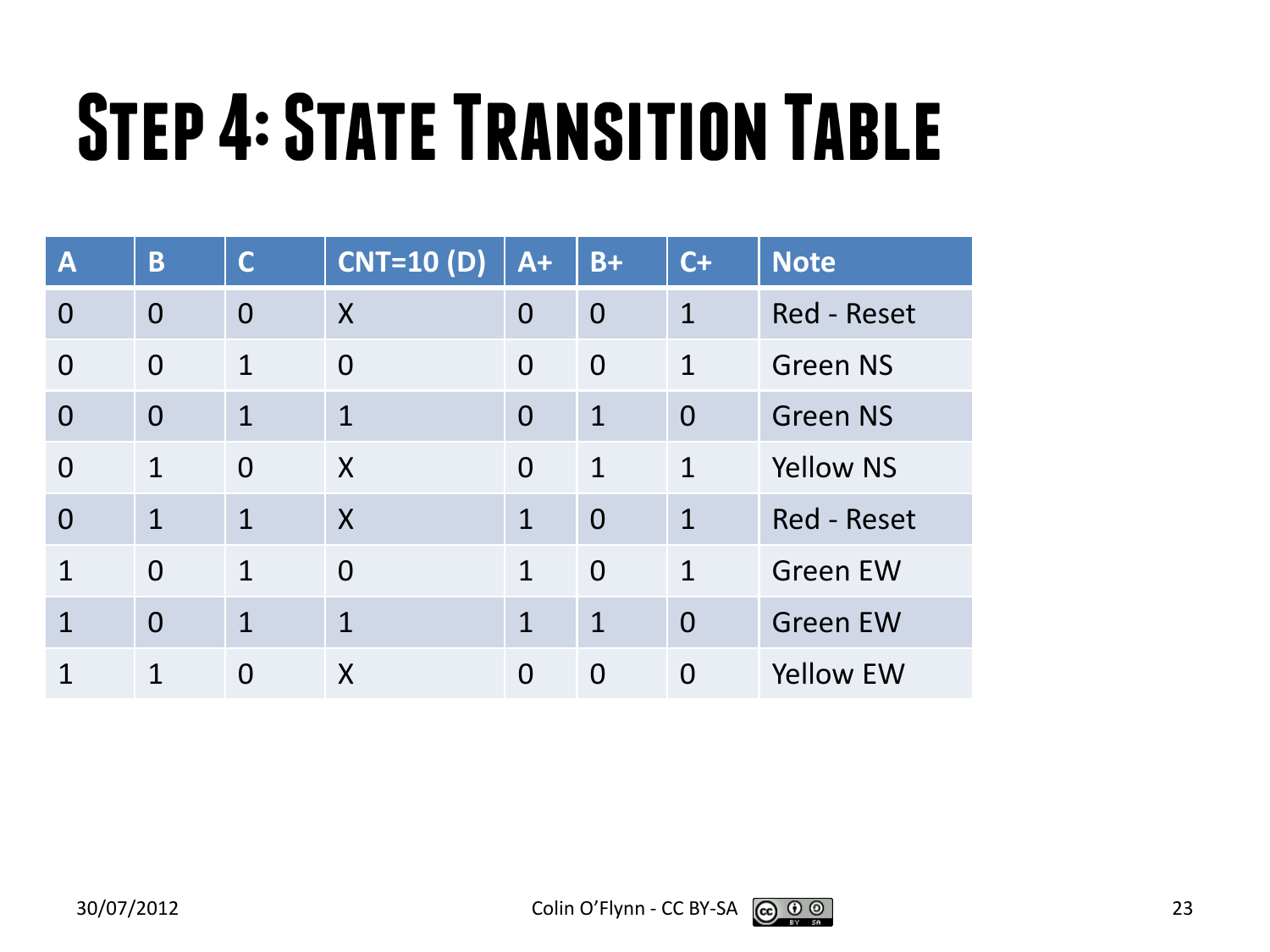# Step 4: State Transition Table

| A | B | C | CNT=10 (D) | A+ | B+ | C+ | Note |
|---|---|---|---|---|---|---|---|
| 0 | 0 | 0 | X | 0 | 0 | 1 | Red - Reset |
| 0 | 0 | 1 | 0 | 0 | 0 | 1 | Green NS |
| 0 | 0 | 1 | 1 | 0 | 1 | 0 | Green NS |
| 0 | 1 | 0 | X | 0 | 1 | 1 | Yellow NS |
| 0 | 1 | 1 | X | 1 | 0 | 1 | Red - Reset |
| 1 | 0 | 1 | 0 | 1 | 0 | 1 | Green EW |
| 1 | 0 | 1 | 1 | 1 | 1 | 0 | Green EW |
| 1 | 1 | 0 | X | 0 | 0 | 0 | Yellow EW |

30/07/2012 Colin O'Flynn - CC BY-SA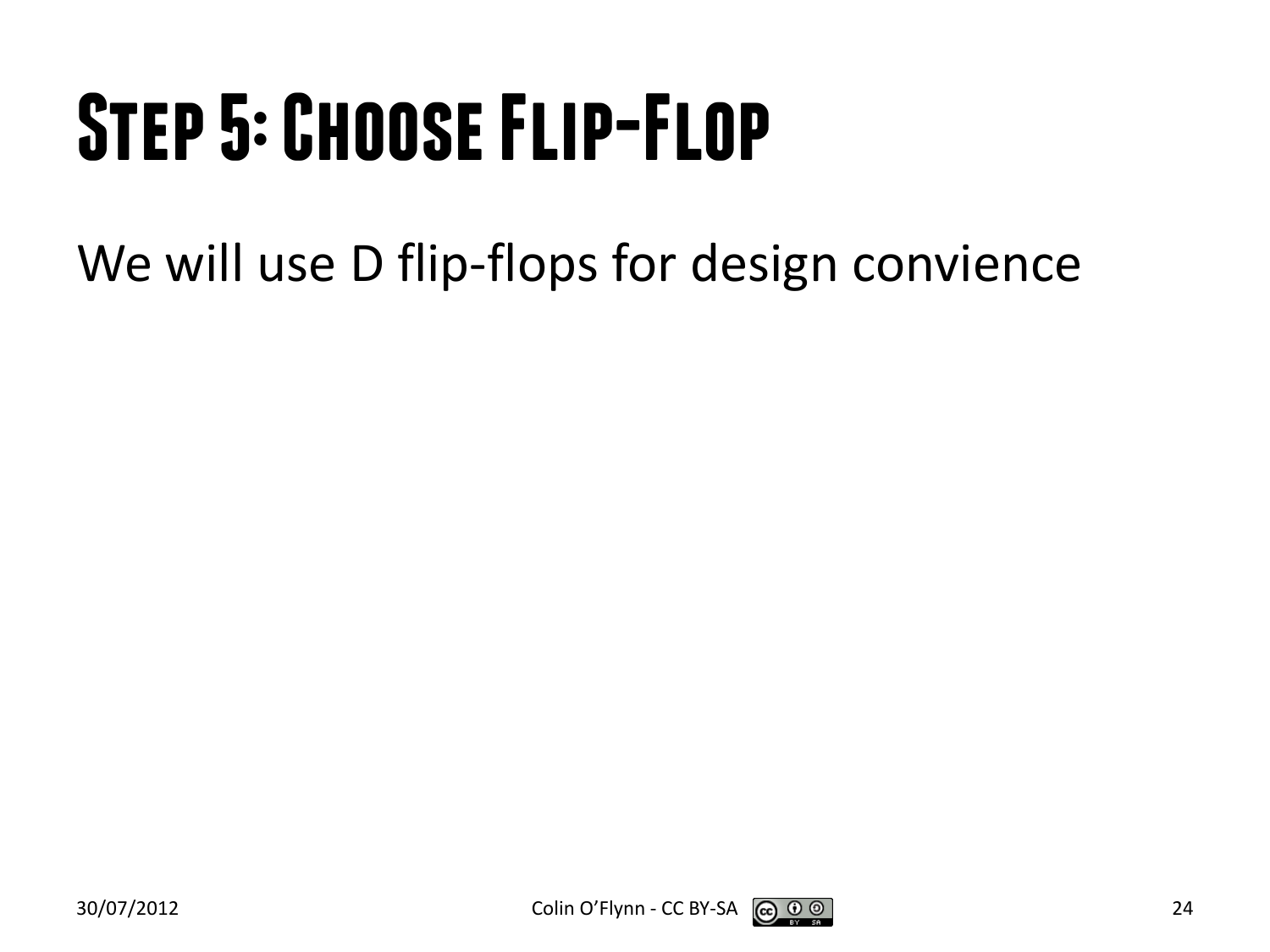# Step 5: Choose Flip-Flop

We will use D flip-flops for design convience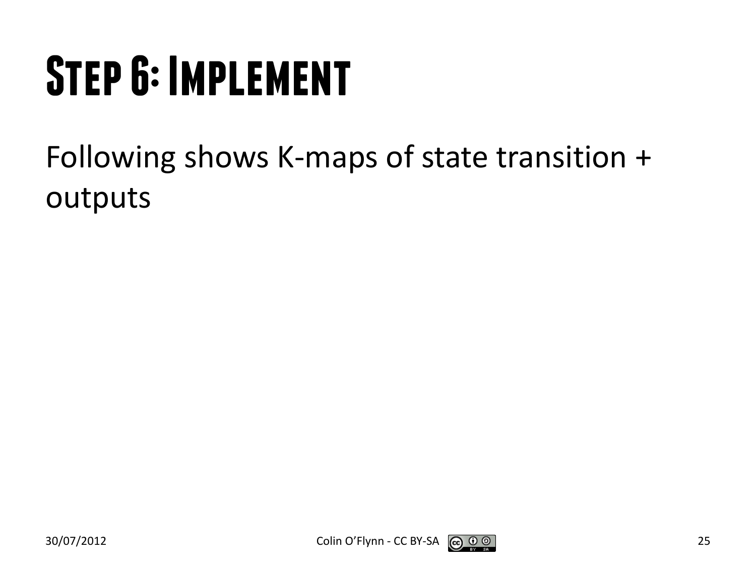# Step 6: Implement

Following shows K-maps of state transition + outputs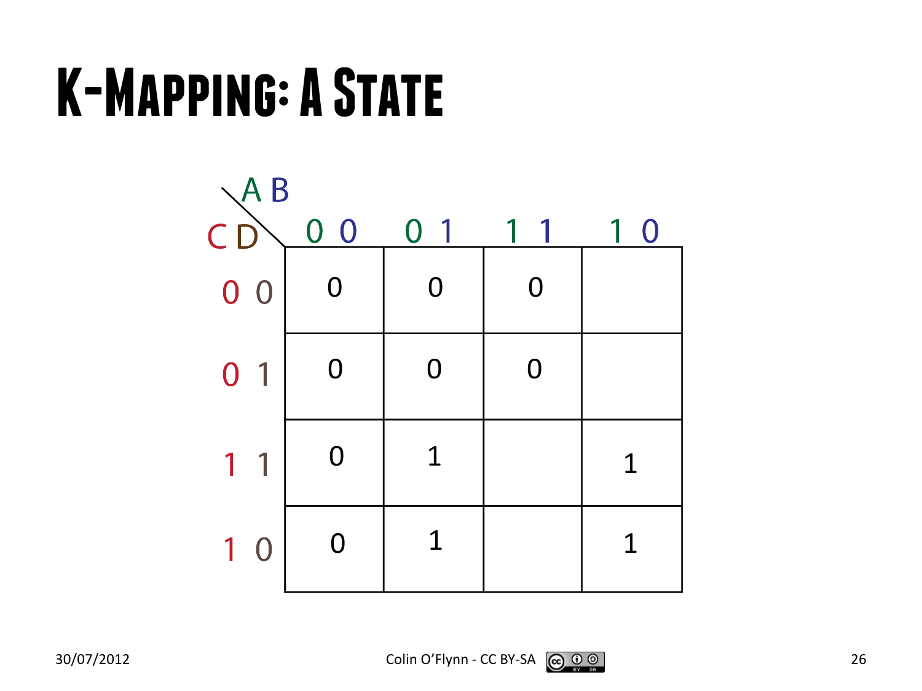# K-Mapping: A State

| CD \ AB | 0 0 | 0 1 | 1 1 | 1 0 |
|---|---|---|---|---|
| **0 0** | 0 | 0 | 0 | |
| **0 1** | 0 | 0 | 0 | |
| **1 1** | 0 | 1 | | 1 |
| **1 0** | 0 | 1 | | 1 |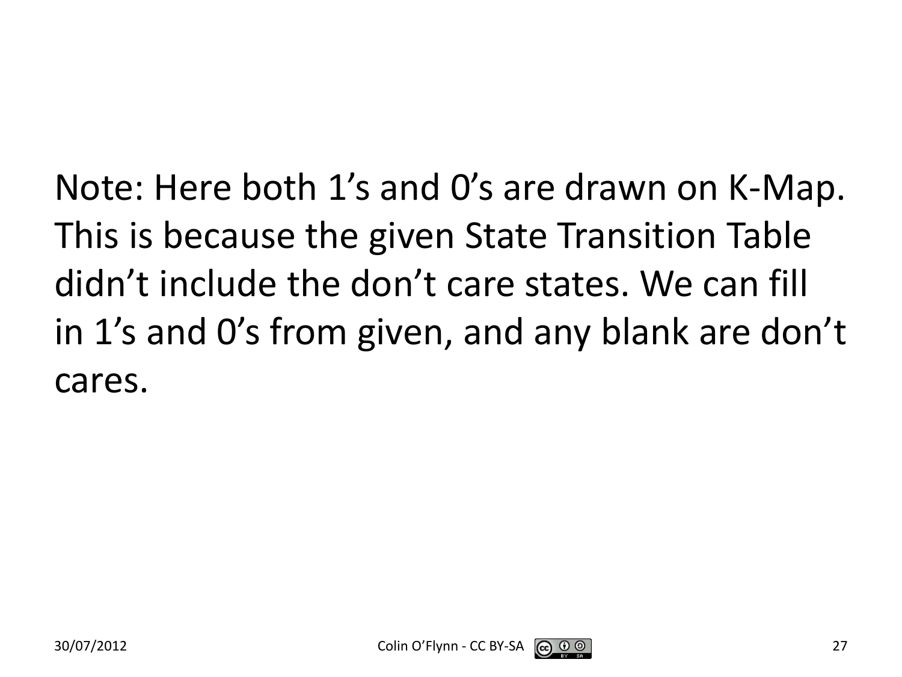Note: Here both 1’s and 0’s are drawn on K-Map. This is because the given State Transition Table didn’t include the don’t care states. We can fill in 1’s and 0’s from given, and any blank are don’t cares.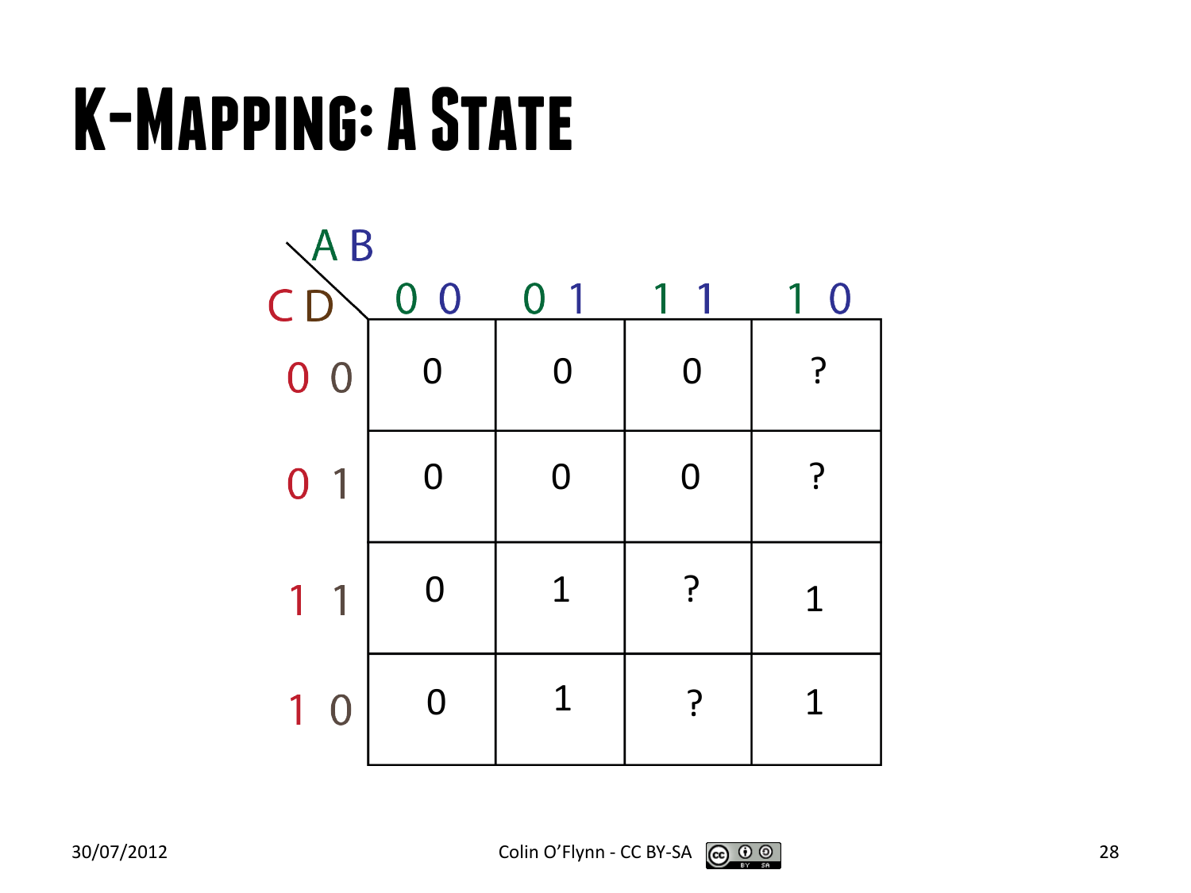# K-Mapping: A State

| CD \ AB | 0 0 | 0 1 | 1 1 | 1 0 |
|---|---|---|---|---|
| 0 0 | 0 | 0 | 0 | ? |
| 0 1 | 0 | 0 | 0 | ? |
| 1 1 | 0 | 1 | ? | 1 |
| 1 0 | 0 | 1 | ? | 1 |

Colin O'Flynn - CC BY-SA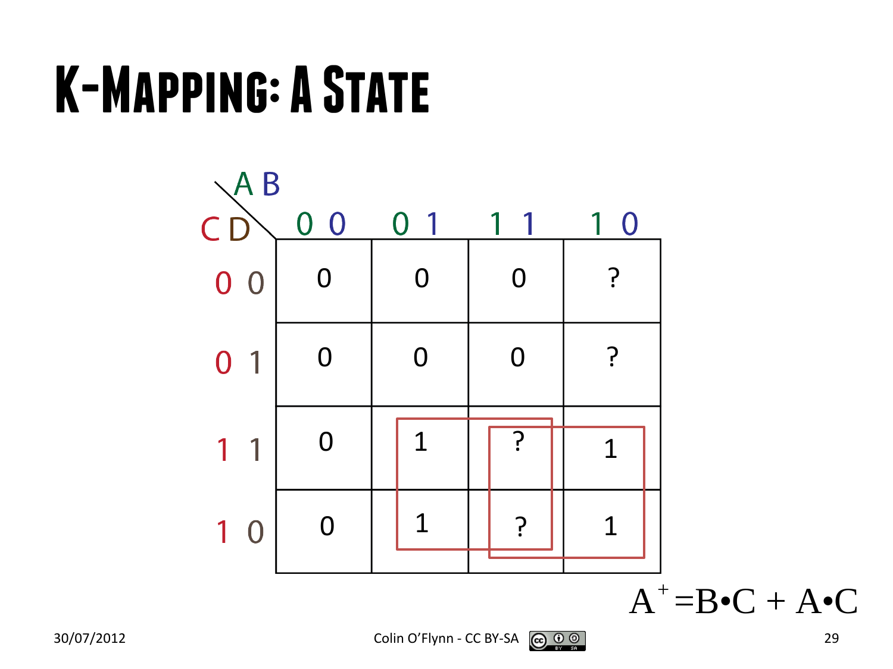# K-Mapping: A State

| CD \ AB | 0 0 | 0 1 | 1 1 | 1 0 |
|---|---|---|---|---|
| 0 0 | 0 | 0 | 0 | ? |
| 0 1 | 0 | 0 | 0 | ? |
| 1 1 | 0 | 1 | ? | 1 |
| 1 0 | 0 | 1 | ? | 1 |

$$A^{+} = B \cdot C + A \cdot C$$

30/07/2012

Colin O'Flynn - CC BY-SA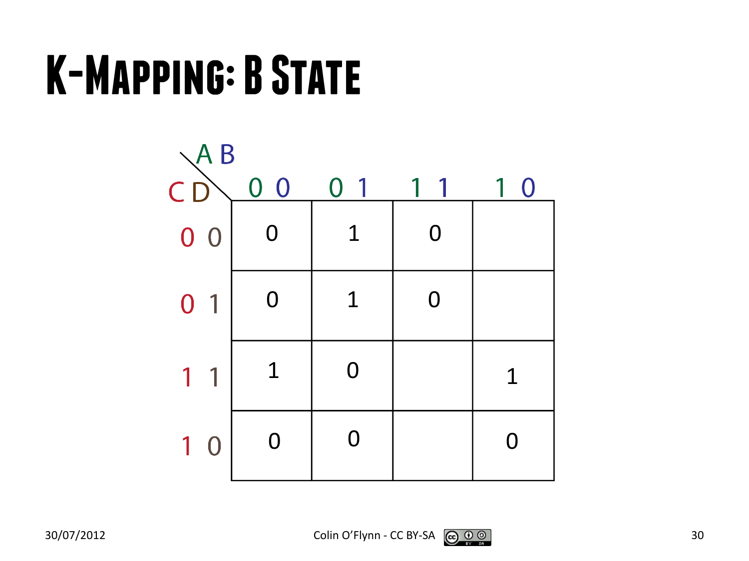# K-Mapping: B State

| CD \ AB | 0 0 | 0 1 | 1 1 | 1 0 |
|---|---|---|---|---|
| 0 0 | 0 | 1 | 0 | |
| 0 1 | 0 | 1 | 0 | |
| 1 1 | 1 | 0 | | 1 |
| 1 0 | 0 | 0 | | 0 |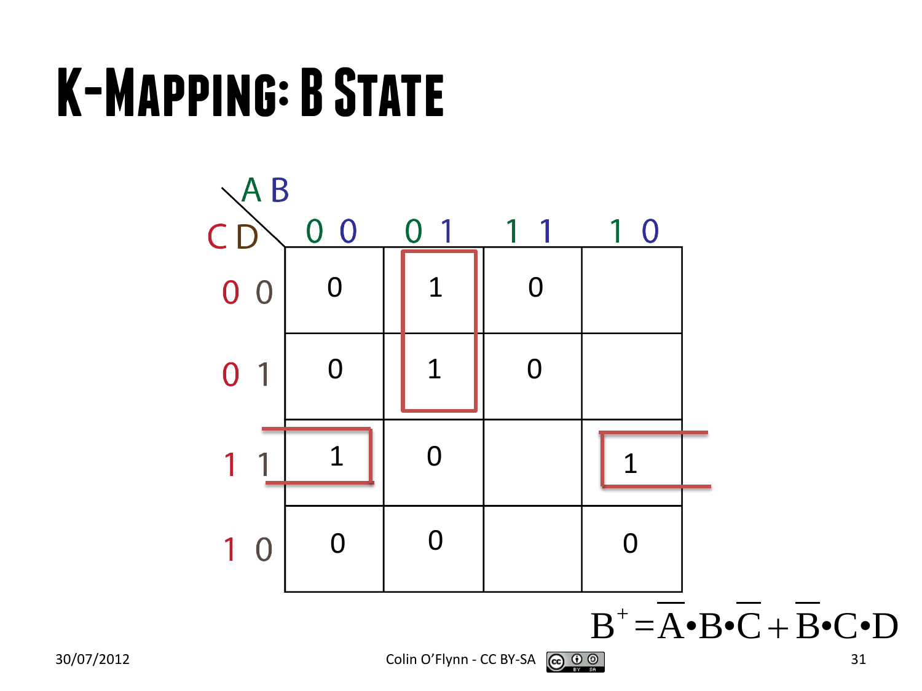# K-Mapping: B State

| CD \ AB | 00 | 01 | 11 | 10 |
|---|---|---|---|---|
| 00 | 0 | 1 | 0 | |
| 01 | 0 | 1 | 0 | |
| 11 | 1 | 0 | | 1 |
| 10 | 0 | 0 | | 0 |

$$B^{+} = \overline{A} \bullet B \bullet \overline{C} + \overline{B} \bullet C \bullet D$$

30/07/2012

Colin O'Flynn - CC BY-SA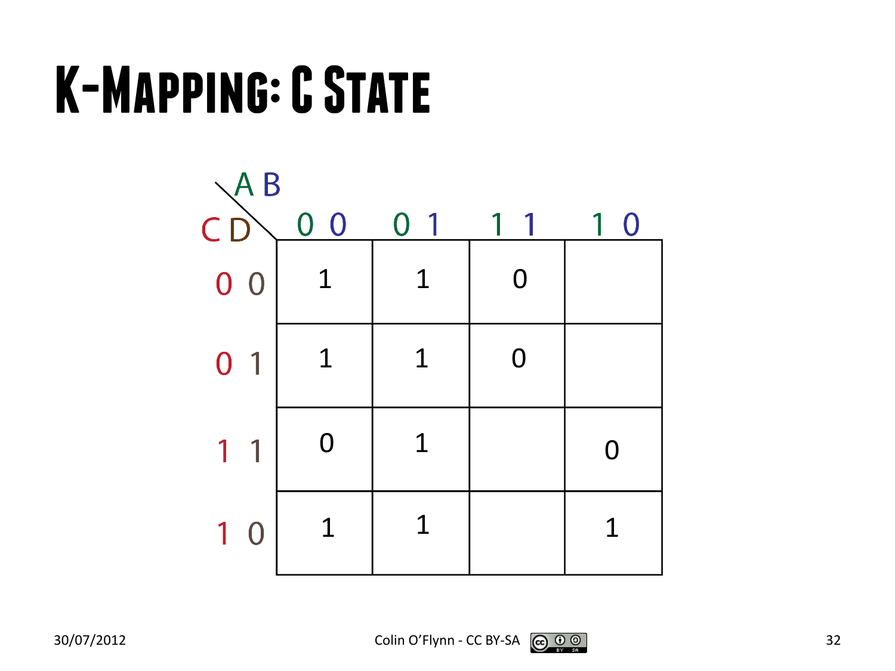# K-Mapping: C State

| CD \ AB | 0 0 | 0 1 | 1 1 | 1 0 |
|---|---|---|---|---|
| 0 0 | 1 | 1 | 0 | |
| 0 1 | 1 | 1 | 0 | |
| 1 1 | 0 | 1 | | 0 |
| 1 0 | 1 | 1 | | 1 |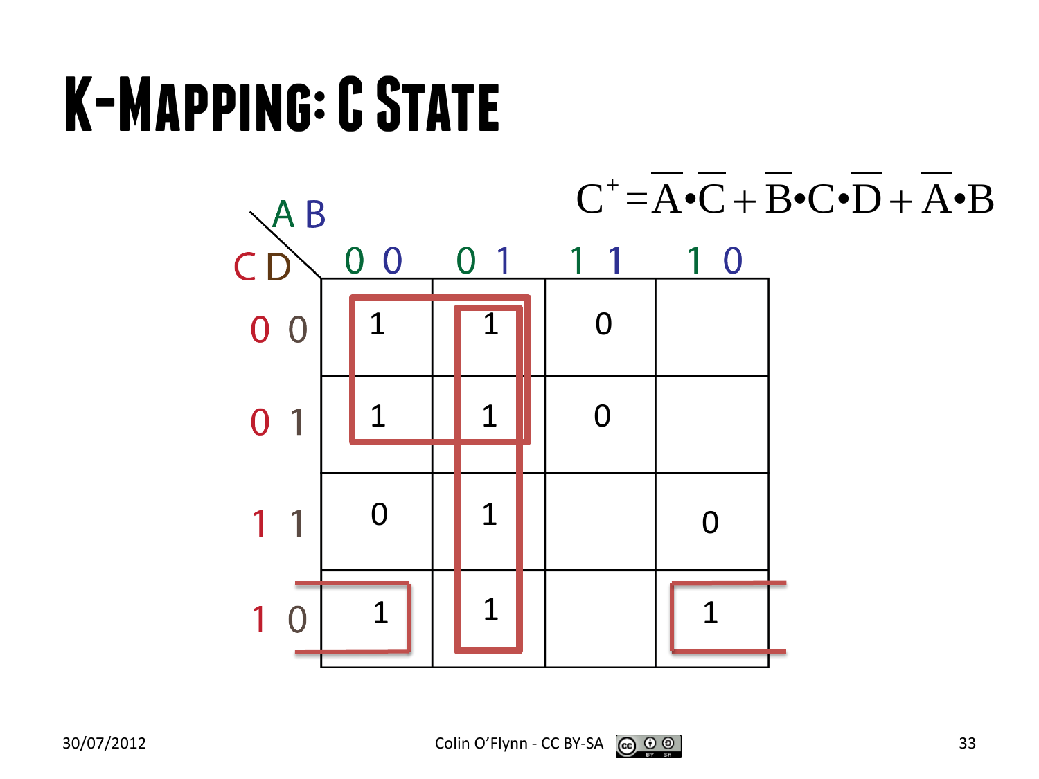# K-Mapping: C State

$$C^{+} = \overline{A} \bullet \overline{C} + \overline{B} \bullet C \bullet \overline{D} + \overline{A} \bullet B$$

| CD \ AB | 0 0 | 0 1 | 1 1 | 1 0 |
|---|---|---|---|---|
| 0 0 | 1 | 1 | 0 | |
| 0 1 | 1 | 1 | 0 | |
| 1 1 | 0 | 1 | | 0 |
| 1 0 | 1 | 1 | | 1 |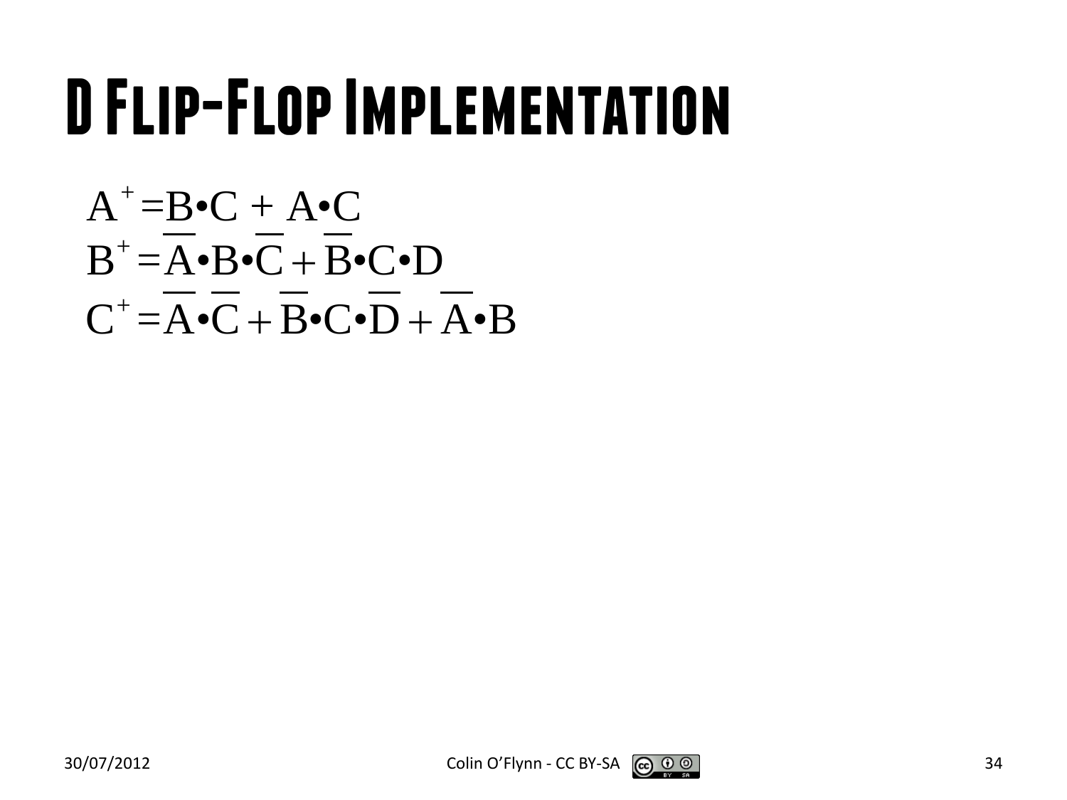# D Flip-Flop Implementation

$$A^{+} = B \bullet C + A \bullet C$$

$$B^{+} = \overline{A} \bullet B \bullet \overline{C} + \overline{B} \bullet C \bullet D$$

$$C^{+} = \overline{A} \bullet \overline{C} + \overline{B} \bullet C \bullet \overline{D} + \overline{A} \bullet B$$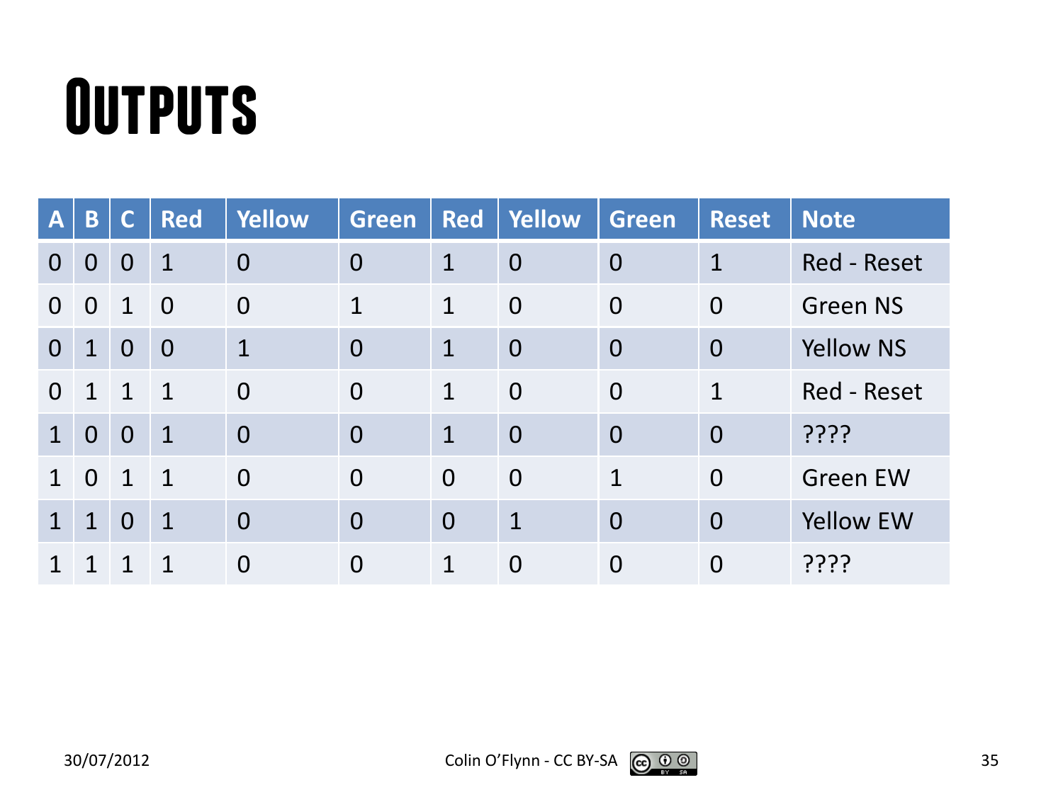# Outputs

| A | B | C | Red | Yellow | Green | Red | Yellow | Green | Reset | Note |
|---|---|---|---|---|---|---|---|---|---|---|
| 0 | 0 | 0 | 1 | 0 | 0 | 1 | 0 | 0 | 1 | Red - Reset |
| 0 | 0 | 1 | 0 | 0 | 1 | 1 | 0 | 0 | 0 | Green NS |
| 0 | 1 | 0 | 0 | 1 | 0 | 1 | 0 | 0 | 0 | Yellow NS |
| 0 | 1 | 1 | 1 | 0 | 0 | 1 | 0 | 0 | 1 | Red - Reset |
| 1 | 0 | 0 | 1 | 0 | 0 | 1 | 0 | 0 | 0 | ???? |
| 1 | 0 | 1 | 1 | 0 | 0 | 0 | 0 | 1 | 0 | Green EW |
| 1 | 1 | 0 | 1 | 0 | 0 | 0 | 1 | 0 | 0 | Yellow EW |
| 1 | 1 | 1 | 1 | 0 | 0 | 1 | 0 | 0 | 0 | ???? |

30/07/2012

Colin O'Flynn - CC BY-SA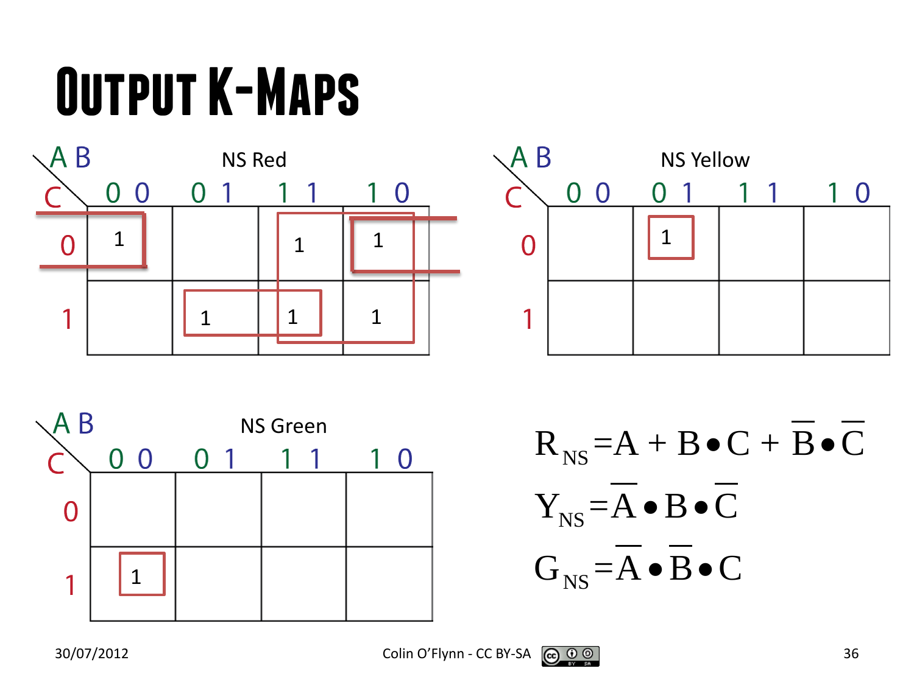# Output K-Maps

**NS Red**

| C \ AB | 00 | 01 | 11 | 10 |
|---|---|---|---|---|
| 0 | 1 | | 1 | 1 |
| 1 | | 1 | 1 | 1 |

**NS Yellow**

| C \ AB | 00 | 01 | 11 | 10 |
|---|---|---|---|---|
| 0 | | 1 | | |
| 1 | | | | |

**NS Green**

| C \ AB | 00 | 01 | 11 | 10 |
|---|---|---|---|---|
| 0 | | | | |
| 1 | 1 | | | |

$$R_{NS} = A + B \bullet C + \overline{B} \bullet \overline{C}$$

$$Y_{NS} = \overline{A} \bullet B \bullet \overline{C}$$

$$G_{NS} = \overline{A} \bullet \overline{B} \bullet C$$

30/07/2012

Colin O'Flynn - CC BY-SA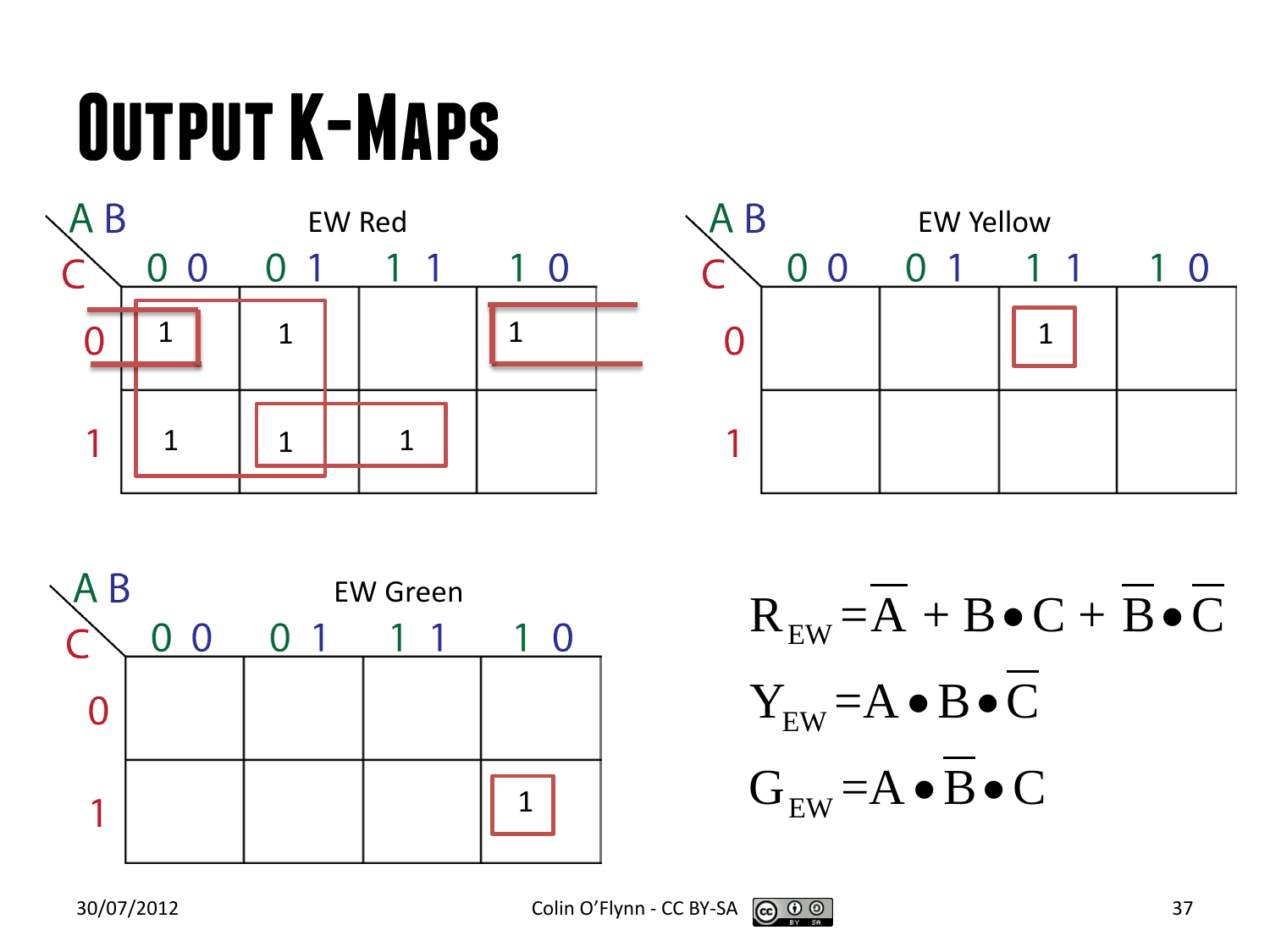# Output K-Maps

**EW Red**

| C \ AB | 00 | 01 | 11 | 10 |
|---|---|---|---|---|
| 0 | 1 | 1 | | 1 |
| 1 | 1 | 1 | 1 | |

**EW Yellow**

| C \ AB | 00 | 01 | 11 | 10 |
|---|---|---|---|---|
| 0 | | | 1 | |
| 1 | | | | |

**EW Green**

| C \ AB | 00 | 01 | 11 | 10 |
|---|---|---|---|---|
| 0 | | | | |
| 1 | | | | 1 |

$$R_{EW} = \overline{A} + B \bullet C + \overline{B} \bullet \overline{C}$$

$$Y_{EW} = A \bullet B \bullet \overline{C}$$

$$G_{EW} = A \bullet \overline{B} \bullet C$$

30/07/2012 Colin O'Flynn - CC BY-SA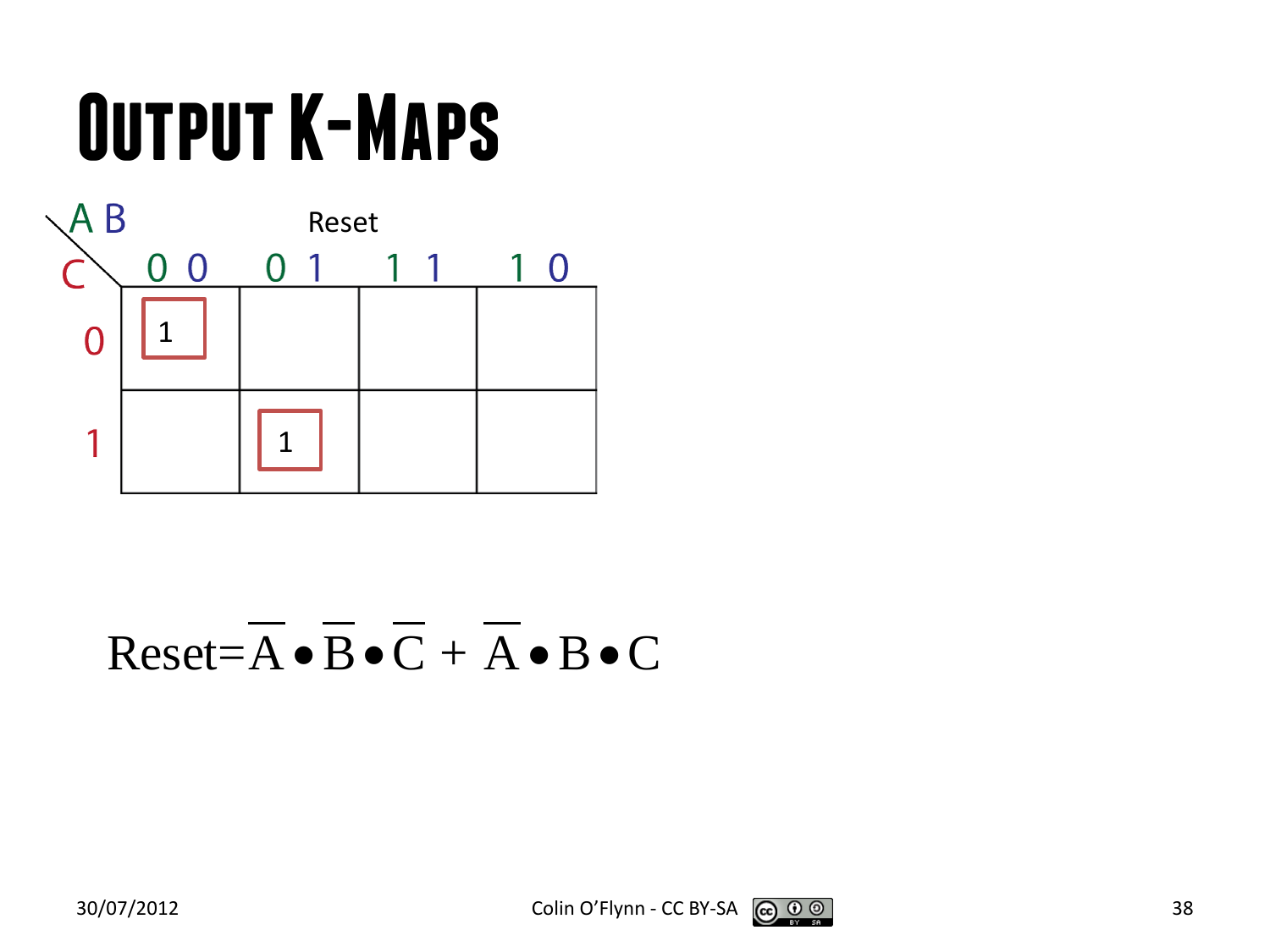# Output K-Maps

Reset

| C \ AB | 00 | 01 | 11 | 10 |
|---|---|---|---|---|
| 0 | 1 | | | |
| 1 | | 1 | | |

$$\text{Reset} = \overline{A} \bullet \overline{B} \bullet \overline{C} + \overline{A} \bullet B \bullet C$$

30/07/2012

Colin O'Flynn - CC BY-SA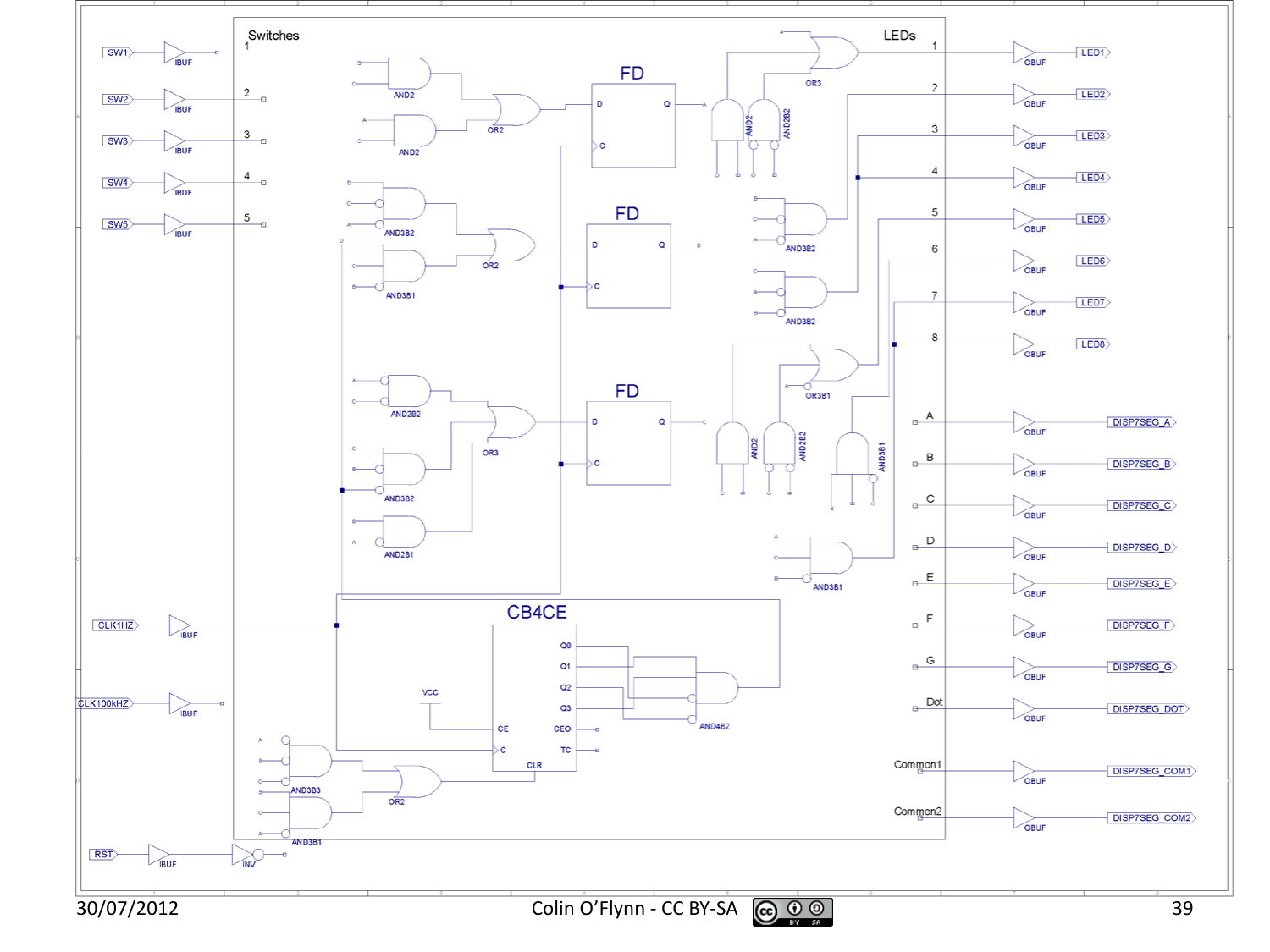Switches

LEDs

FD

FD

FD

CB4CE

SW1, SW2, SW3, SW4, SW5

CLK1HZ

CLK100kHZ

RST

LED1, LED2, LED3, LED4, LED5, LED6, LED7, LED8

DISP7SEG_A, DISP7SEG_B, DISP7SEG_C, DISP7SEG_D, DISP7SEG_E, DISP7SEG_F, DISP7SEG_G, DISP7SEG_DOT

DISP7SEG_COM1, DISP7SEG_COM2

A, B, C, D, E, F, G, Dot

Common1, Common2

VCC

Colin O'Flynn - CC BY-SA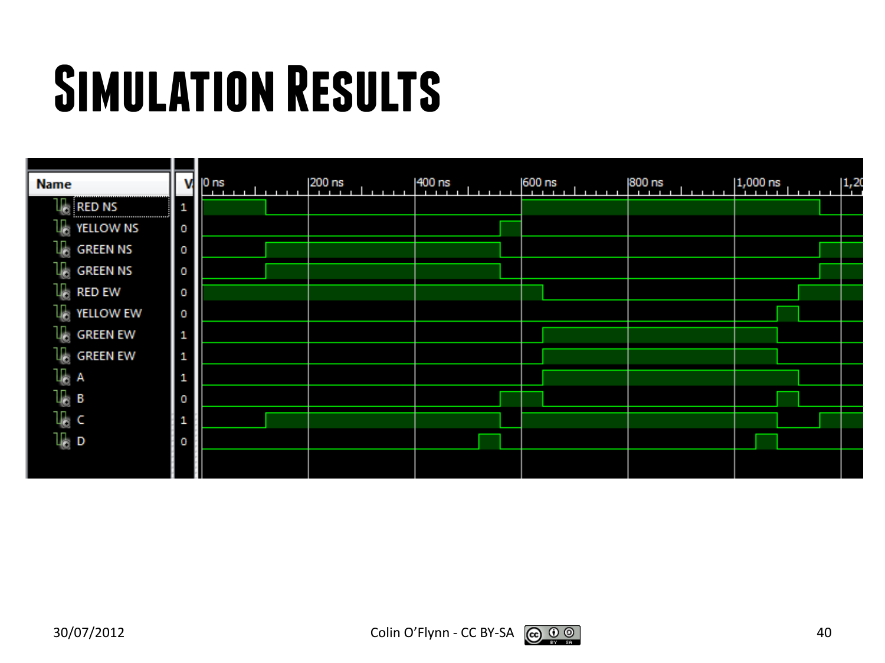# Simulation Results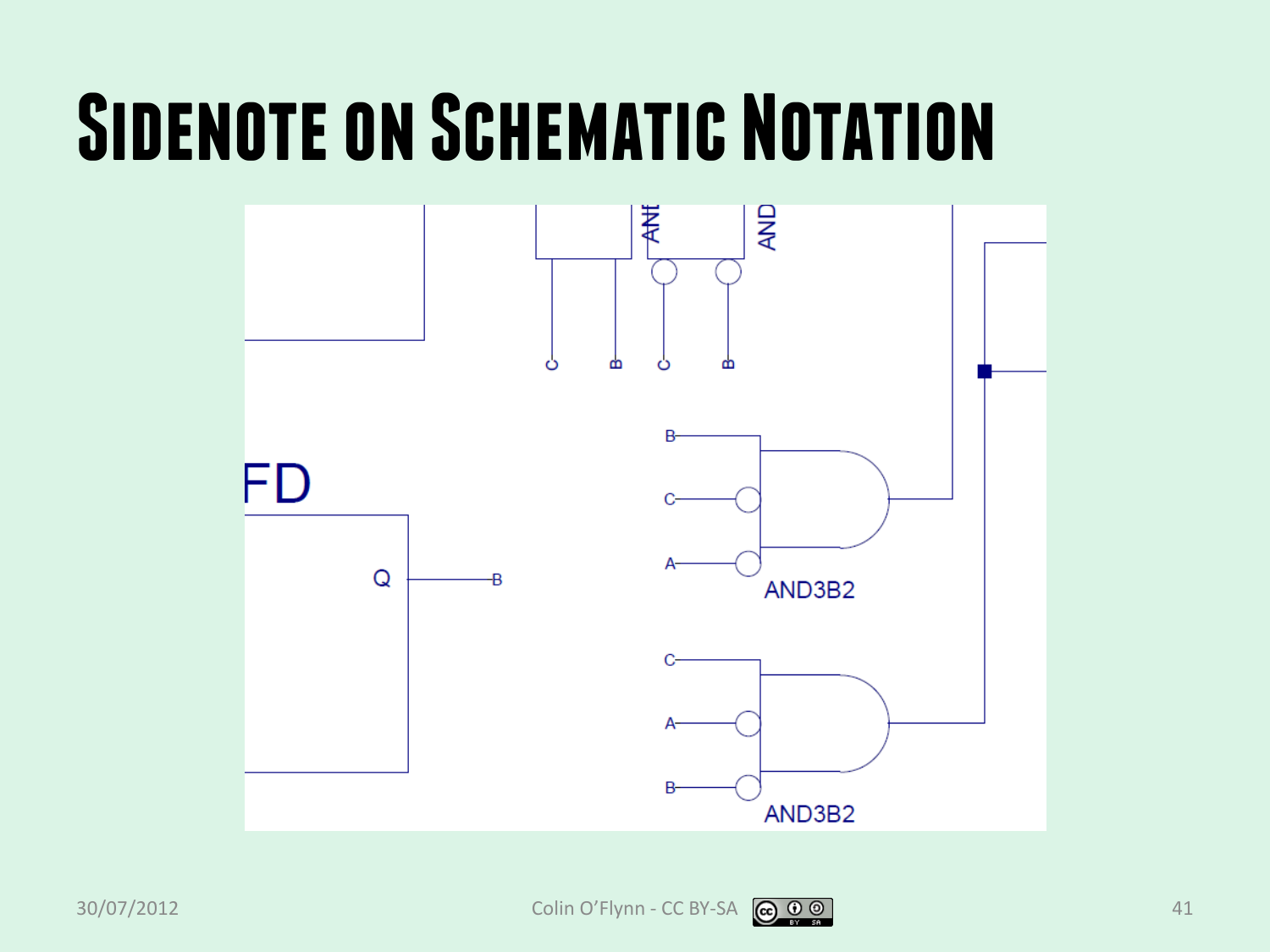# Sidenote on Schematic Notation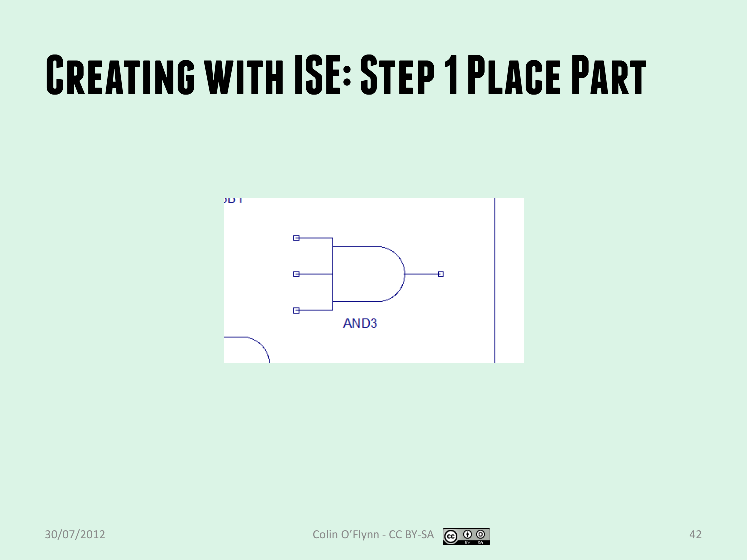# Creating with ISE: Step 1 Place Part

AND3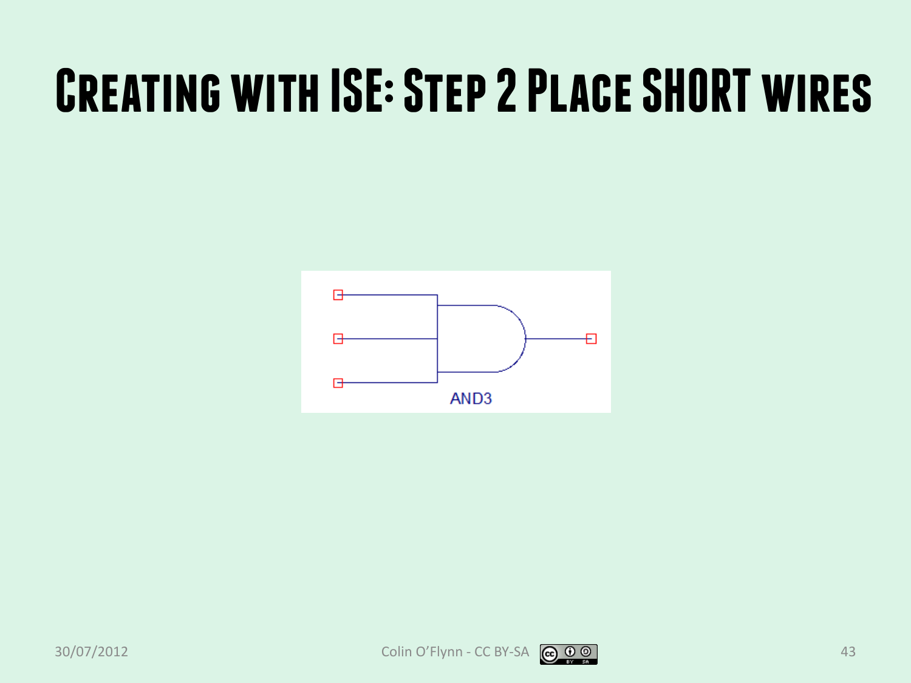# Creating with ISE: Step 2 Place SHORT wires

AND3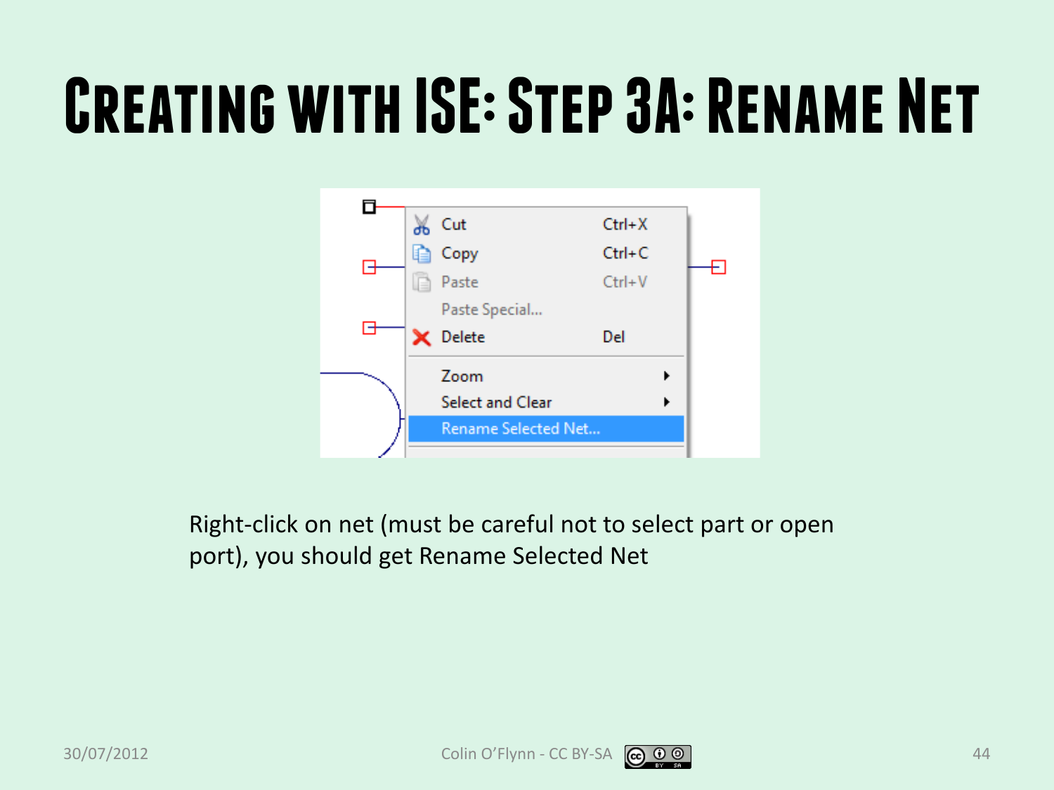# Creating with ISE: Step 3A: Rename Net

Right-click on net (must be careful not to select part or open port), you should get Rename Selected Net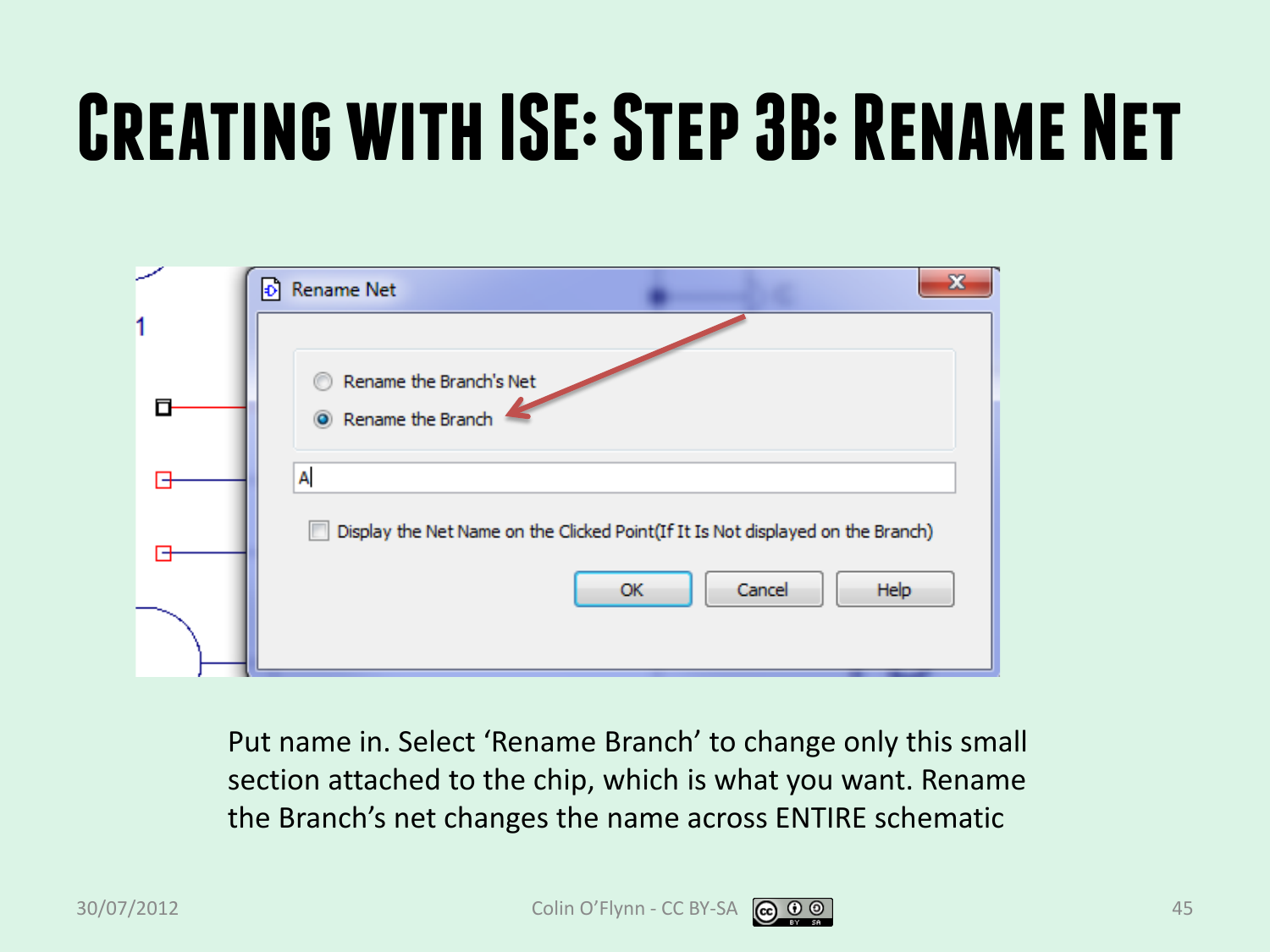# Creating with ISE: Step 3B: Rename Net

Put name in. Select ‘Rename Branch’ to change only this small section attached to the chip, which is what you want. Rename the Branch’s net changes the name across ENTIRE schematic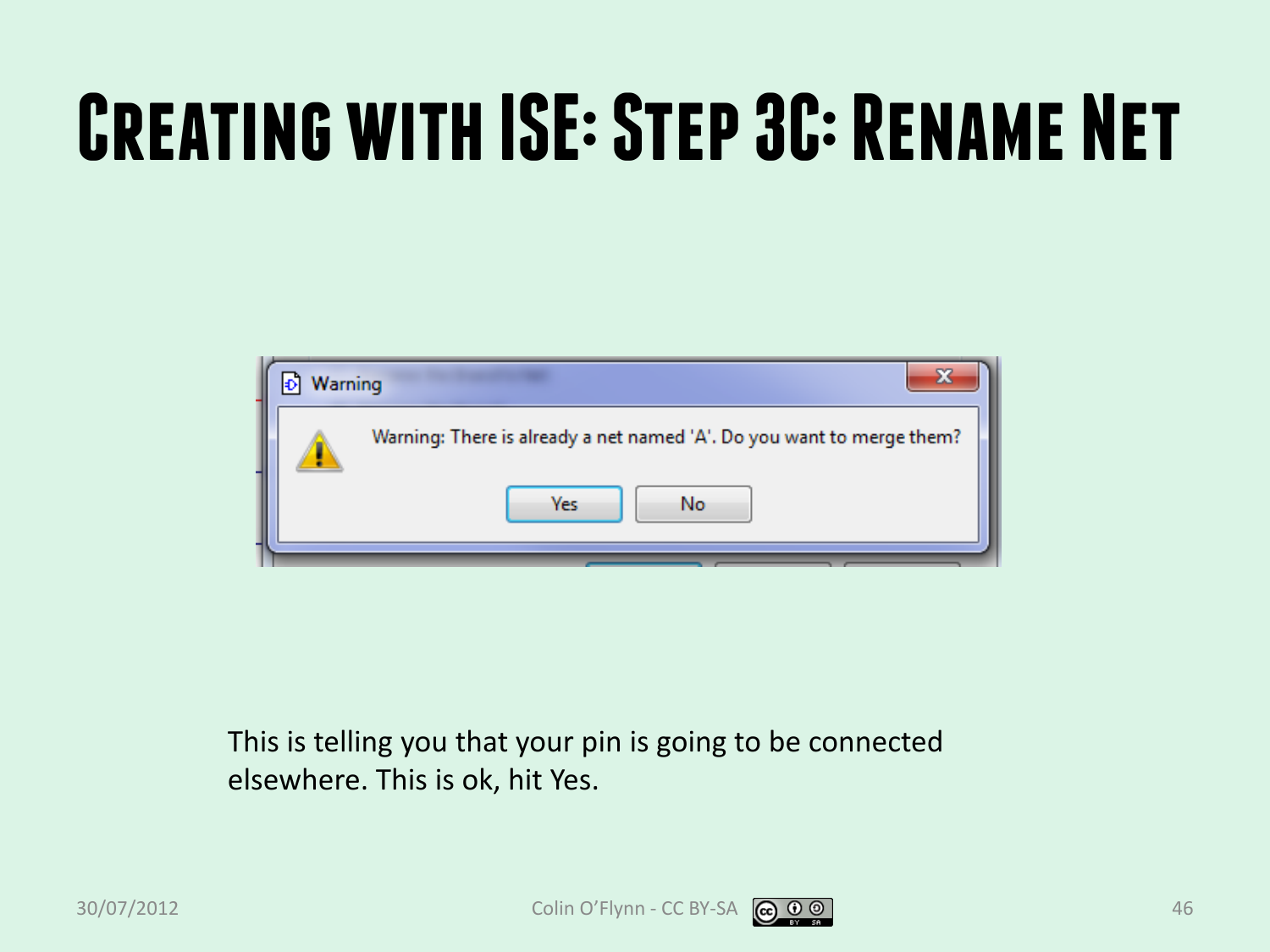# Creating with ISE: Step 3C: Rename Net

Warning

Warning: There is already a net named 'A'. Do you want to merge them?

Yes | No

This is telling you that your pin is going to be connected elsewhere. This is ok, hit Yes.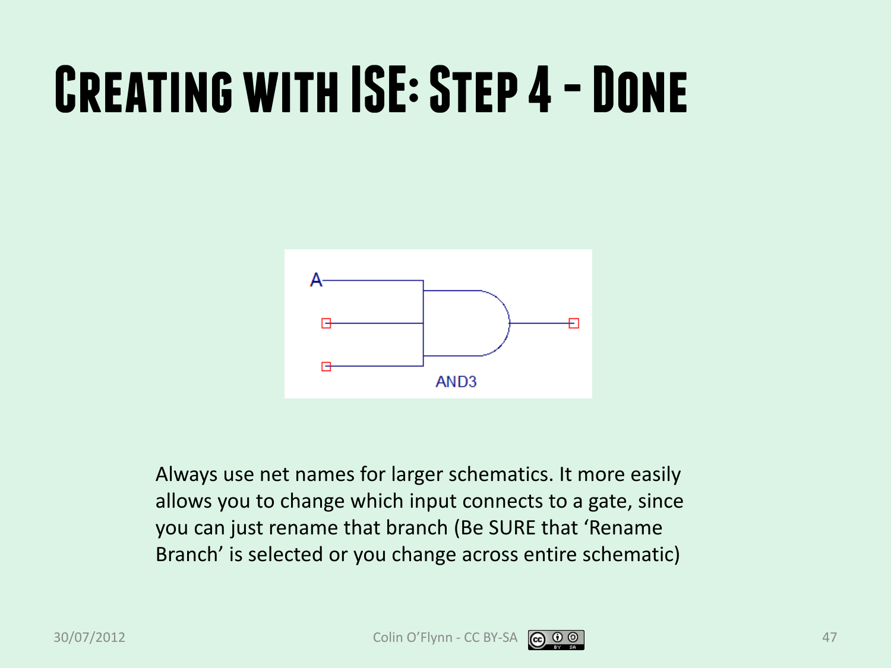# Creating with ISE: Step 4 - Done

Always use net names for larger schematics. It more easily allows you to change which input connects to a gate, since you can just rename that branch (Be SURE that 'Rename Branch' is selected or you change across entire schematic)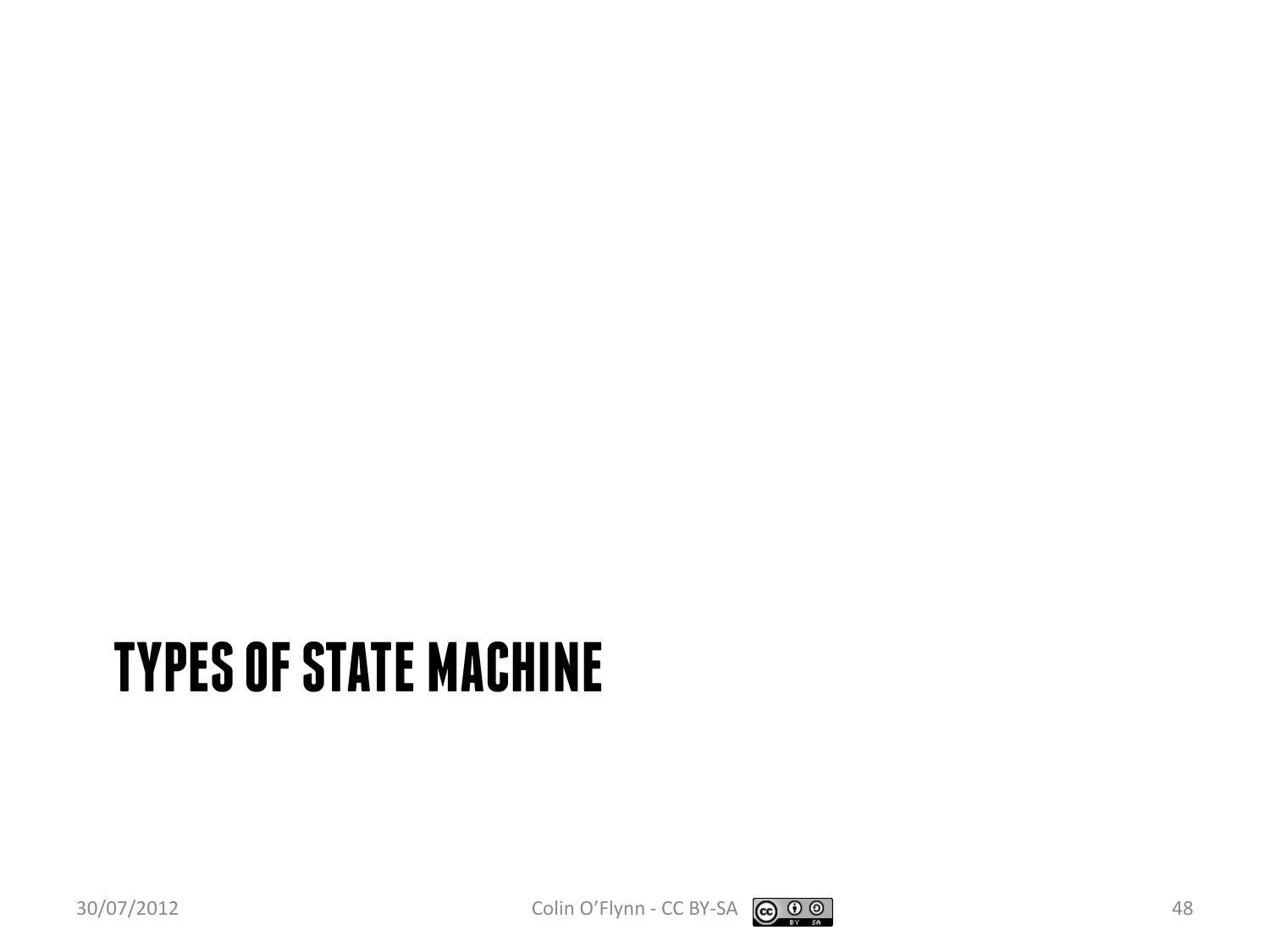# TYPES OF STATE MACHINE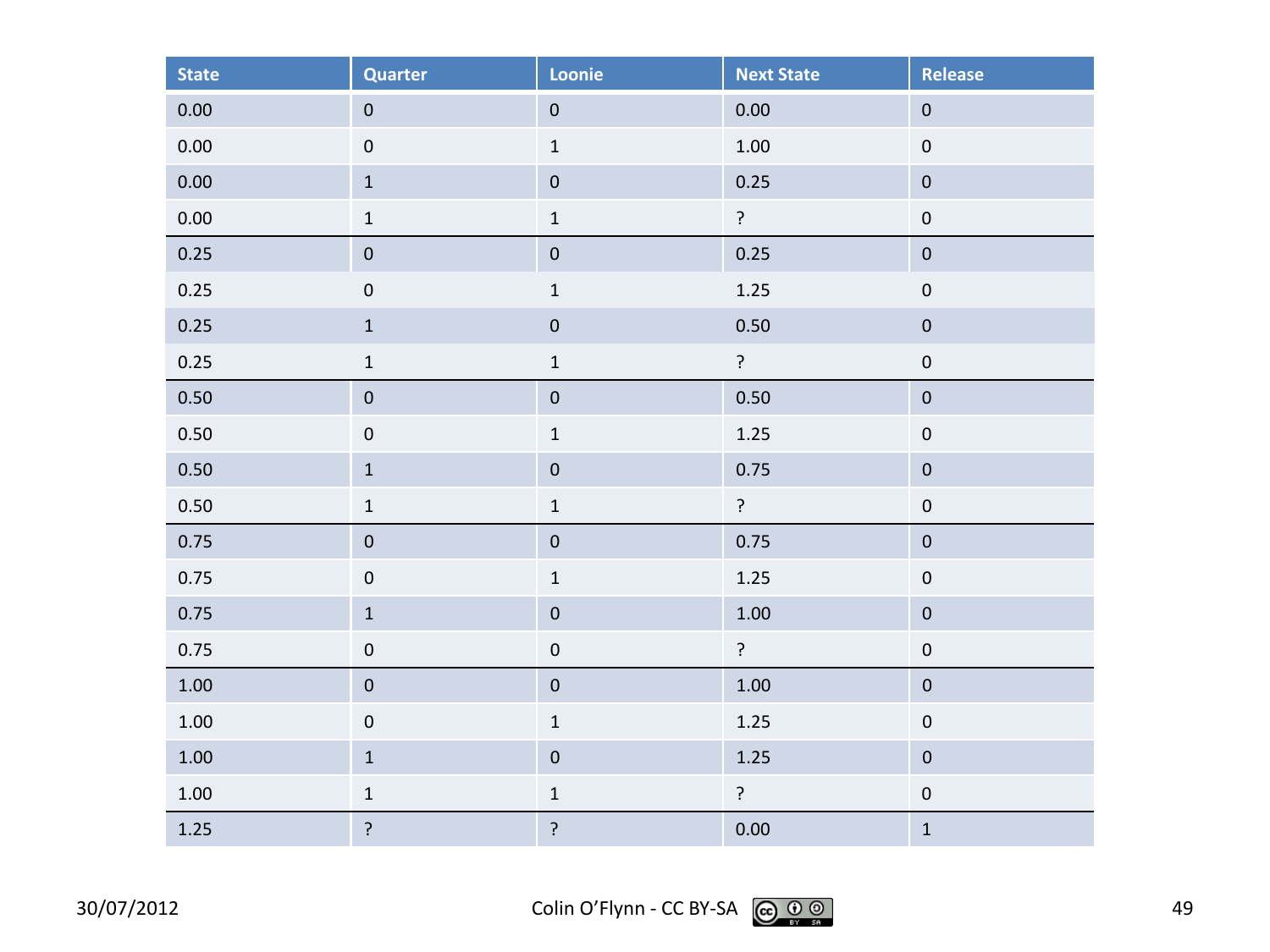| State | Quarter | Loonie | Next State | Release |
|---|---|---|---|---|
| 0.00 | 0 | 0 | 0.00 | 0 |
| 0.00 | 0 | 1 | 1.00 | 0 |
| 0.00 | 1 | 0 | 0.25 | 0 |
| 0.00 | 1 | 1 | ? | 0 |
| 0.25 | 0 | 0 | 0.25 | 0 |
| 0.25 | 0 | 1 | 1.25 | 0 |
| 0.25 | 1 | 0 | 0.50 | 0 |
| 0.25 | 1 | 1 | ? | 0 |
| 0.50 | 0 | 0 | 0.50 | 0 |
| 0.50 | 0 | 1 | 1.25 | 0 |
| 0.50 | 1 | 0 | 0.75 | 0 |
| 0.50 | 1 | 1 | ? | 0 |
| 0.75 | 0 | 0 | 0.75 | 0 |
| 0.75 | 0 | 1 | 1.25 | 0 |
| 0.75 | 1 | 0 | 1.00 | 0 |
| 0.75 | 0 | 0 | ? | 0 |
| 1.00 | 0 | 0 | 1.00 | 0 |
| 1.00 | 0 | 1 | 1.25 | 0 |
| 1.00 | 1 | 0 | 1.25 | 0 |
| 1.00 | 1 | 1 | ? | 0 |
| 1.25 | ? | ? | 0.00 | 1 |

30/07/2012 Colin O'Flynn - CC BY-SA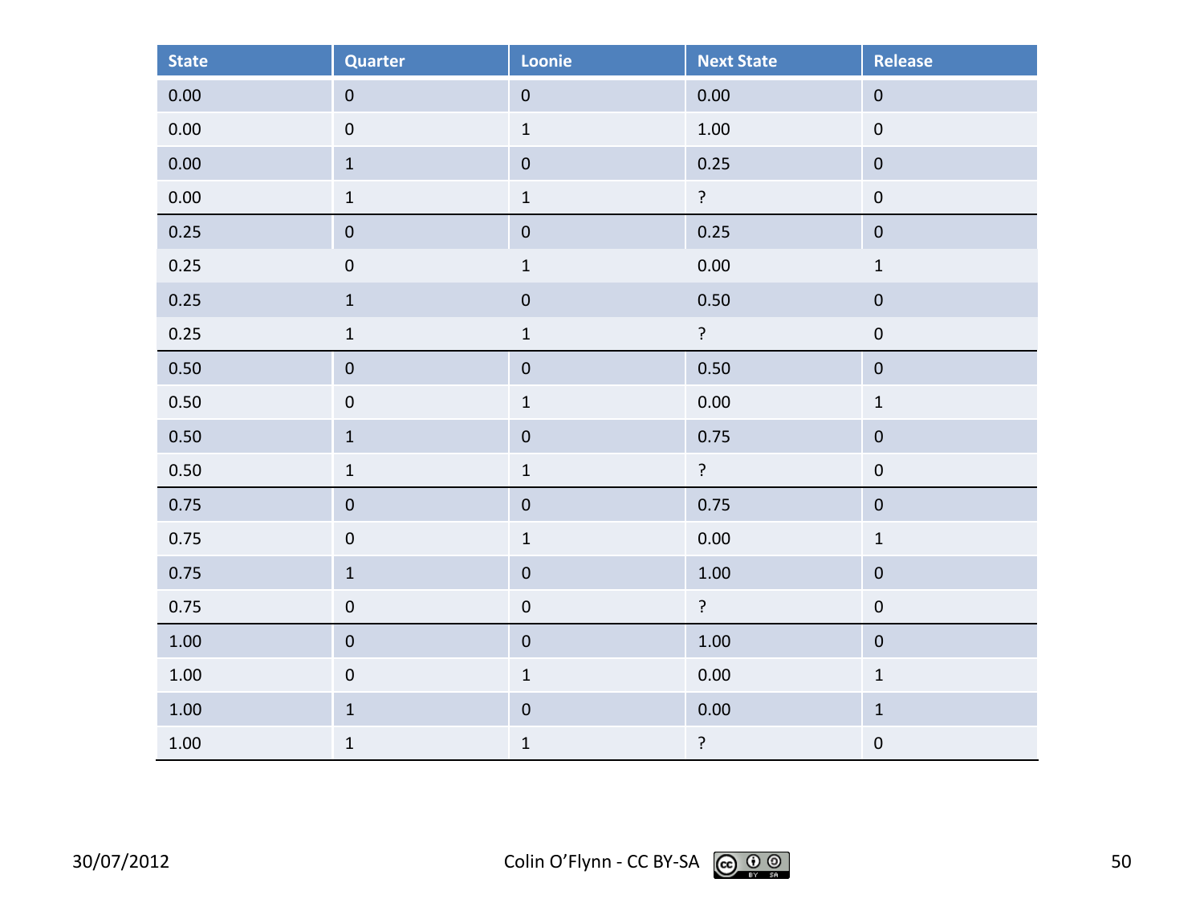| State | Quarter | Loonie | Next State | Release |
|---|---|---|---|---|
| 0.00 | 0 | 0 | 0.00 | 0 |
| 0.00 | 0 | 1 | 1.00 | 0 |
| 0.00 | 1 | 0 | 0.25 | 0 |
| 0.00 | 1 | 1 | ? | 0 |
| 0.25 | 0 | 0 | 0.25 | 0 |
| 0.25 | 0 | 1 | 0.00 | 1 |
| 0.25 | 1 | 0 | 0.50 | 0 |
| 0.25 | 1 | 1 | ? | 0 |
| 0.50 | 0 | 0 | 0.50 | 0 |
| 0.50 | 0 | 1 | 0.00 | 1 |
| 0.50 | 1 | 0 | 0.75 | 0 |
| 0.50 | 1 | 1 | ? | 0 |
| 0.75 | 0 | 0 | 0.75 | 0 |
| 0.75 | 0 | 1 | 0.00 | 1 |
| 0.75 | 1 | 0 | 1.00 | 0 |
| 0.75 | 0 | 0 | ? | 0 |
| 1.00 | 0 | 0 | 1.00 | 0 |
| 1.00 | 0 | 1 | 0.00 | 1 |
| 1.00 | 1 | 0 | 0.00 | 1 |
| 1.00 | 1 | 1 | ? | 0 |

30/07/2012 Colin O'Flynn - CC BY-SA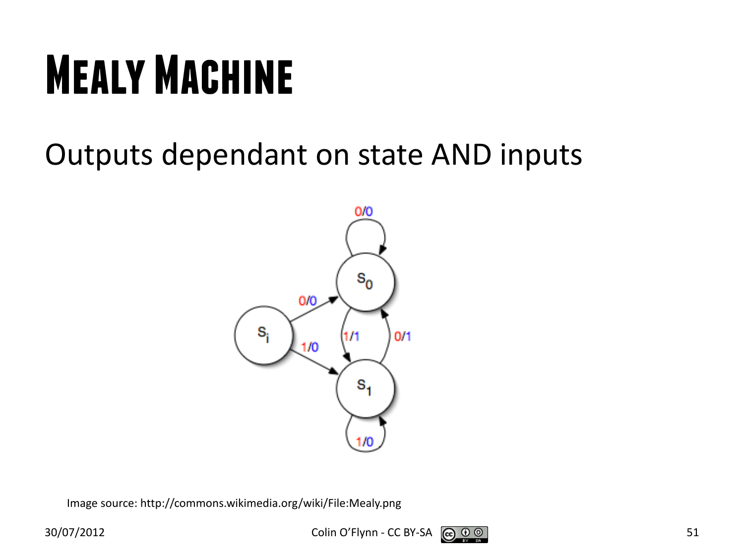# Mealy Machine

Outputs dependant on state AND inputs

Image source: http://commons.wikimedia.org/wiki/File:Mealy.png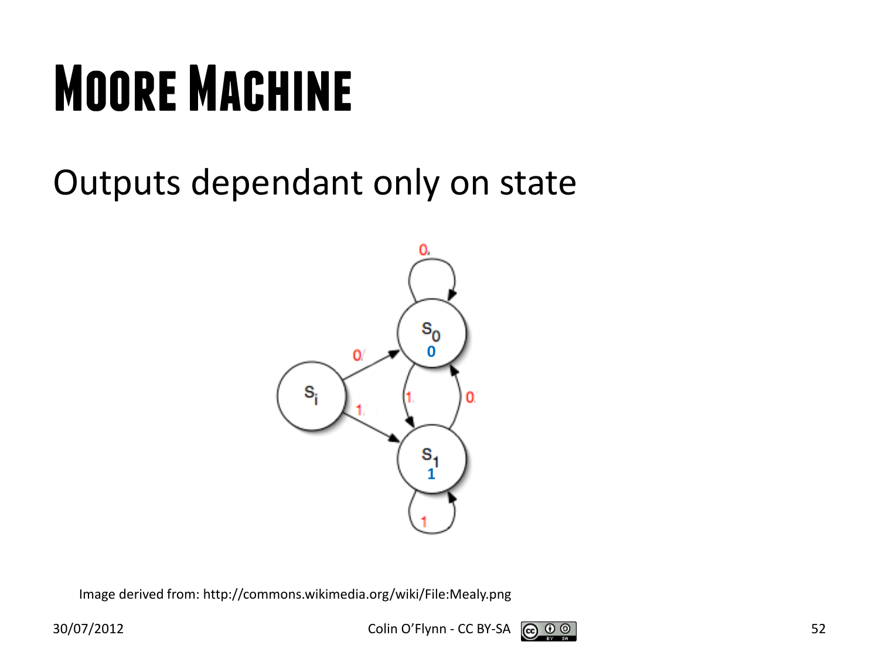# Moore Machine

Outputs dependant only on state

Image derived from: http://commons.wikimedia.org/wiki/File:Mealy.png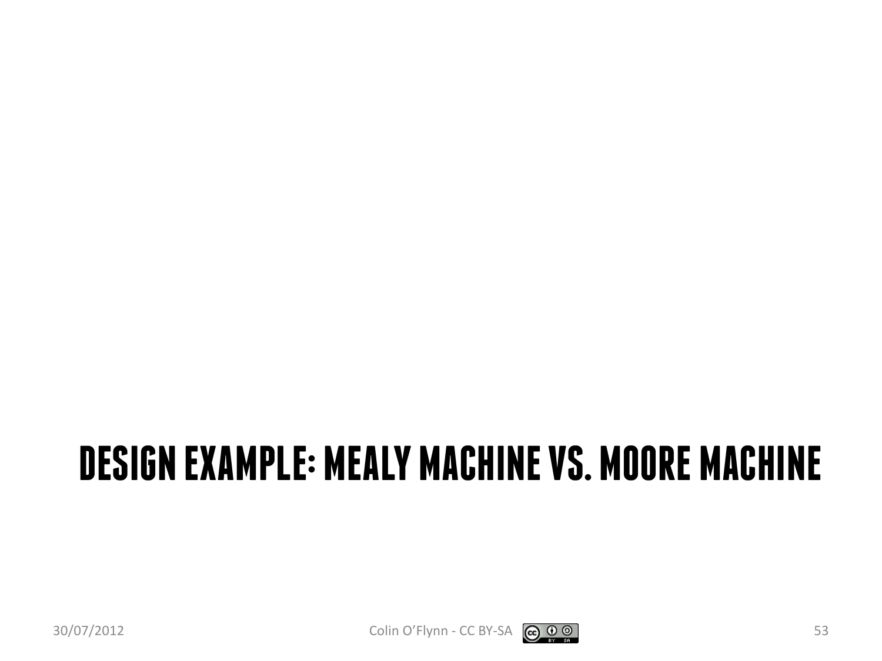# DESIGN EXAMPLE: MEALY MACHINE VS. MOORE MACHINE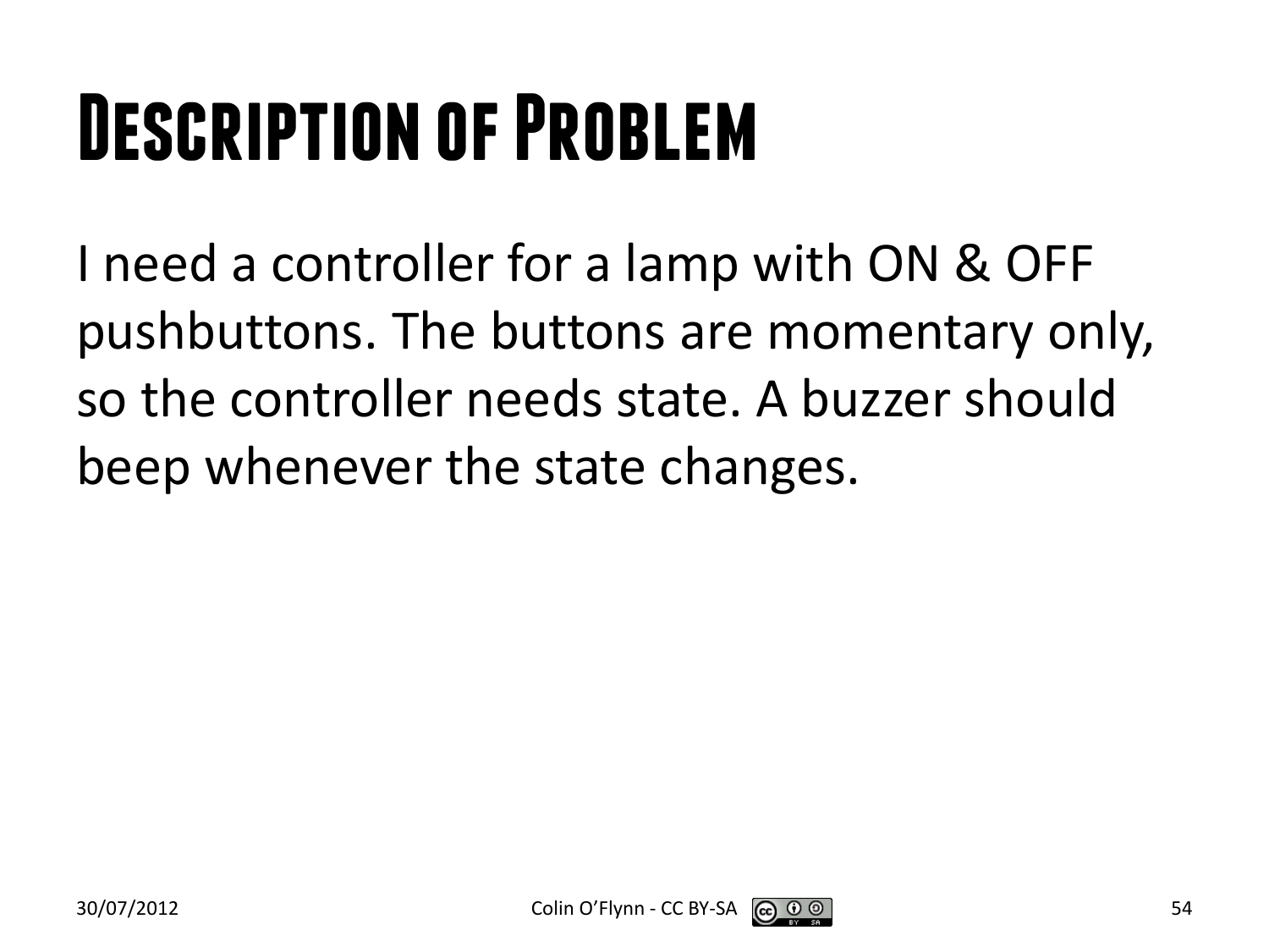# Description of Problem

I need a controller for a lamp with ON & OFF pushbuttons. The buttons are momentary only, so the controller needs state. A buzzer should beep whenever the state changes.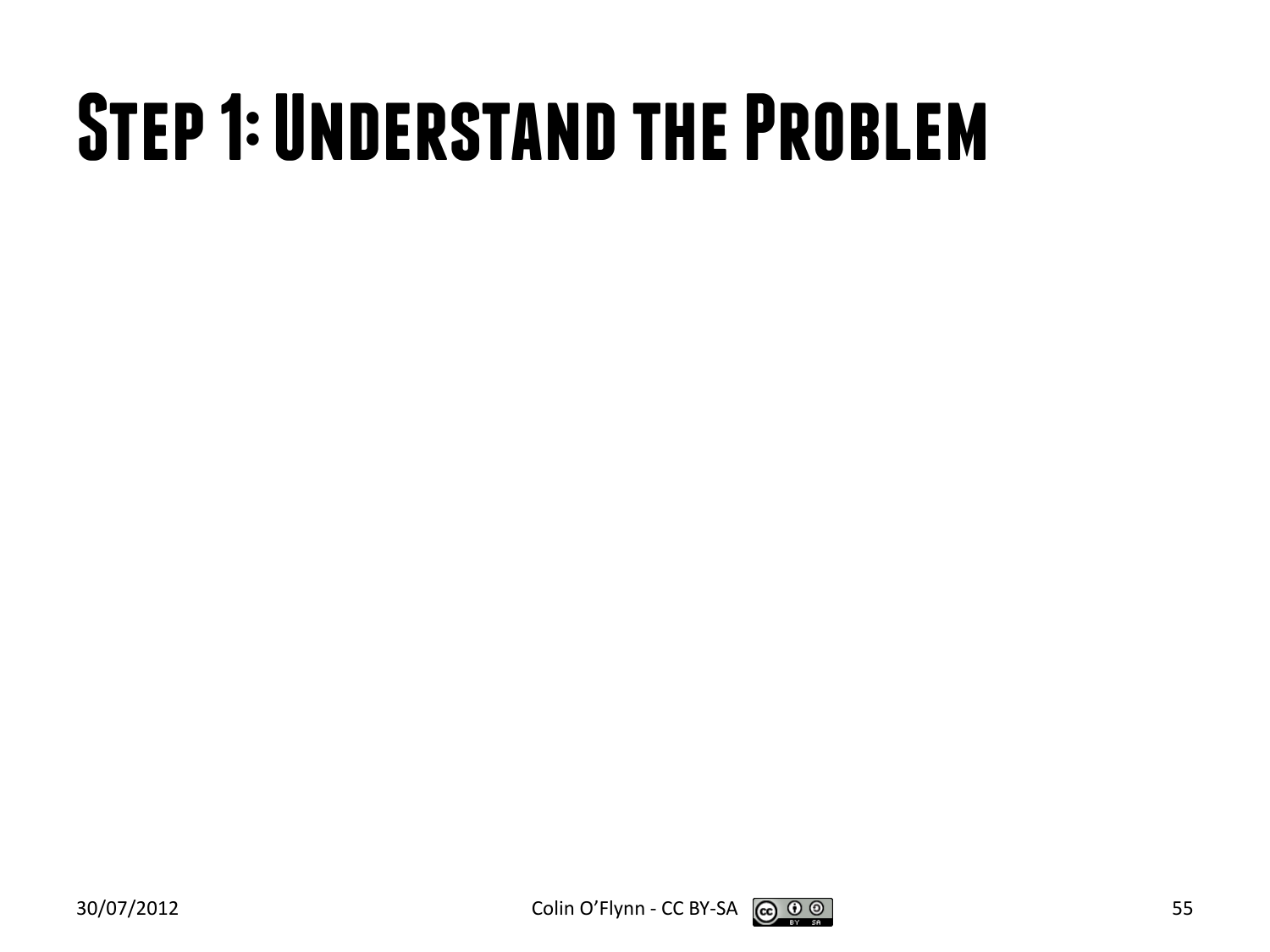# Step 1: Understand the Problem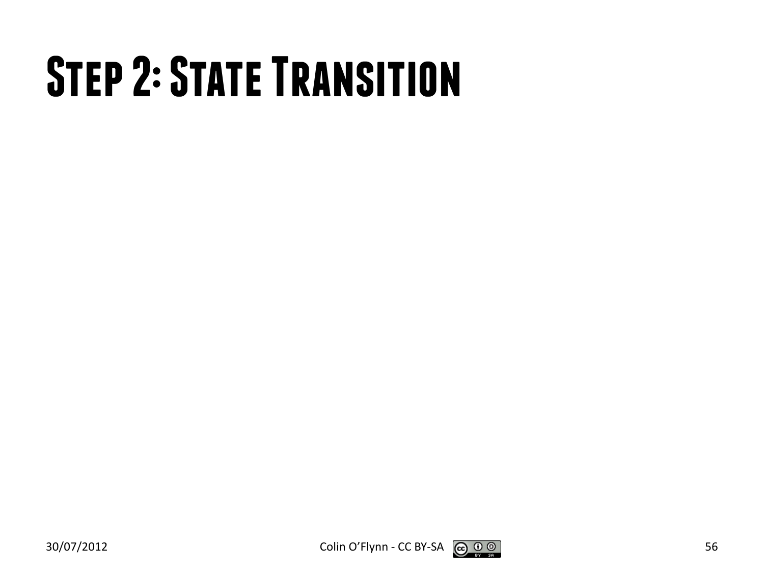# Step 2: State Transition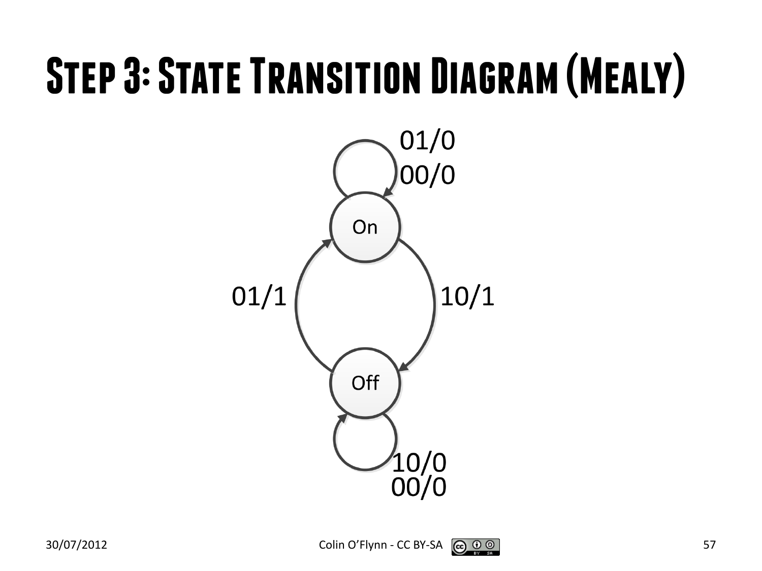# Step 3: State Transition Diagram (Mealy)

On

Off

01/0
00/0

01/1

10/1

10/0
00/0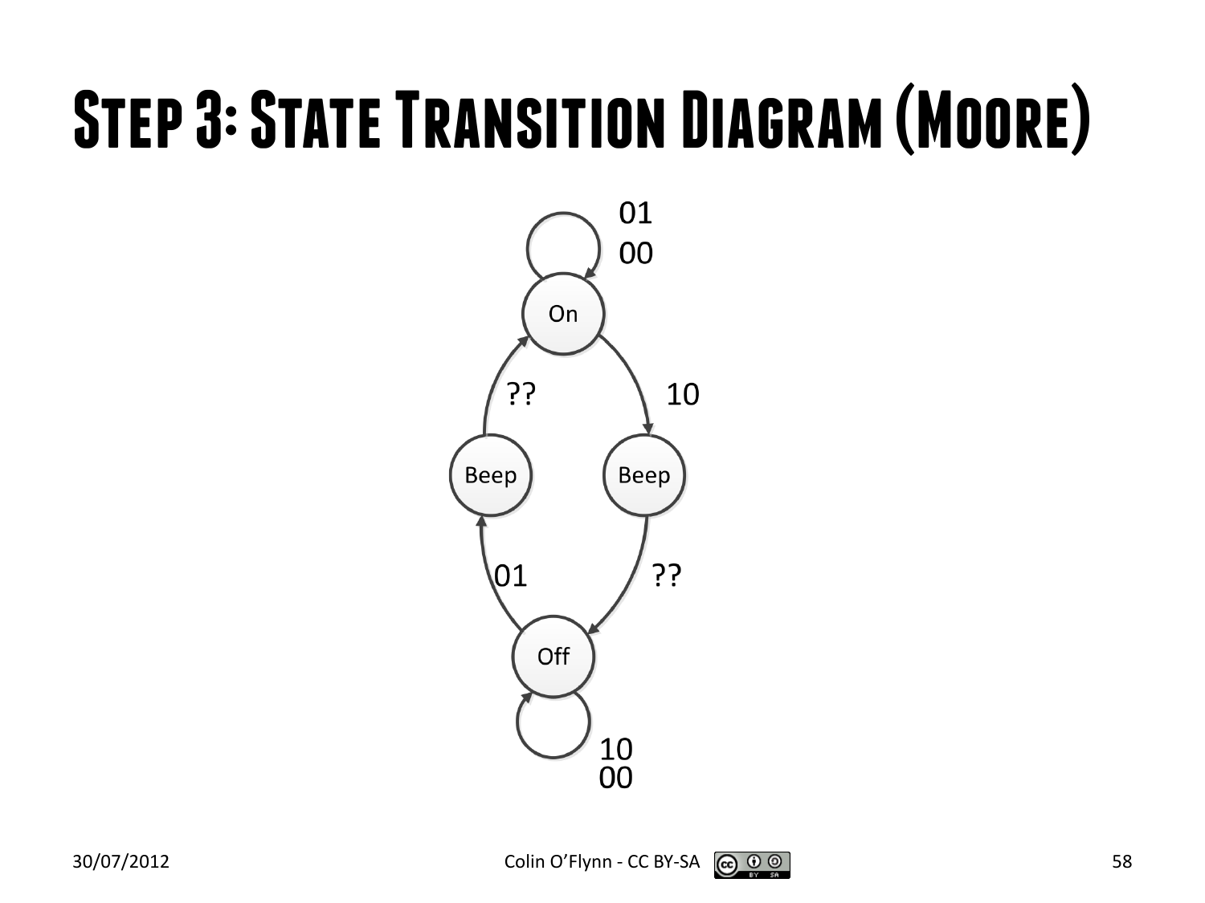# Step 3: State Transition Diagram (Moore)

On: self-loop 01, 00; On → Beep: 10

Beep → Off: ??

Off: self-loop 10, 00; Off → Beep: 01

Beep → On: ??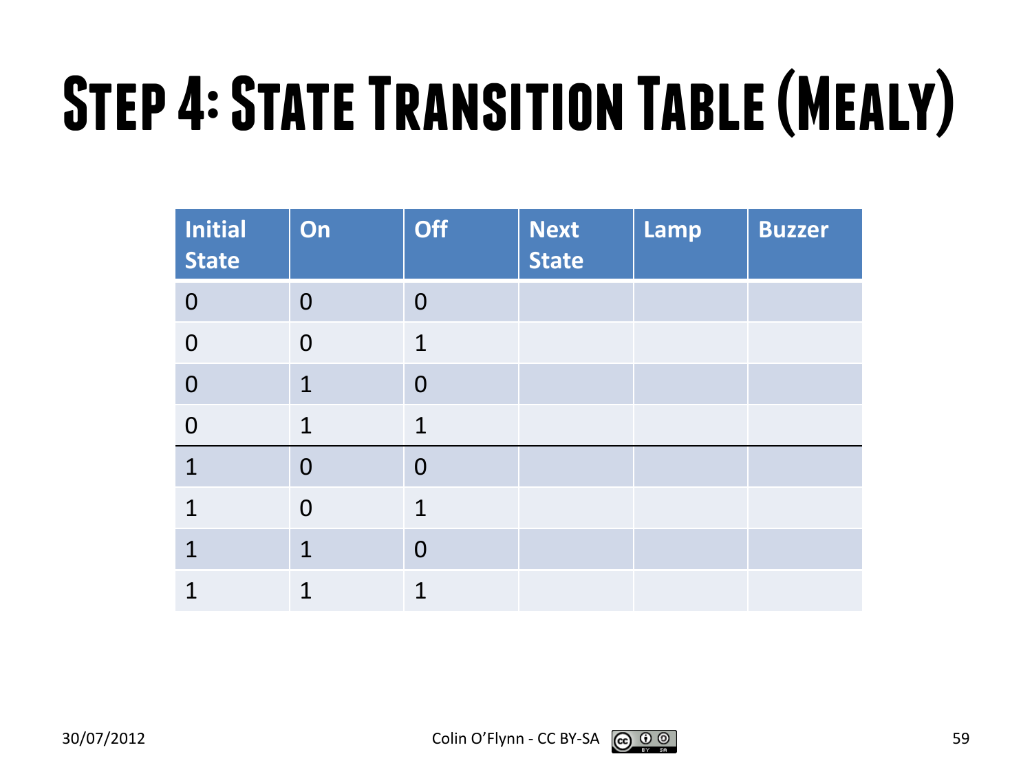# Step 4: State Transition Table (Mealy)

| Initial State | On | Off | Next State | Lamp | Buzzer |
|---|---|---|---|---|---|
| 0 | 0 | 0 | | | |
| 0 | 0 | 1 | | | |
| 0 | 1 | 0 | | | |
| 0 | 1 | 1 | | | |
| 1 | 0 | 0 | | | |
| 1 | 0 | 1 | | | |
| 1 | 1 | 0 | | | |
| 1 | 1 | 1 | | | |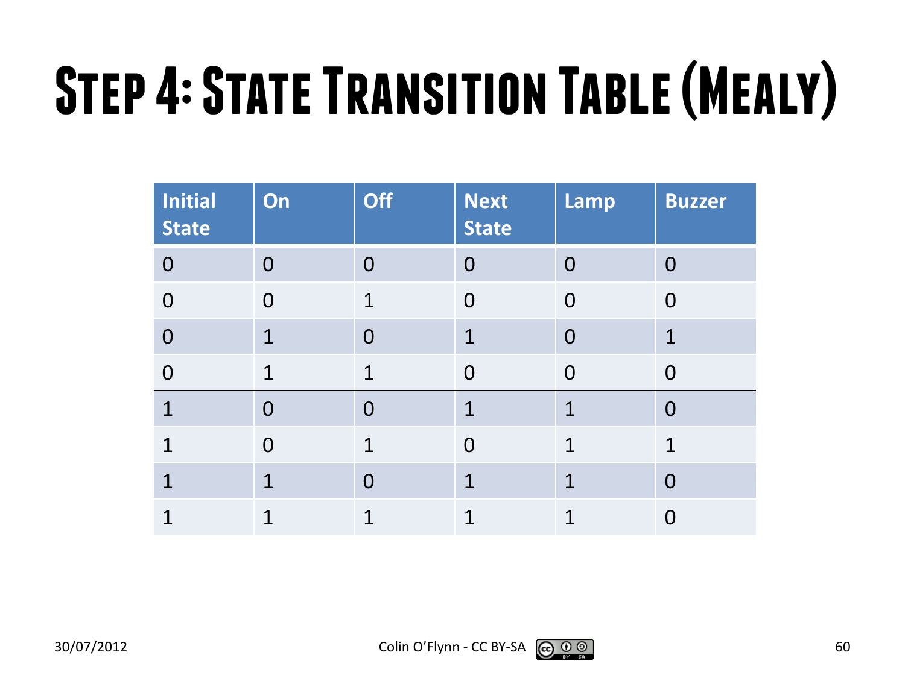# Step 4: State Transition Table (Mealy)

| Initial State | On | Off | Next State | Lamp | Buzzer |
|---|---|---|---|---|---|
| 0 | 0 | 0 | 0 | 0 | 0 |
| 0 | 0 | 1 | 0 | 0 | 0 |
| 0 | 1 | 0 | 1 | 0 | 1 |
| 0 | 1 | 1 | 0 | 0 | 0 |
| 1 | 0 | 0 | 1 | 1 | 0 |
| 1 | 0 | 1 | 0 | 1 | 1 |
| 1 | 1 | 0 | 1 | 1 | 0 |
| 1 | 1 | 1 | 1 | 1 | 0 |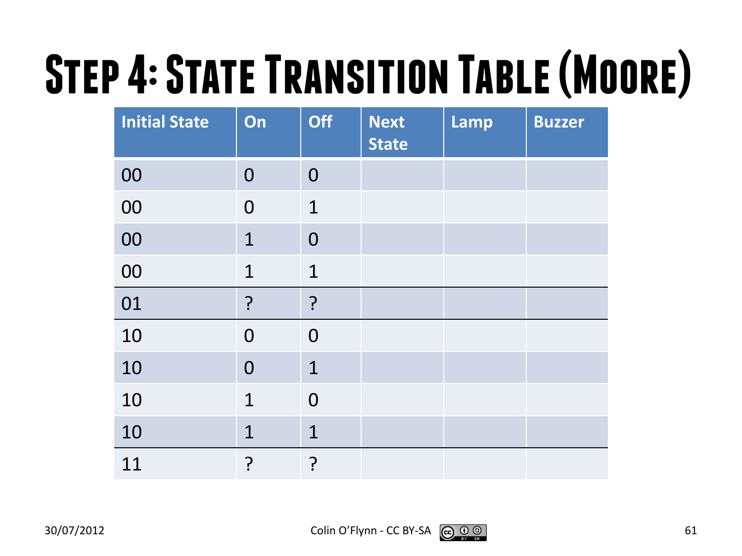# Step 4: State Transition Table (Moore)

| Initial State | On | Off | Next State | Lamp | Buzzer |
|---|---|---|---|---|---|
| 00 | 0 | 0 | | | |
| 00 | 0 | 1 | | | |
| 00 | 1 | 0 | | | |
| 00 | 1 | 1 | | | |
| 01 | ? | ? | | | |
| 10 | 0 | 0 | | | |
| 10 | 0 | 1 | | | |
| 10 | 1 | 0 | | | |
| 10 | 1 | 1 | | | |
| 11 | ? | ? | | | |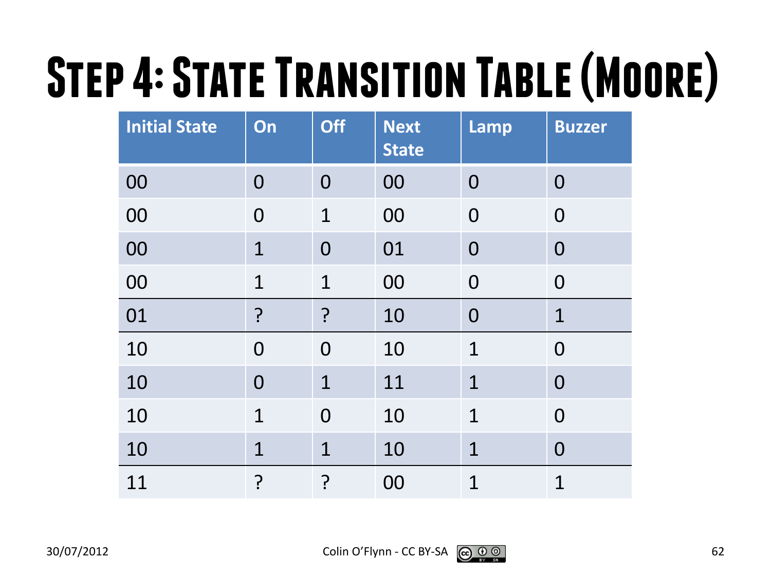# Step 4: State Transition Table (Moore)

| Initial State | On | Off | Next State | Lamp | Buzzer |
|---|---|---|---|---|---|
| 00 | 0 | 0 | 00 | 0 | 0 |
| 00 | 0 | 1 | 00 | 0 | 0 |
| 00 | 1 | 0 | 01 | 0 | 0 |
| 00 | 1 | 1 | 00 | 0 | 0 |
| 01 | ? | ? | 10 | 0 | 1 |
| 10 | 0 | 0 | 10 | 1 | 0 |
| 10 | 0 | 1 | 11 | 1 | 0 |
| 10 | 1 | 0 | 10 | 1 | 0 |
| 10 | 1 | 1 | 10 | 1 | 0 |
| 11 | ? | ? | 00 | 1 | 1 |

30/07/2012 Colin O'Flynn - CC BY-SA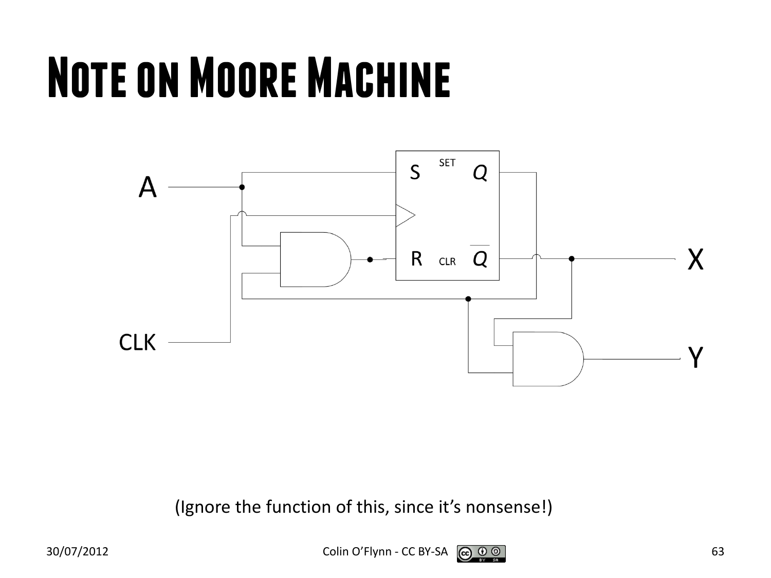# Note on Moore Machine

(Ignore the function of this, since it's nonsense!)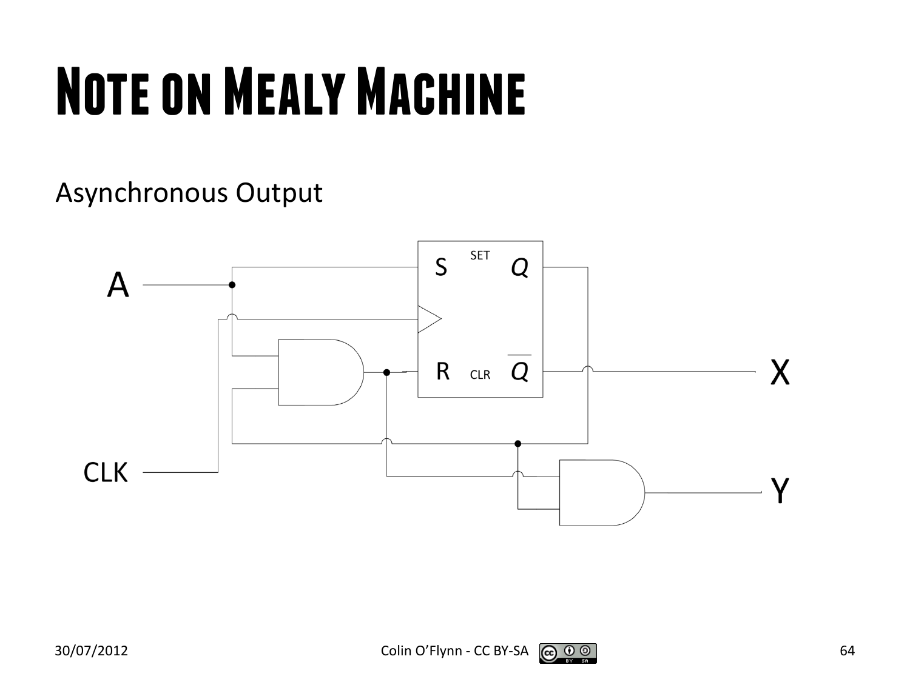# Note on Mealy Machine

Asynchronous Output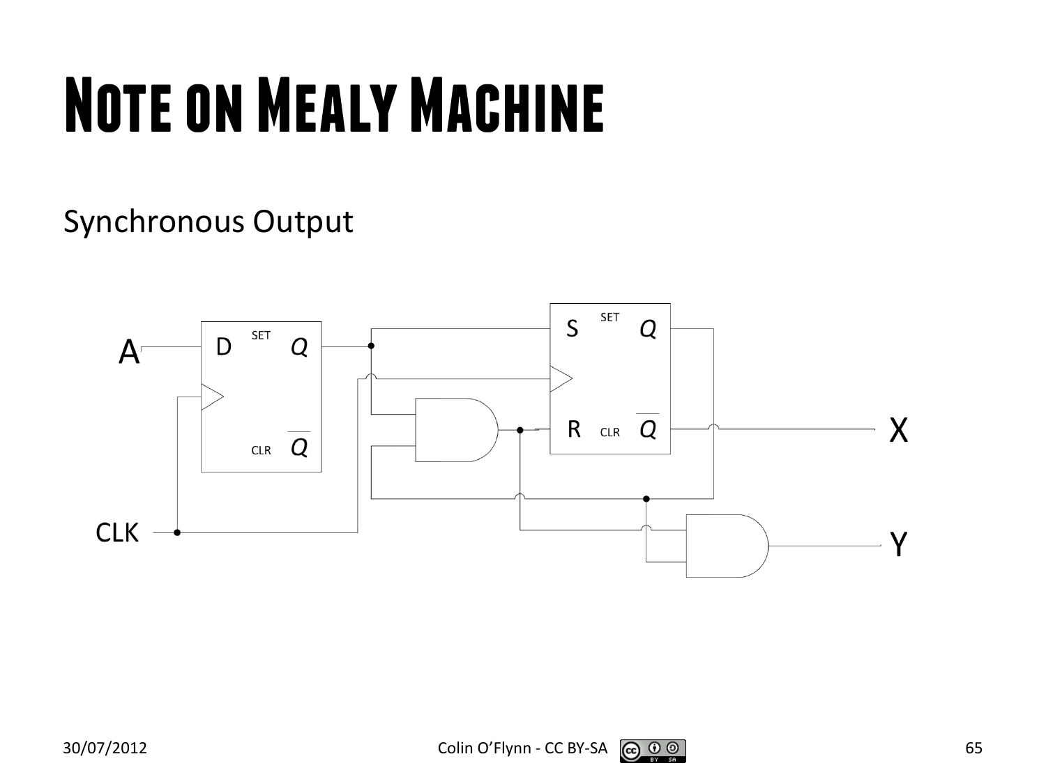# Note on Mealy Machine

Synchronous Output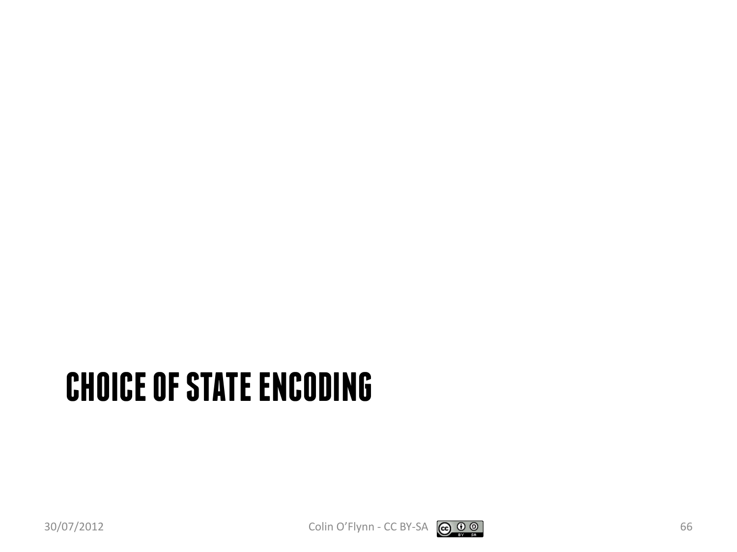# CHOICE OF STATE ENCODING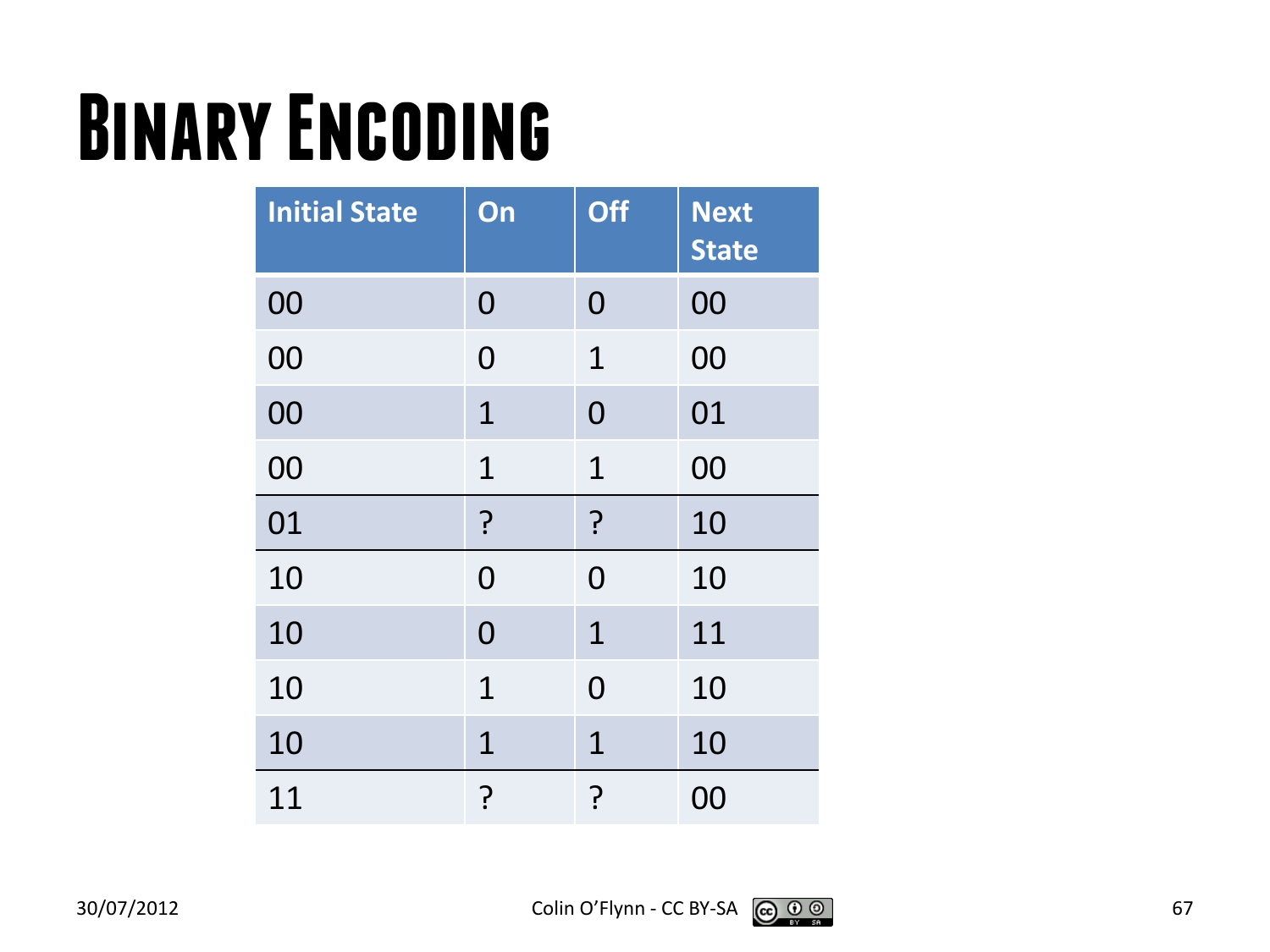# Binary Encoding

| Initial State | On | Off | Next State |
|---|---|---|---|
| 00 | 0 | 0 | 00 |
| 00 | 0 | 1 | 00 |
| 00 | 1 | 0 | 01 |
| 00 | 1 | 1 | 00 |
| 01 | ? | ? | 10 |
| 10 | 0 | 0 | 10 |
| 10 | 0 | 1 | 11 |
| 10 | 1 | 0 | 10 |
| 10 | 1 | 1 | 10 |
| 11 | ? | ? | 00 |

30/07/2012 Colin O'Flynn - CC BY-SA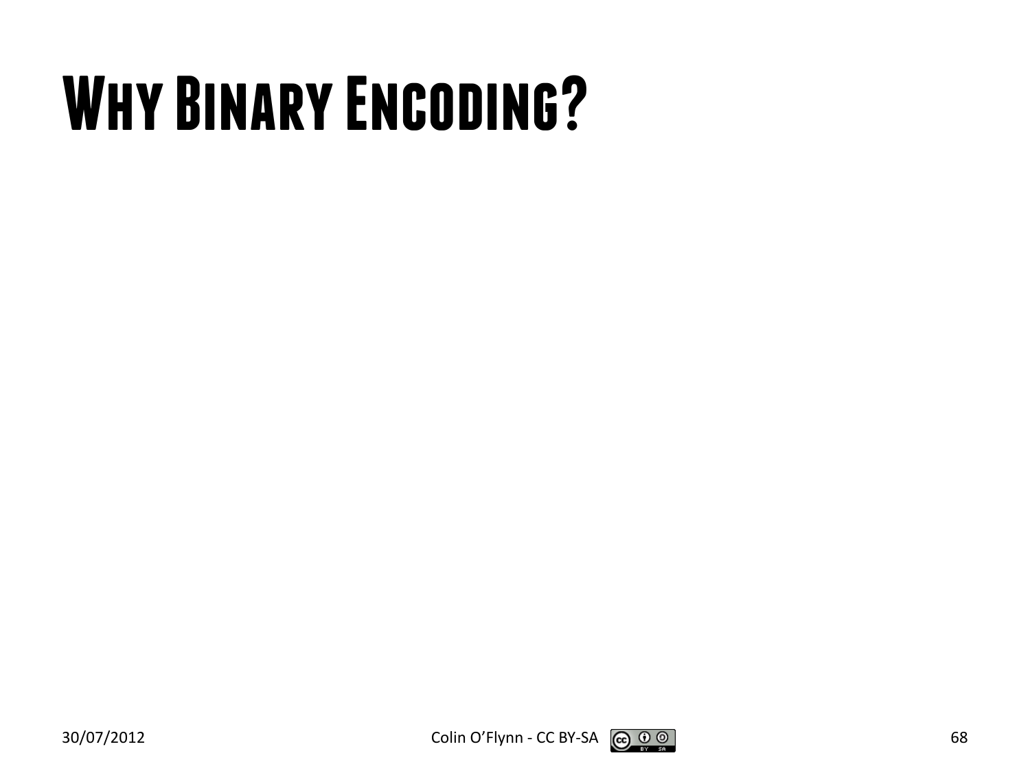# Why Binary Encoding?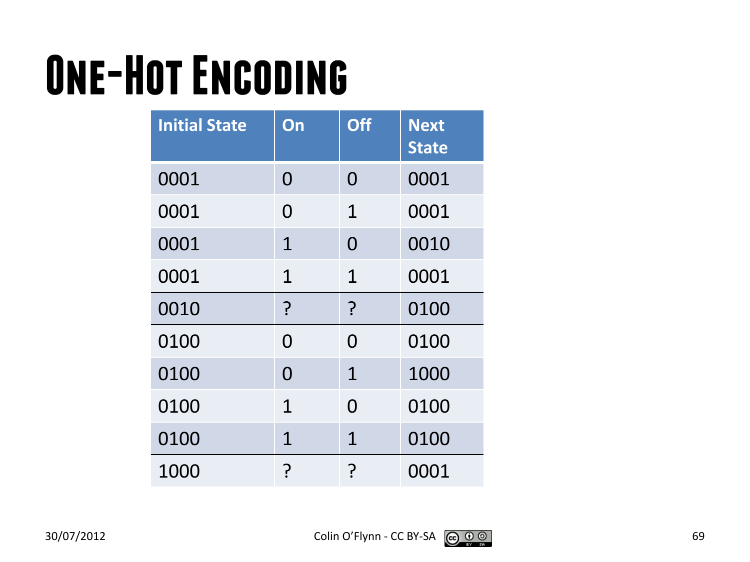# One-Hot Encoding

| Initial State | On | Off | Next State |
|---|---|---|---|
| 0001 | 0 | 0 | 0001 |
| 0001 | 0 | 1 | 0001 |
| 0001 | 1 | 0 | 0010 |
| 0001 | 1 | 1 | 0001 |
| 0010 | ? | ? | 0100 |
| 0100 | 0 | 0 | 0100 |
| 0100 | 0 | 1 | 1000 |
| 0100 | 1 | 0 | 0100 |
| 0100 | 1 | 1 | 0100 |
| 1000 | ? | ? | 0001 |

30/07/2012 Colin O'Flynn - CC BY-SA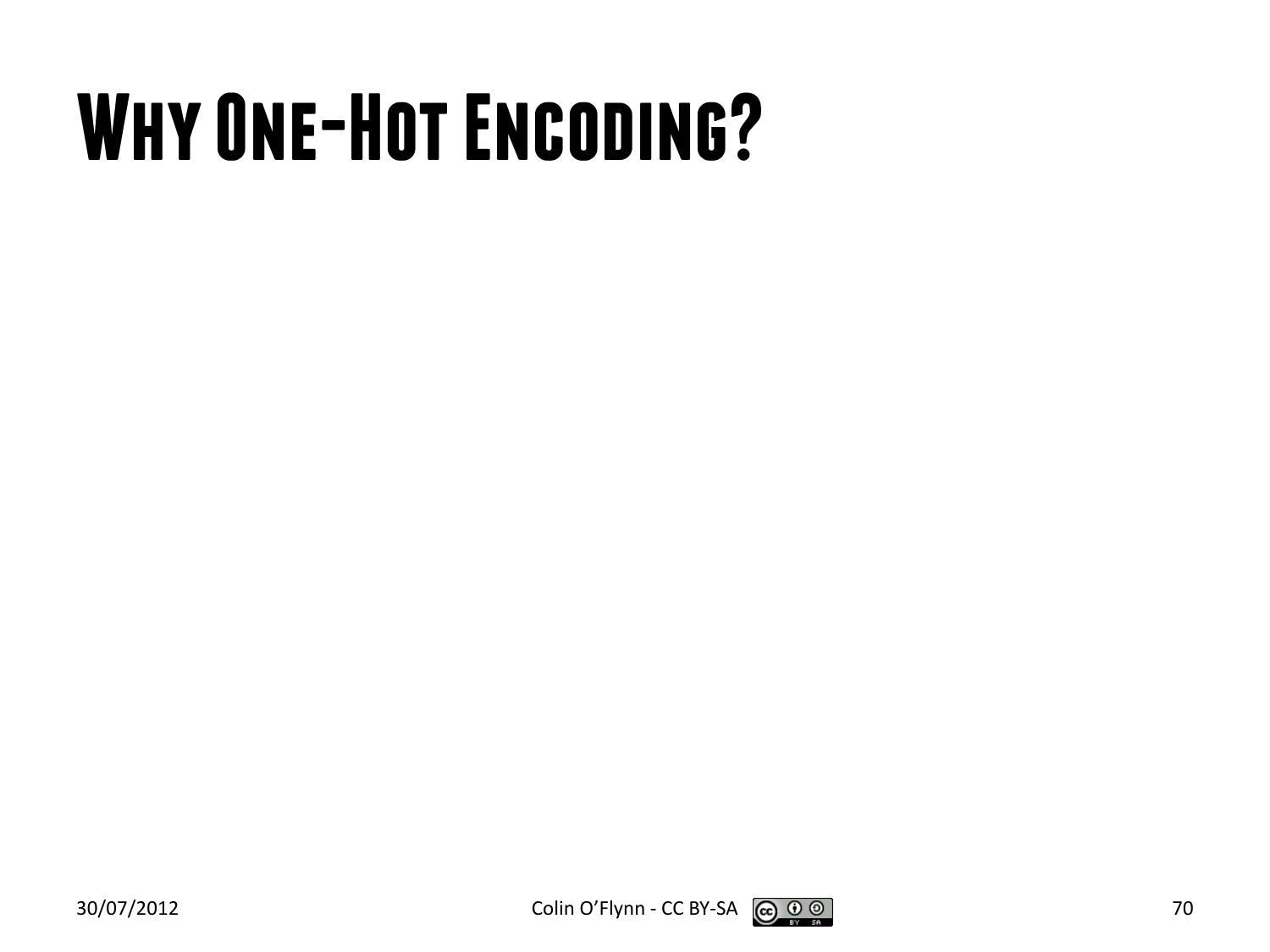# Why One-Hot Encoding?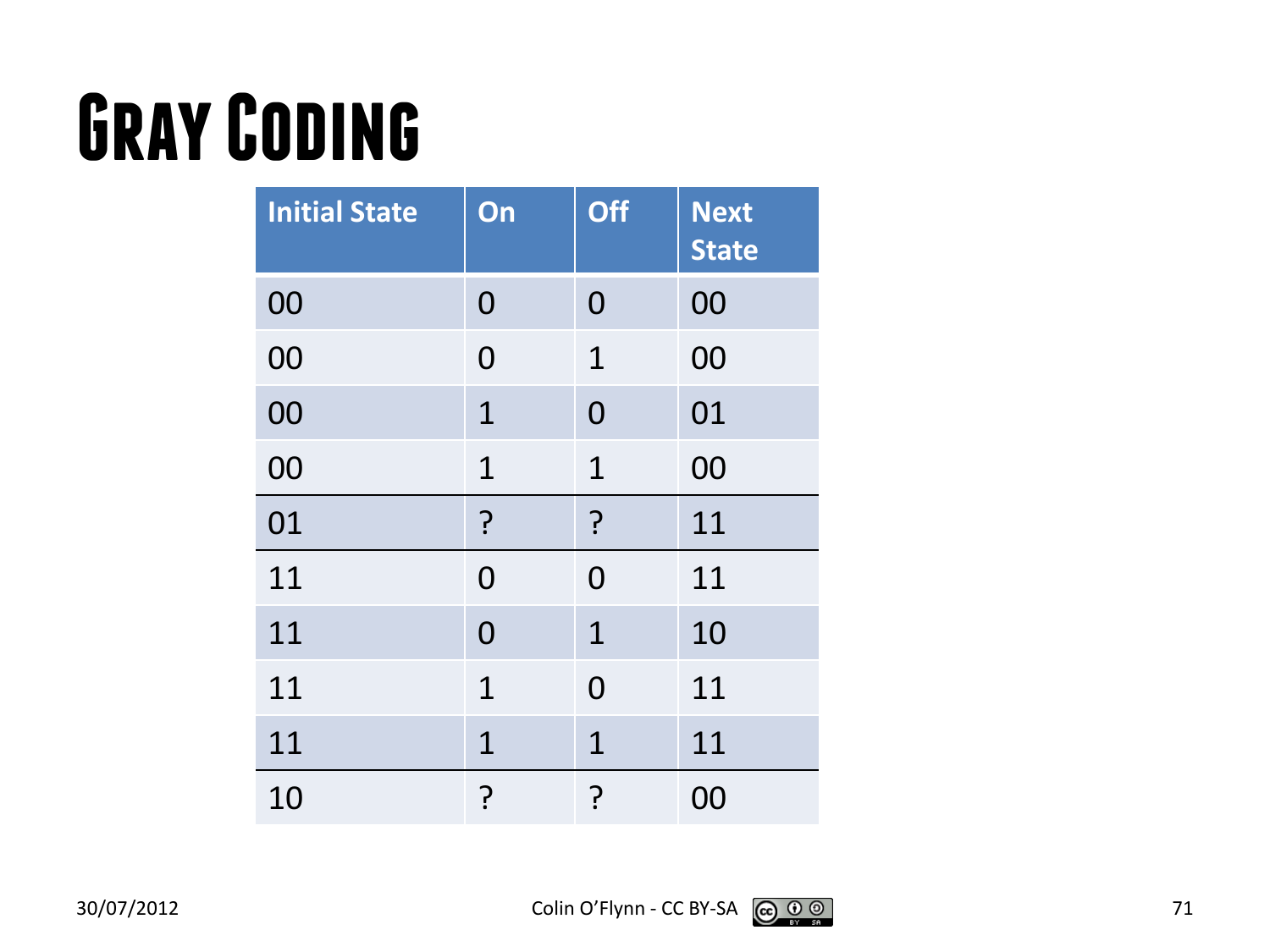# Gray Coding

| Initial State | On | Off | Next State |
|---|---|---|---|
| 00 | 0 | 0 | 00 |
| 00 | 0 | 1 | 00 |
| 00 | 1 | 0 | 01 |
| 00 | 1 | 1 | 00 |
| 01 | ? | ? | 11 |
| 11 | 0 | 0 | 11 |
| 11 | 0 | 1 | 10 |
| 11 | 1 | 0 | 11 |
| 11 | 1 | 1 | 11 |
| 10 | ? | ? | 00 |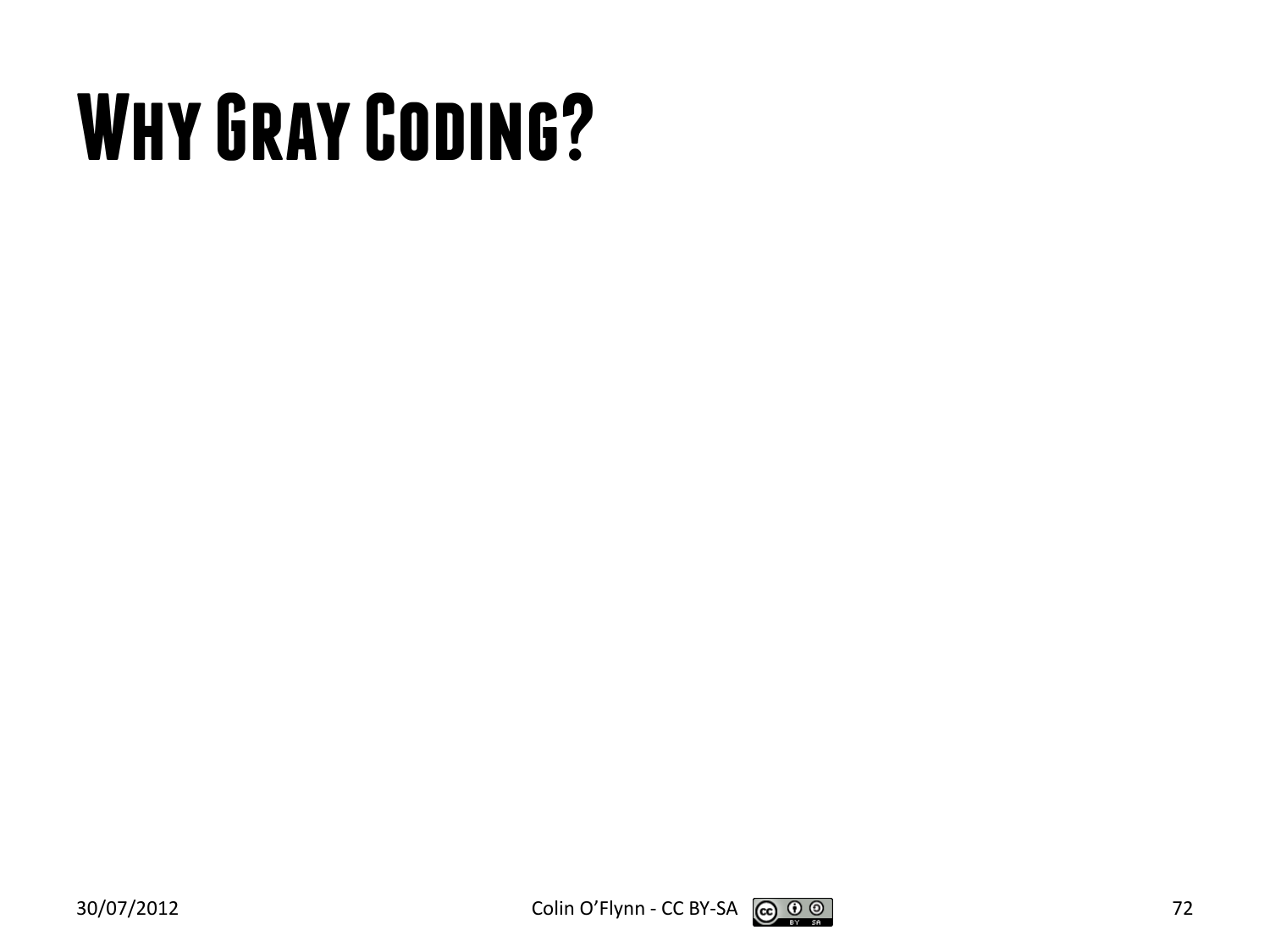# Why Gray Coding?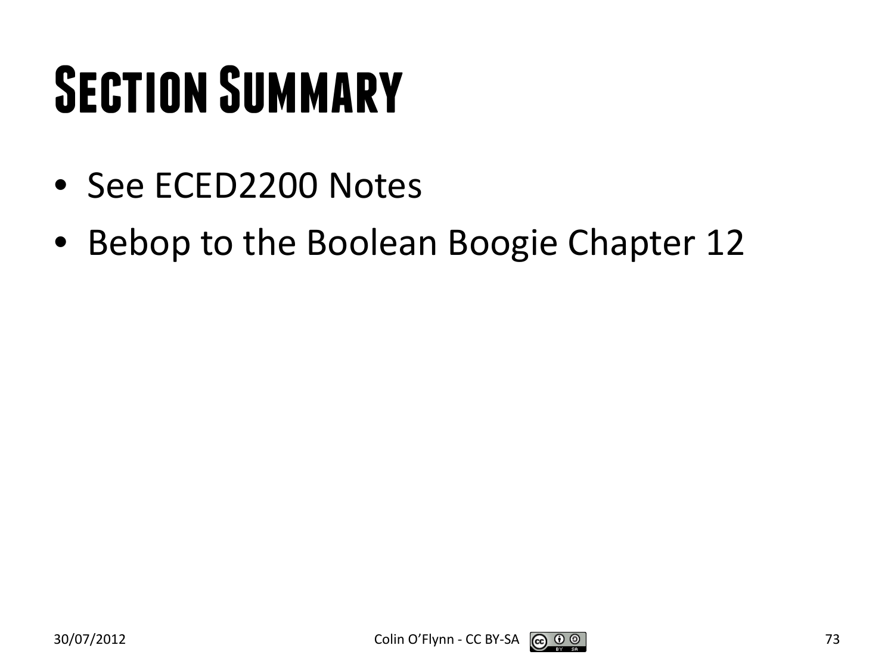# Section Summary

- See ECED2200 Notes
- Bebop to the Boolean Boogie Chapter 12